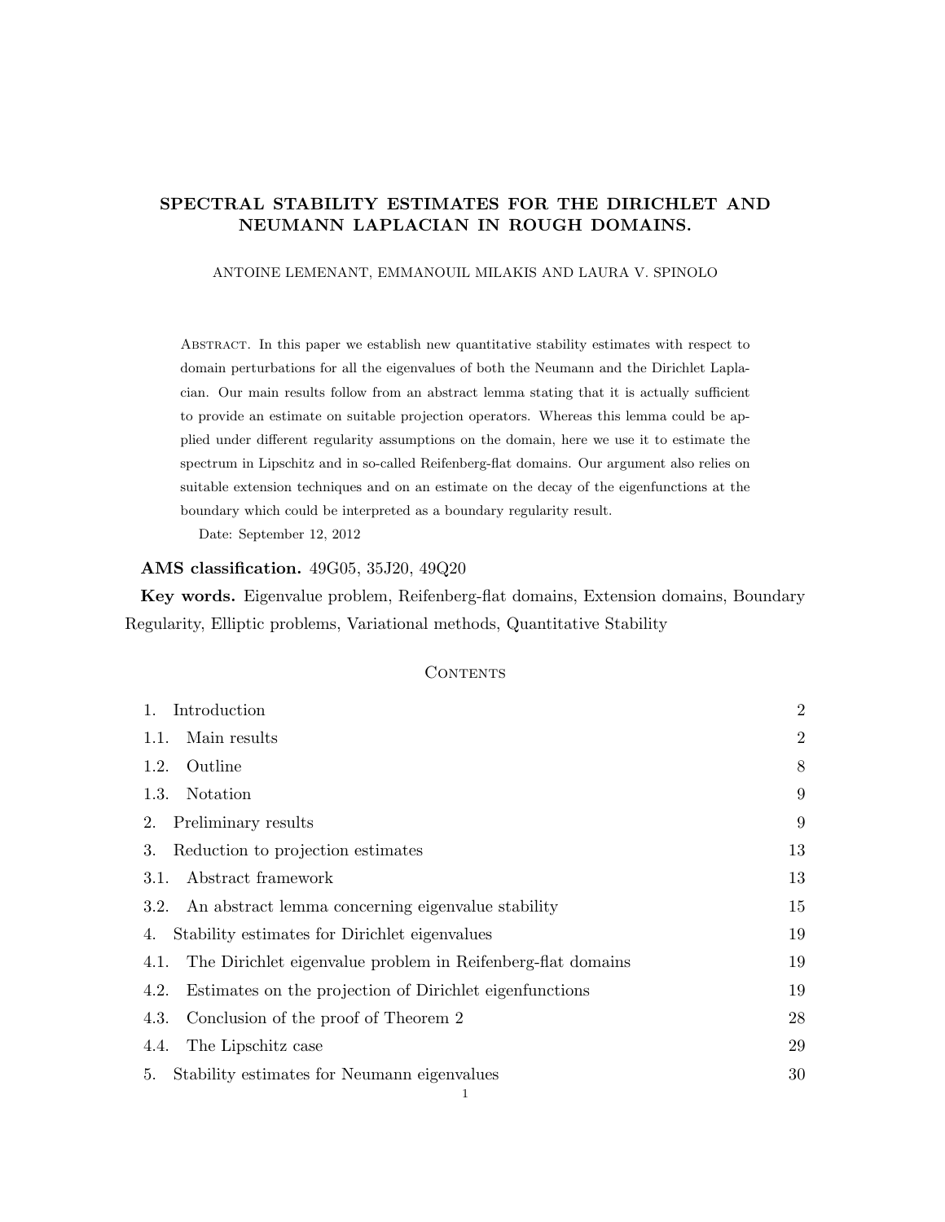# SPECTRAL STABILITY ESTIMATES FOR THE DIRICHLET AND NEUMANN LAPLACIAN IN ROUGH DOMAINS.

ANTOINE LEMENANT, EMMANOUIL MILAKIS AND LAURA V. SPINOLO

Abstract. In this paper we establish new quantitative stability estimates with respect to domain perturbations for all the eigenvalues of both the Neumann and the Dirichlet Laplacian. Our main results follow from an abstract lemma stating that it is actually sufficient to provide an estimate on suitable projection operators. Whereas this lemma could be applied under different regularity assumptions on the domain, here we use it to estimate the spectrum in Lipschitz and in so-called Reifenberg-flat domains. Our argument also relies on suitable extension techniques and on an estimate on the decay of the eigenfunctions at the boundary which could be interpreted as a boundary regularity result.

Date: September 12, 2012

**AMS classification.** 49G05, 35J20, 49Q20

**Key words.** Eigenvalue problem, Reifenberg-flat domains, Extension domains, Boundary Regularity, Elliptic problems, Variational methods, Quantitative Stability

## Contents

1. Introduction — 2
   - 1.1. Main results — 2
   - 1.2. Outline — 8
   - 1.3. Notation — 9
2. Preliminary results — 9
3. Reduction to projection estimates — 13
   - 3.1. Abstract framework — 13
   - 3.2. An abstract lemma concerning eigenvalue stability — 15
4. Stability estimates for Dirichlet eigenvalues — 19
   - 4.1. The Dirichlet eigenvalue problem in Reifenberg-flat domains — 19
   - 4.2. Estimates on the projection of Dirichlet eigenfunctions — 19
   - 4.3. Conclusion of the proof of Theorem 2 — 28
   - 4.4. The Lipschitz case — 29
5. Stability estimates for Neumann eigenvalues — 30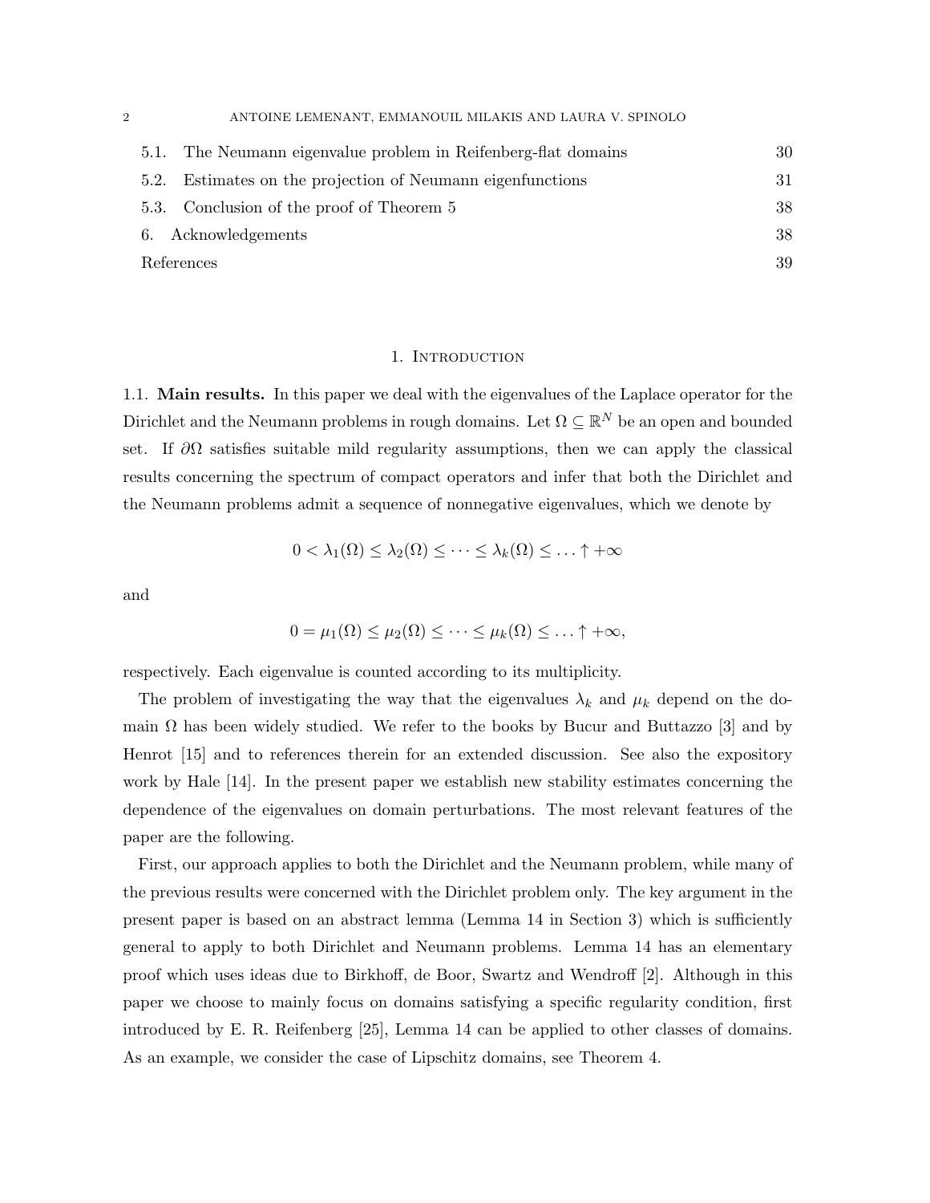5.1. The Neumann eigenvalue problem in Reifenberg-flat domains 30
5.2. Estimates on the projection of Neumann eigenfunctions 31
5.3. Conclusion of the proof of Theorem 5 38
6. Acknowledgements 38
References 39

# 1. Introduction

**1.1. Main results.** In this paper we deal with the eigenvalues of the Laplace operator for the Dirichlet and the Neumann problems in rough domains. Let $\Omega \subseteq \mathbb{R}^N$ be an open and bounded set. If $\partial\Omega$ satisfies suitable mild regularity assumptions, then we can apply the classical results concerning the spectrum of compact operators and infer that both the Dirichlet and the Neumann problems admit a sequence of nonnegative eigenvalues, which we denote by

$$0 < \lambda_1(\Omega) \leq \lambda_2(\Omega) \leq \cdots \leq \lambda_k(\Omega) \leq \ldots \uparrow +\infty$$

and

$$0 = \mu_1(\Omega) \leq \mu_2(\Omega) \leq \cdots \leq \mu_k(\Omega) \leq \ldots \uparrow +\infty,$$

respectively. Each eigenvalue is counted according to its multiplicity.

The problem of investigating the way that the eigenvalues $\lambda_k$ and $\mu_k$ depend on the domain $\Omega$ has been widely studied. We refer to the books by Bucur and Buttazzo [3] and by Henrot [15] and to references therein for an extended discussion. See also the expository work by Hale [14]. In the present paper we establish new stability estimates concerning the dependence of the eigenvalues on domain perturbations. The most relevant features of the paper are the following.

First, our approach applies to both the Dirichlet and the Neumann problem, while many of the previous results were concerned with the Dirichlet problem only. The key argument in the present paper is based on an abstract lemma (Lemma 14 in Section 3) which is sufficiently general to apply to both Dirichlet and Neumann problems. Lemma 14 has an elementary proof which uses ideas due to Birkhoff, de Boor, Swartz and Wendroff [2]. Although in this paper we choose to mainly focus on domains satisfying a specific regularity condition, first introduced by E. R. Reifenberg [25], Lemma 14 can be applied to other classes of domains. As an example, we consider the case of Lipschitz domains, see Theorem 4.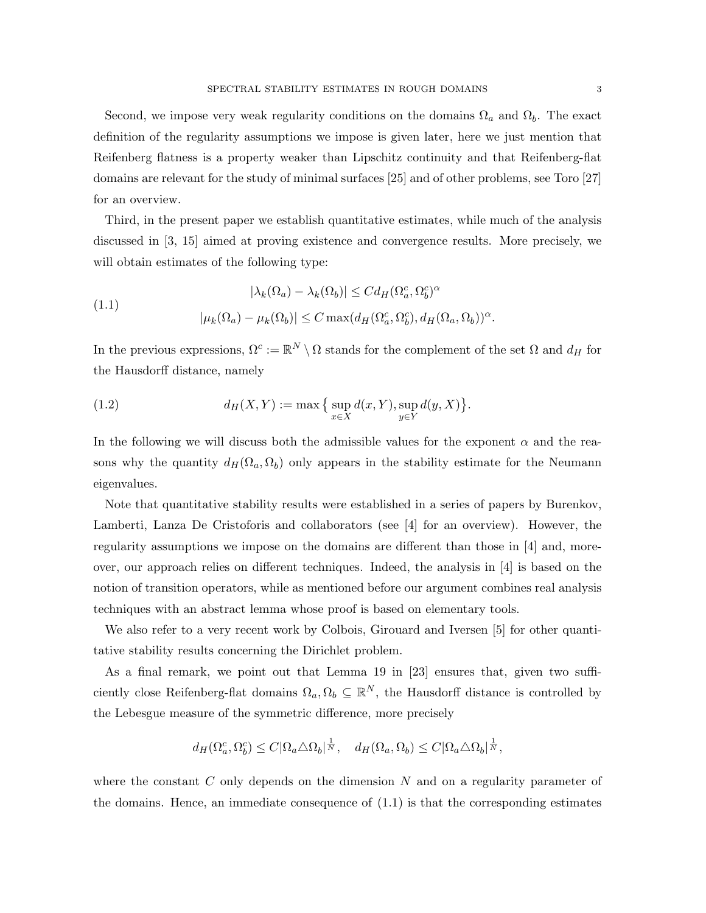Second, we impose very weak regularity conditions on the domains $\Omega_a$ and $\Omega_b$. The exact definition of the regularity assumptions we impose is given later, here we just mention that Reifenberg flatness is a property weaker than Lipschitz continuity and that Reifenberg-flat domains are relevant for the study of minimal surfaces [25] and of other problems, see Toro [27] for an overview.

Third, in the present paper we establish quantitative estimates, while much of the analysis discussed in [3, 15] aimed at proving existence and convergence results. More precisely, we will obtain estimates of the following type:

$$
\begin{aligned}
|\lambda_k(\Omega_a) - \lambda_k(\Omega_b)| &\leq C d_H(\Omega_a^c, \Omega_b^c)^\alpha \\
|\mu_k(\Omega_a) - \mu_k(\Omega_b)| &\leq C \max(d_H(\Omega_a^c, \Omega_b^c), d_H(\Omega_a, \Omega_b))^\alpha.
\end{aligned}
\tag{1.1}
$$

In the previous expressions, $\Omega^c := \mathbb{R}^N \setminus \Omega$ stands for the complement of the set $\Omega$ and $d_H$ for the Hausdorff distance, namely

$$
d_H(X, Y) := \max\big\{ \sup_{x \in X} d(x, Y), \sup_{y \in Y} d(y, X) \big\}. \tag{1.2}
$$

In the following we will discuss both the admissible values for the exponent $\alpha$ and the reasons why the quantity $d_H(\Omega_a, \Omega_b)$ only appears in the stability estimate for the Neumann eigenvalues.

Note that quantitative stability results were established in a series of papers by Burenkov, Lamberti, Lanza De Cristoforis and collaborators (see [4] for an overview). However, the regularity assumptions we impose on the domains are different than those in [4] and, moreover, our approach relies on different techniques. Indeed, the analysis in [4] is based on the notion of transition operators, while as mentioned before our argument combines real analysis techniques with an abstract lemma whose proof is based on elementary tools.

We also refer to a very recent work by Colbois, Girouard and Iversen [5] for other quantitative stability results concerning the Dirichlet problem.

As a final remark, we point out that Lemma 19 in [23] ensures that, given two sufficiently close Reifenberg-flat domains $\Omega_a, \Omega_b \subseteq \mathbb{R}^N$, the Hausdorff distance is controlled by the Lebesgue measure of the symmetric difference, more precisely

$$
d_H(\Omega_a^c, \Omega_b^c) \leq C |\Omega_a \triangle \Omega_b|^{\frac{1}{N}}, \quad d_H(\Omega_a, \Omega_b) \leq C |\Omega_a \triangle \Omega_b|^{\frac{1}{N}},
$$

where the constant $C$ only depends on the dimension $N$ and on a regularity parameter of the domains. Hence, an immediate consequence of (1.1) is that the corresponding estimates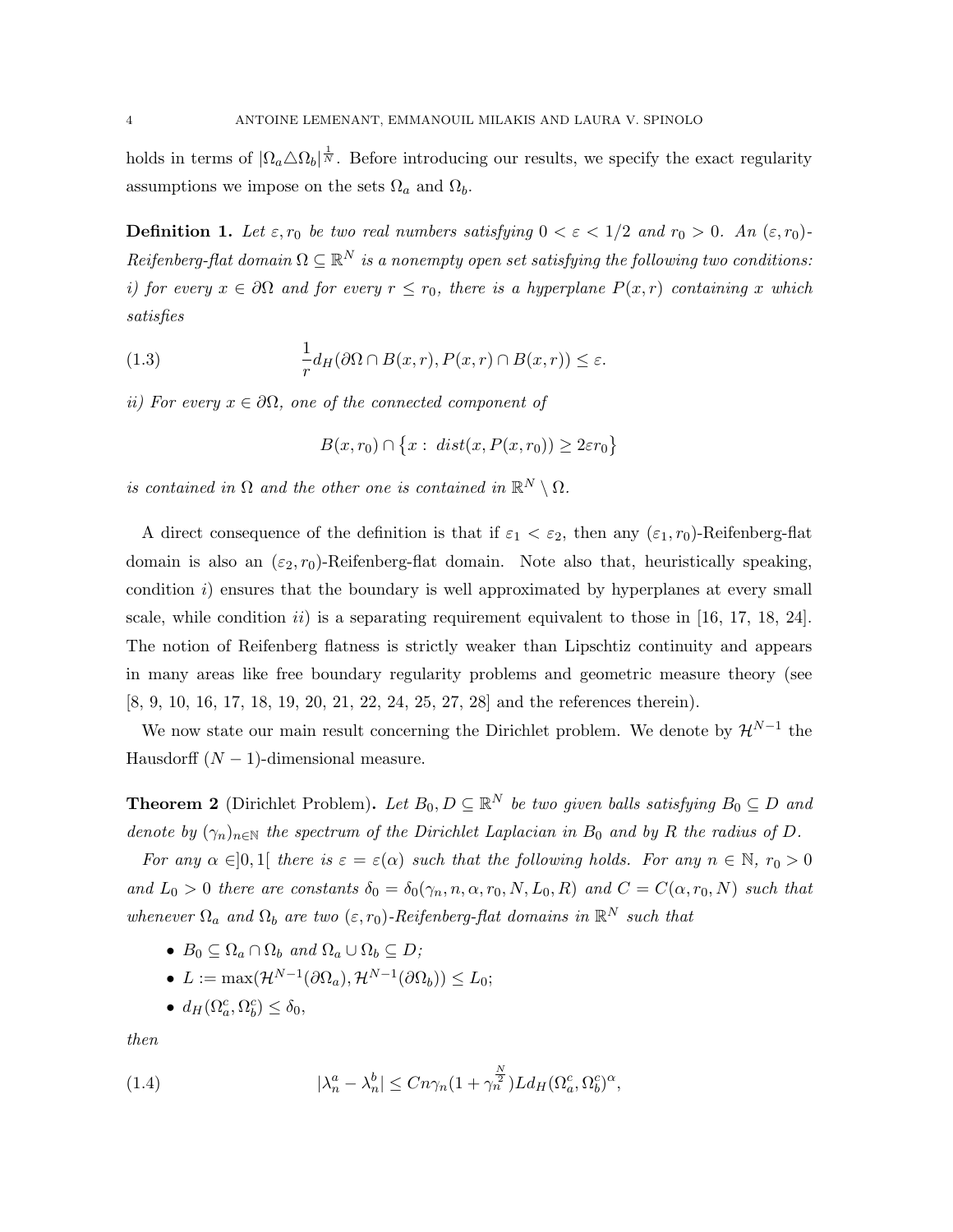holds in terms of $|\Omega_a \triangle \Omega_b|^{\frac{1}{N}}$. Before introducing our results, we specify the exact regularity assumptions we impose on the sets $\Omega_a$ and $\Omega_b$.

**Definition 1.** *Let $\varepsilon, r_0$ be two real numbers satisfying $0 < \varepsilon < 1/2$ and $r_0 > 0$. An $(\varepsilon, r_0)$-Reifenberg-flat domain $\Omega \subseteq \mathbb{R}^N$ is a nonempty open set satisfying the following two conditions: i) for every $x \in \partial\Omega$ and for every $r \leq r_0$, there is a hyperplane $P(x,r)$ containing $x$ which satisfies*

$$\frac{1}{r} d_H(\partial\Omega \cap B(x,r), P(x,r) \cap B(x,r)) \leq \varepsilon. \tag{1.3}$$

*ii) For every $x \in \partial\Omega$, one of the connected component of*

$$B(x, r_0) \cap \{x : \; dist(x, P(x, r_0)) \geq 2\varepsilon r_0\}$$

*is contained in $\Omega$ and the other one is contained in $\mathbb{R}^N \setminus \Omega$.*

A direct consequence of the definition is that if $\varepsilon_1 < \varepsilon_2$, then any $(\varepsilon_1, r_0)$-Reifenberg-flat domain is also an $(\varepsilon_2, r_0)$-Reifenberg-flat domain. Note also that, heuristically speaking, condition $i)$ ensures that the boundary is well approximated by hyperplanes at every small scale, while condition $ii)$ is a separating requirement equivalent to those in [16, 17, 18, 24]. The notion of Reifenberg flatness is strictly weaker than Lipschtiz continuity and appears in many areas like free boundary regularity problems and geometric measure theory (see [8, 9, 10, 16, 17, 18, 19, 20, 21, 22, 24, 25, 27, 28] and the references therein).

We now state our main result concerning the Dirichlet problem. We denote by $\mathcal{H}^{N-1}$ the Hausdorff $(N-1)$-dimensional measure.

**Theorem 2** (Dirichlet Problem)**.** *Let $B_0, D \subseteq \mathbb{R}^N$ be two given balls satisfying $B_0 \subseteq D$ and denote by $(\gamma_n)_{n \in \mathbb{N}}$ the spectrum of the Dirichlet Laplacian in $B_0$ and by $R$ the radius of $D$.*

*For any $\alpha \in ]0,1[$ there is $\varepsilon = \varepsilon(\alpha)$ such that the following holds. For any $n \in \mathbb{N}$, $r_0 > 0$ and $L_0 > 0$ there are constants $\delta_0 = \delta_0(\gamma_n, n, \alpha, r_0, N, L_0, R)$ and $C = C(\alpha, r_0, N)$ such that whenever $\Omega_a$ and $\Omega_b$ are two $(\varepsilon, r_0)$-Reifenberg-flat domains in $\mathbb{R}^N$ such that*

- *$B_0 \subseteq \Omega_a \cap \Omega_b$ and $\Omega_a \cup \Omega_b \subseteq D$;*
- *$L := \max(\mathcal{H}^{N-1}(\partial\Omega_a), \mathcal{H}^{N-1}(\partial\Omega_b)) \leq L_0$;*
- *$d_H(\Omega_a^c, \Omega_b^c) \leq \delta_0$,*

*then*

$$|\lambda_n^a - \lambda_n^b| \leq C n \gamma_n (1 + \gamma_n^{\frac{N}{2}}) L d_H(\Omega_a^c, \Omega_b^c)^{\alpha}, \tag{1.4}$$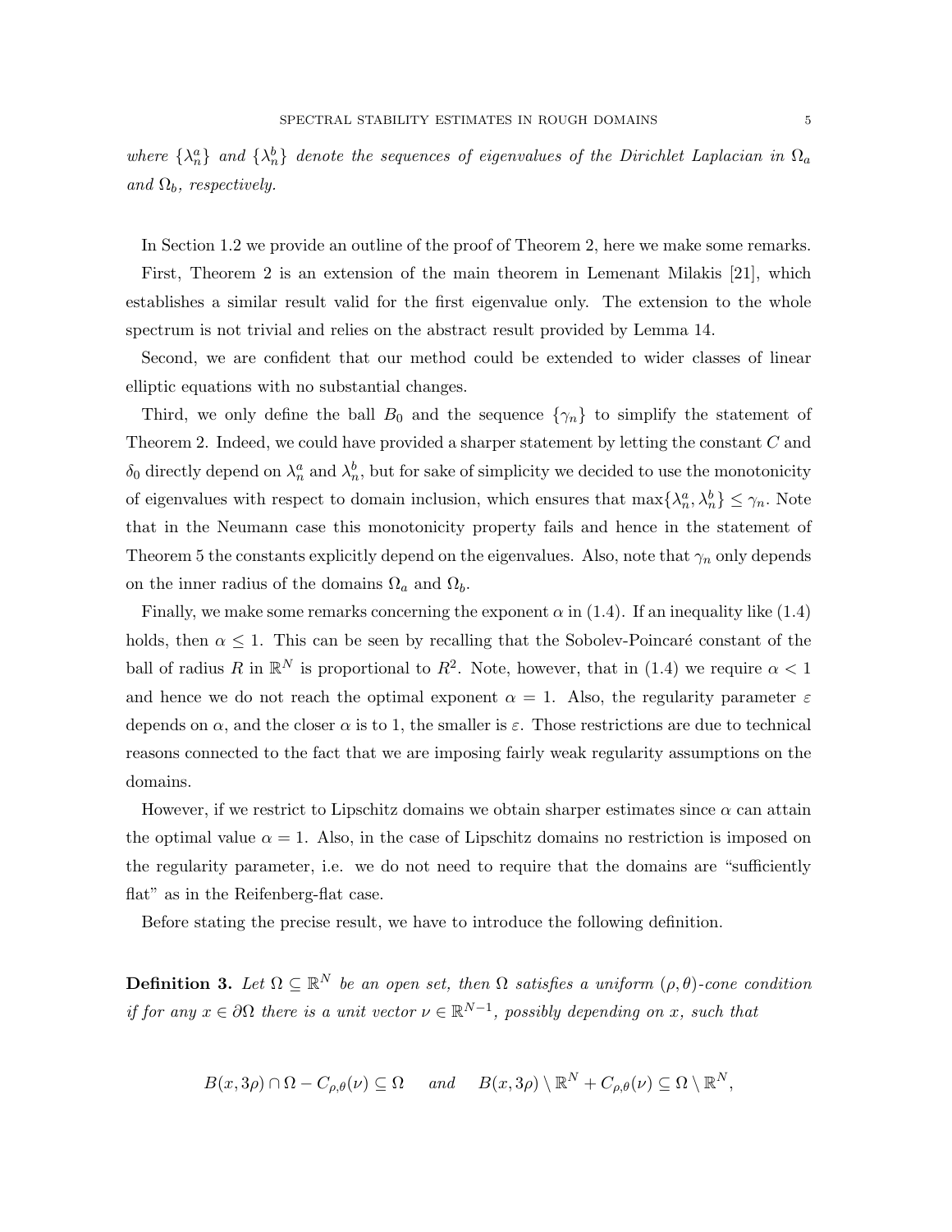*where $\{\lambda_n^a\}$ and $\{\lambda_n^b\}$ denote the sequences of eigenvalues of the Dirichlet Laplacian in $\Omega_a$ and $\Omega_b$, respectively.*

In Section 1.2 we provide an outline of the proof of Theorem 2, here we make some remarks.

First, Theorem 2 is an extension of the main theorem in Lemenant Milakis [21], which establishes a similar result valid for the first eigenvalue only. The extension to the whole spectrum is not trivial and relies on the abstract result provided by Lemma 14.

Second, we are confident that our method could be extended to wider classes of linear elliptic equations with no substantial changes.

Third, we only define the ball $B_0$ and the sequence $\{\gamma_n\}$ to simplify the statement of Theorem 2. Indeed, we could have provided a sharper statement by letting the constant $C$ and $\delta_0$ directly depend on $\lambda_n^a$ and $\lambda_n^b$, but for sake of simplicity we decided to use the monotonicity of eigenvalues with respect to domain inclusion, which ensures that $\max\{\lambda_n^a, \lambda_n^b\} \leq \gamma_n$. Note that in the Neumann case this monotonicity property fails and hence in the statement of Theorem 5 the constants explicitly depend on the eigenvalues. Also, note that $\gamma_n$ only depends on the inner radius of the domains $\Omega_a$ and $\Omega_b$.

Finally, we make some remarks concerning the exponent $\alpha$ in (1.4). If an inequality like (1.4) holds, then $\alpha \leq 1$. This can be seen by recalling that the Sobolev-Poincaré constant of the ball of radius $R$ in $\mathbb{R}^N$ is proportional to $R^2$. Note, however, that in (1.4) we require $\alpha < 1$ and hence we do not reach the optimal exponent $\alpha = 1$. Also, the regularity parameter $\varepsilon$ depends on $\alpha$, and the closer $\alpha$ is to 1, the smaller is $\varepsilon$. Those restrictions are due to technical reasons connected to the fact that we are imposing fairly weak regularity assumptions on the domains.

However, if we restrict to Lipschitz domains we obtain sharper estimates since $\alpha$ can attain the optimal value $\alpha = 1$. Also, in the case of Lipschitz domains no restriction is imposed on the regularity parameter, i.e. we do not need to require that the domains are "sufficiently flat" as in the Reifenberg-flat case.

Before stating the precise result, we have to introduce the following definition.

**Definition 3.** *Let $\Omega \subseteq \mathbb{R}^N$ be an open set, then $\Omega$ satisfies a uniform $(\rho, \theta)$-cone condition if for any $x \in \partial\Omega$ there is a unit vector $\nu \in \mathbb{R}^{N-1}$, possibly depending on $x$, such that*

$$B(x, 3\rho) \cap \Omega - C_{\rho,\theta}(\nu) \subseteq \Omega \quad \text{ and } \quad B(x, 3\rho) \setminus \mathbb{R}^N + C_{\rho,\theta}(\nu) \subseteq \Omega \setminus \mathbb{R}^N,$$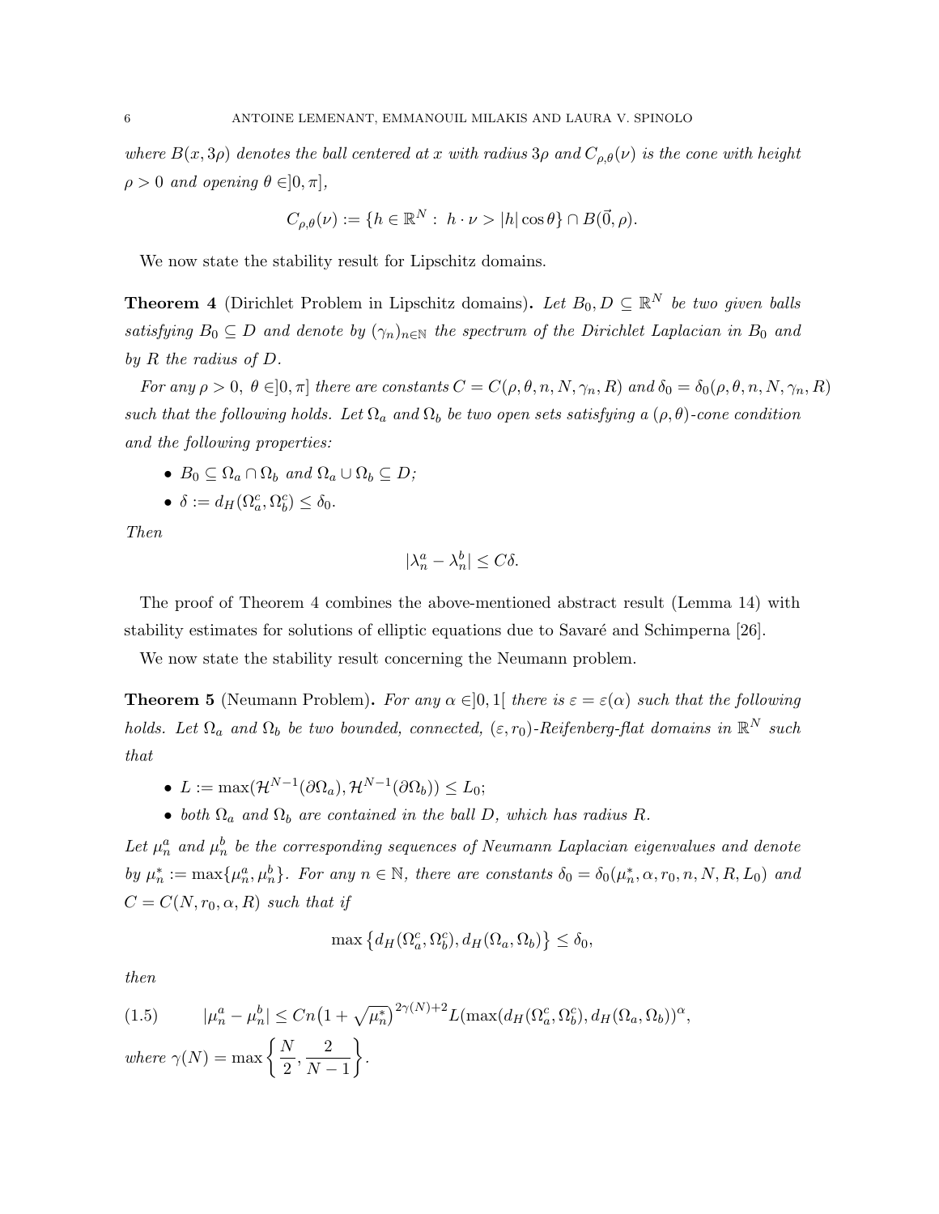*where $B(x, 3\rho)$ denotes the ball centered at $x$ with radius $3\rho$ and $C_{\rho,\theta}(\nu)$ is the cone with height $\rho > 0$ and opening $\theta \in ]0, \pi]$,*

$$C_{\rho,\theta}(\nu) := \{h \in \mathbb{R}^N : \ h \cdot \nu > |h| \cos\theta\} \cap B(\vec{0}, \rho).$$

We now state the stability result for Lipschitz domains.

**Theorem 4** (Dirichlet Problem in Lipschitz domains)**.** *Let $B_0, D \subseteq \mathbb{R}^N$ be two given balls satisfying $B_0 \subseteq D$ and denote by $(\gamma_n)_{n\in\mathbb{N}}$ the spectrum of the Dirichlet Laplacian in $B_0$ and by $R$ the radius of $D$.*

*For any $\rho > 0$, $\theta \in ]0, \pi]$ there are constants $C = C(\rho, \theta, n, N, \gamma_n, R)$ and $\delta_0 = \delta_0(\rho, \theta, n, N, \gamma_n, R)$ such that the following holds. Let $\Omega_a$ and $\Omega_b$ be two open sets satisfying a $(\rho, \theta)$-cone condition and the following properties:*

- *$B_0 \subseteq \Omega_a \cap \Omega_b$ and $\Omega_a \cup \Omega_b \subseteq D$;*
- *$\delta := d_H(\Omega_a^c, \Omega_b^c) \leq \delta_0$.*

*Then*

$$|\lambda_n^a - \lambda_n^b| \leq C\delta.$$

The proof of Theorem 4 combines the above-mentioned abstract result (Lemma 14) with stability estimates for solutions of elliptic equations due to Savaré and Schimperna [26].

We now state the stability result concerning the Neumann problem.

**Theorem 5** (Neumann Problem)**.** *For any $\alpha \in ]0, 1[$ there is $\varepsilon = \varepsilon(\alpha)$ such that the following holds. Let $\Omega_a$ and $\Omega_b$ be two bounded, connected, $(\varepsilon, r_0)$-Reifenberg-flat domains in $\mathbb{R}^N$ such that*

- *$L := \max(\mathcal{H}^{N-1}(\partial\Omega_a), \mathcal{H}^{N-1}(\partial\Omega_b)) \leq L_0$;*
- *both $\Omega_a$ and $\Omega_b$ are contained in the ball $D$, which has radius $R$.*

*Let $\mu_n^a$ and $\mu_n^b$ be the corresponding sequences of Neumann Laplacian eigenvalues and denote by $\mu_n^* := \max\{\mu_n^a, \mu_n^b\}$. For any $n \in \mathbb{N}$, there are constants $\delta_0 = \delta_0(\mu_n^*, \alpha, r_0, n, N, R, L_0)$ and $C = C(N, r_0, \alpha, R)$ such that if*

$$\max\left\{d_H(\Omega_a^c, \Omega_b^c), d_H(\Omega_a, \Omega_b)\right\} \leq \delta_0,$$

*then*

$$|\mu_n^a - \mu_n^b| \leq Cn\big(1 + \sqrt{\mu_n^*}\big)^{2\gamma(N)+2} L(\max(d_H(\Omega_a^c, \Omega_b^c), d_H(\Omega_a, \Omega_b))^{\alpha}, \tag{1.5}$$

*where $\gamma(N) = \max\left\{\dfrac{N}{2}, \dfrac{2}{N-1}\right\}$.*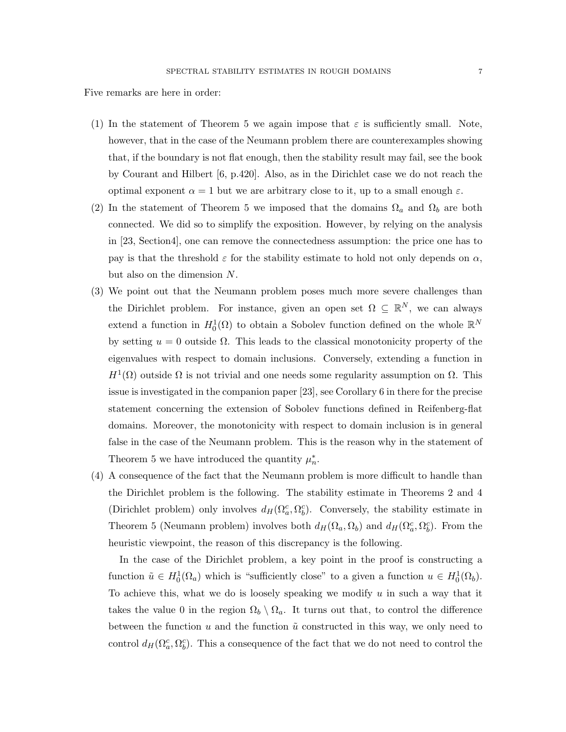Five remarks are here in order:

1. In the statement of Theorem 5 we again impose that $\varepsilon$ is sufficiently small. Note, however, that in the case of the Neumann problem there are counterexamples showing that, if the boundary is not flat enough, then the stability result may fail, see the book by Courant and Hilbert [6, p.420]. Also, as in the Dirichlet case we do not reach the optimal exponent $\alpha = 1$ but we are arbitrary close to it, up to a small enough $\varepsilon$.
2. In the statement of Theorem 5 we imposed that the domains $\Omega_a$ and $\Omega_b$ are both connected. We did so to simplify the exposition. However, by relying on the analysis in [23, Section4], one can remove the connectedness assumption: the price one has to pay is that the threshold $\varepsilon$ for the stability estimate to hold not only depends on $\alpha$, but also on the dimension $N$.
3. We point out that the Neumann problem poses much more severe challenges than the Dirichlet problem. For instance, given an open set $\Omega \subseteq \mathbb{R}^N$, we can always extend a function in $H^1_0(\Omega)$ to obtain a Sobolev function defined on the whole $\mathbb{R}^N$ by setting $u = 0$ outside $\Omega$. This leads to the classical monotonicity property of the eigenvalues with respect to domain inclusions. Conversely, extending a function in $H^1(\Omega)$ outside $\Omega$ is not trivial and one needs some regularity assumption on $\Omega$. This issue is investigated in the companion paper [23], see Corollary 6 in there for the precise statement concerning the extension of Sobolev functions defined in Reifenberg-flat domains. Moreover, the monotonicity with respect to domain inclusion is in general false in the case of the Neumann problem. This is the reason why in the statement of Theorem 5 we have introduced the quantity $\mu^*_n$.
4. A consequence of the fact that the Neumann problem is more difficult to handle than the Dirichlet problem is the following. The stability estimate in Theorems 2 and 4 (Dirichlet problem) only involves $d_H(\Omega^c_a, \Omega^c_b)$. Conversely, the stability estimate in Theorem 5 (Neumann problem) involves both $d_H(\Omega_a, \Omega_b)$ and $d_H(\Omega^c_a, \Omega^c_b)$. From the heuristic viewpoint, the reason of this discrepancy is the following.

   In the case of the Dirichlet problem, a key point in the proof is constructing a function $\tilde{u} \in H^1_0(\Omega_a)$ which is "sufficiently close" to a given a function $u \in H^1_0(\Omega_b)$. To achieve this, what we do is loosely speaking we modify $u$ in such a way that it takes the value 0 in the region $\Omega_b \setminus \Omega_a$. It turns out that, to control the difference between the function $u$ and the function $\tilde{u}$ constructed in this way, we only need to control $d_H(\Omega^c_a, \Omega^c_b)$. This a consequence of the fact that we do not need to control the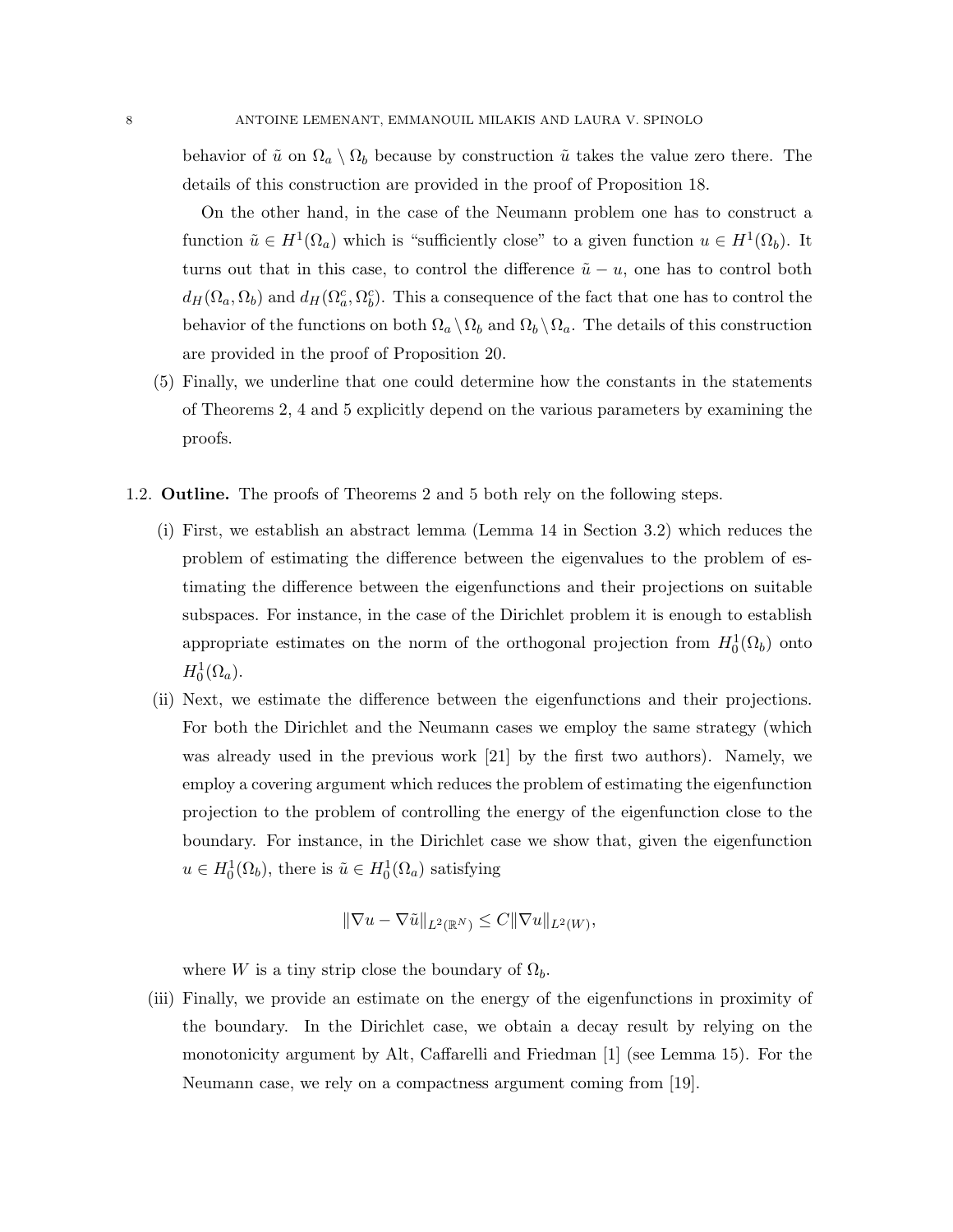behavior of $\tilde{u}$ on $\Omega_a \setminus \Omega_b$ because by construction $\tilde{u}$ takes the value zero there. The details of this construction are provided in the proof of Proposition 18.

On the other hand, in the case of the Neumann problem one has to construct a function $\tilde{u} \in H^1(\Omega_a)$ which is "sufficiently close" to a given function $u \in H^1(\Omega_b)$. It turns out that in this case, to control the difference $\tilde{u} - u$, one has to control both $d_H(\Omega_a, \Omega_b)$ and $d_H(\Omega_a^c, \Omega_b^c)$. This a consequence of the fact that one has to control the behavior of the functions on both $\Omega_a \setminus \Omega_b$ and $\Omega_b \setminus \Omega_a$. The details of this construction are provided in the proof of Proposition 20.

(5) Finally, we underline that one could determine how the constants in the statements of Theorems 2, 4 and 5 explicitly depend on the various parameters by examining the proofs.

1.2. **Outline.** The proofs of Theorems 2 and 5 both rely on the following steps.

(i) First, we establish an abstract lemma (Lemma 14 in Section 3.2) which reduces the problem of estimating the difference between the eigenvalues to the problem of estimating the difference between the eigenfunctions and their projections on suitable subspaces. For instance, in the case of the Dirichlet problem it is enough to establish appropriate estimates on the norm of the orthogonal projection from $H^1_0(\Omega_b)$ onto $H^1_0(\Omega_a)$.

(ii) Next, we estimate the difference between the eigenfunctions and their projections. For both the Dirichlet and the Neumann cases we employ the same strategy (which was already used in the previous work [21] by the first two authors). Namely, we employ a covering argument which reduces the problem of estimating the eigenfunction projection to the problem of controlling the energy of the eigenfunction close to the boundary. For instance, in the Dirichlet case we show that, given the eigenfunction $u \in H^1_0(\Omega_b)$, there is $\tilde{u} \in H^1_0(\Omega_a)$ satisfying

$$\|\nabla u - \nabla \tilde{u}\|_{L^2(\mathbb{R}^N)} \leq C \|\nabla u\|_{L^2(W)},$$

where $W$ is a tiny strip close the boundary of $\Omega_b$.

(iii) Finally, we provide an estimate on the energy of the eigenfunctions in proximity of the boundary. In the Dirichlet case, we obtain a decay result by relying on the monotonicity argument by Alt, Caffarelli and Friedman [1] (see Lemma 15). For the Neumann case, we rely on a compactness argument coming from [19].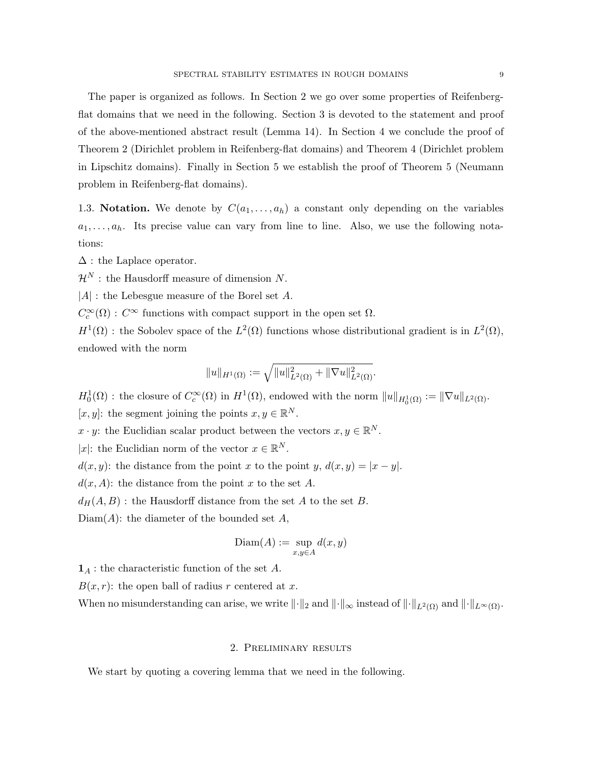The paper is organized as follows. In Section 2 we go over some properties of Reifenberg-flat domains that we need in the following. Section 3 is devoted to the statement and proof of the above-mentioned abstract result (Lemma 14). In Section 4 we conclude the proof of Theorem 2 (Dirichlet problem in Reifenberg-flat domains) and Theorem 4 (Dirichlet problem in Lipschitz domains). Finally in Section 5 we establish the proof of Theorem 5 (Neumann problem in Reifenberg-flat domains).

1.3. **Notation.** We denote by $C(a_1, \dots, a_h)$ a constant only depending on the variables $a_1, \dots, a_h$. Its precise value can vary from line to line. Also, we use the following notations:

$\Delta$ : the Laplace operator.

$\mathcal{H}^N$ : the Hausdorff measure of dimension $N$.

$|A|$ : the Lebesgue measure of the Borel set $A$.

$C_c^\infty(\Omega)$ : $C^\infty$ functions with compact support in the open set $\Omega$.

$H^1(\Omega)$ : the Sobolev space of the $L^2(\Omega)$ functions whose distributional gradient is in $L^2(\Omega)$, endowed with the norm

$$\|u\|_{H^1(\Omega)} := \sqrt{\|u\|^2_{L^2(\Omega)} + \|\nabla u\|^2_{L^2(\Omega)}}.$$

$H_0^1(\Omega)$ : the closure of $C_c^\infty(\Omega)$ in $H^1(\Omega)$, endowed with the norm $\|u\|_{H_0^1(\Omega)} := \|\nabla u\|_{L^2(\Omega)}$.

$[x, y]$: the segment joining the points $x, y \in \mathbb{R}^N$.

$x \cdot y$: the Euclidian scalar product between the vectors $x, y \in \mathbb{R}^N$.

$|x|$: the Euclidian norm of the vector $x \in \mathbb{R}^N$.

$d(x, y)$: the distance from the point $x$ to the point $y$, $d(x, y) = |x - y|$.

$d(x, A)$: the distance from the point $x$ to the set $A$.

$d_H(A, B)$ : the Hausdorff distance from the set $A$ to the set $B$.

$\mathrm{Diam}(A)$: the diameter of the bounded set $A$,

$$\mathrm{Diam}(A) := \sup_{x,y \in A} d(x, y)$$

$\mathbf{1}_A$ : the characteristic function of the set $A$.

$B(x, r)$: the open ball of radius $r$ centered at $x$.

When no misunderstanding can arise, we write $\|\cdot\|_2$ and $\|\cdot\|_\infty$ instead of $\|\cdot\|_{L^2(\Omega)}$ and $\|\cdot\|_{L^\infty(\Omega)}$.

## 2. Preliminary results

We start by quoting a covering lemma that we need in the following.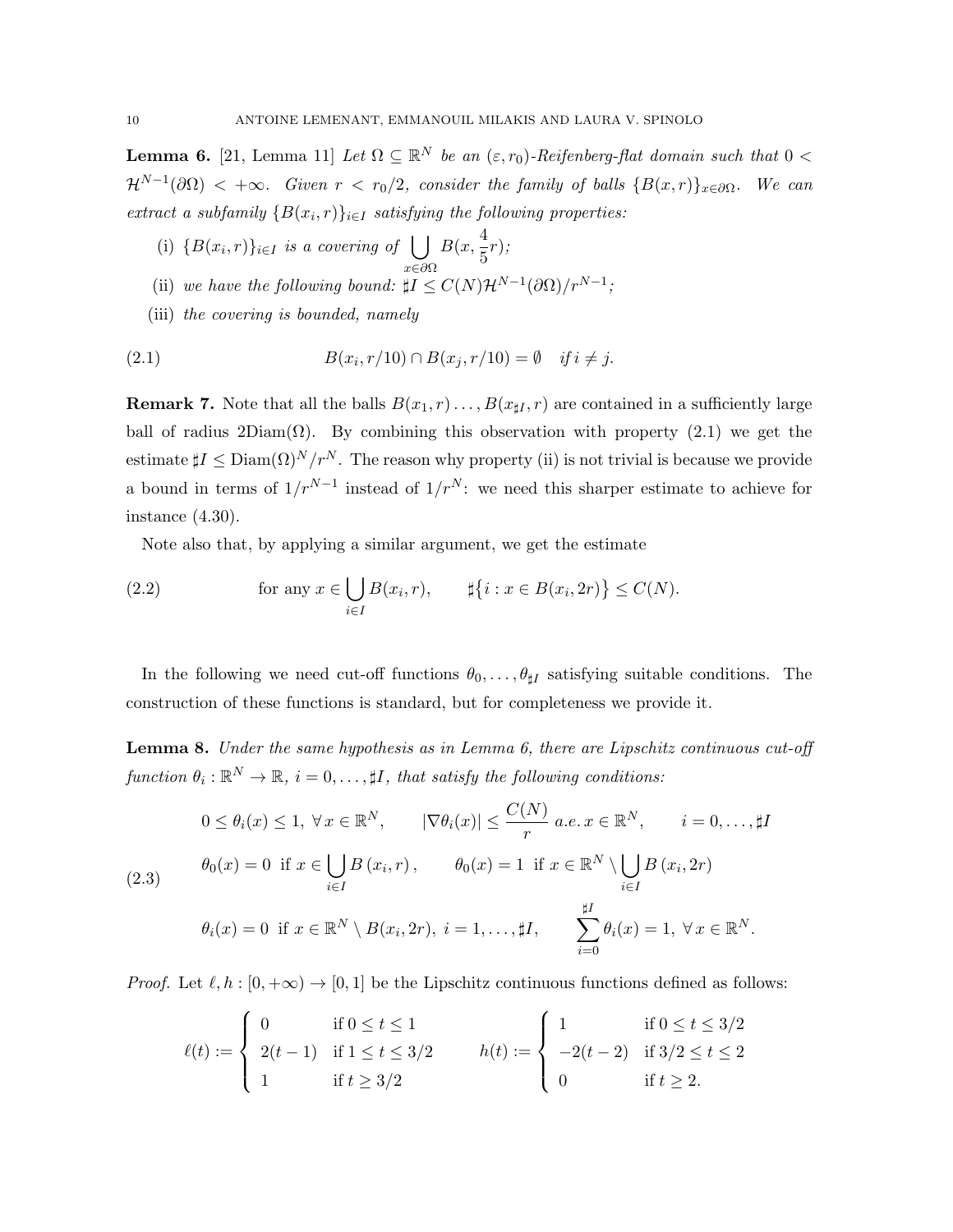**Lemma 6.** [21, Lemma 11] *Let $\Omega \subseteq \mathbb{R}^N$ be an $(\varepsilon, r_0)$-Reifenberg-flat domain such that $0 < \mathcal{H}^{N-1}(\partial\Omega) < +\infty$. Given $r < r_0/2$, consider the family of balls $\{B(x,r)\}_{x\in\partial\Omega}$. We can extract a subfamily $\{B(x_i,r)\}_{i\in I}$ satisfying the following properties:*

(i) *$\{B(x_i,r)\}_{i\in I}$ is a covering of $\bigcup_{x\in\partial\Omega} B(x, \frac{4}{5}r)$;*

(ii) *we have the following bound: $\sharp I \le C(N)\mathcal{H}^{N-1}(\partial\Omega)/r^{N-1}$;*

(iii) *the covering is bounded, namely*

$$B(x_i, r/10) \cap B(x_j, r/10) = \emptyset \quad \text{if } i \neq j. \tag{2.1}$$

**Remark 7.** Note that all the balls $B(x_1, r) \ldots, B(x_{\sharp I}, r)$ are contained in a sufficiently large ball of radius $2\mathrm{Diam}(\Omega)$. By combining this observation with property (2.1) we get the estimate $\sharp I \le \mathrm{Diam}(\Omega)^N/r^N$. The reason why property (ii) is not trivial is because we provide a bound in terms of $1/r^{N-1}$ instead of $1/r^N$: we need this sharper estimate to achieve for instance (4.30).

Note also that, by applying a similar argument, we get the estimate

$$\text{for any } x \in \bigcup_{i\in I} B(x_i, r), \qquad \sharp\big\{i : x \in B(x_i, 2r)\big\} \le C(N). \tag{2.2}$$

In the following we need cut-off functions $\theta_0, \ldots, \theta_{\sharp I}$ satisfying suitable conditions. The construction of these functions is standard, but for completeness we provide it.

**Lemma 8.** *Under the same hypothesis as in Lemma 6, there are Lipschitz continuous cut-off function $\theta_i : \mathbb{R}^N \to \mathbb{R}$, $i = 0, \ldots, \sharp I$, that satisfy the following conditions:*

$$\begin{aligned}
&0 \le \theta_i(x) \le 1, \ \forall\, x \in \mathbb{R}^N, \qquad |\nabla\theta_i(x)| \le \frac{C(N)}{r} \ a.e.\ x \in \mathbb{R}^N, \qquad i = 0, \ldots, \sharp I \\
&\theta_0(x) = 0 \ \text{ if } x \in \bigcup_{i\in I} B(x_i, r), \qquad \theta_0(x) = 1 \ \text{ if } x \in \mathbb{R}^N \setminus \bigcup_{i\in I} B(x_i, 2r) \\
&\theta_i(x) = 0 \ \text{ if } x \in \mathbb{R}^N \setminus B(x_i, 2r), \ i = 1, \ldots, \sharp I, \qquad \sum_{i=0}^{\sharp I} \theta_i(x) = 1, \ \forall\, x \in \mathbb{R}^N.
\end{aligned} \tag{2.3}$$

*Proof.* Let $\ell, h : [0, +\infty) \to [0,1]$ be the Lipschitz continuous functions defined as follows:

$$\ell(t) := \begin{cases} 0 & \text{if } 0 \le t \le 1 \\ 2(t-1) & \text{if } 1 \le t \le 3/2 \\ 1 & \text{if } t \ge 3/2 \end{cases} \qquad h(t) := \begin{cases} 1 & \text{if } 0 \le t \le 3/2 \\ -2(t-2) & \text{if } 3/2 \le t \le 2 \\ 0 & \text{if } t \ge 2. \end{cases}$$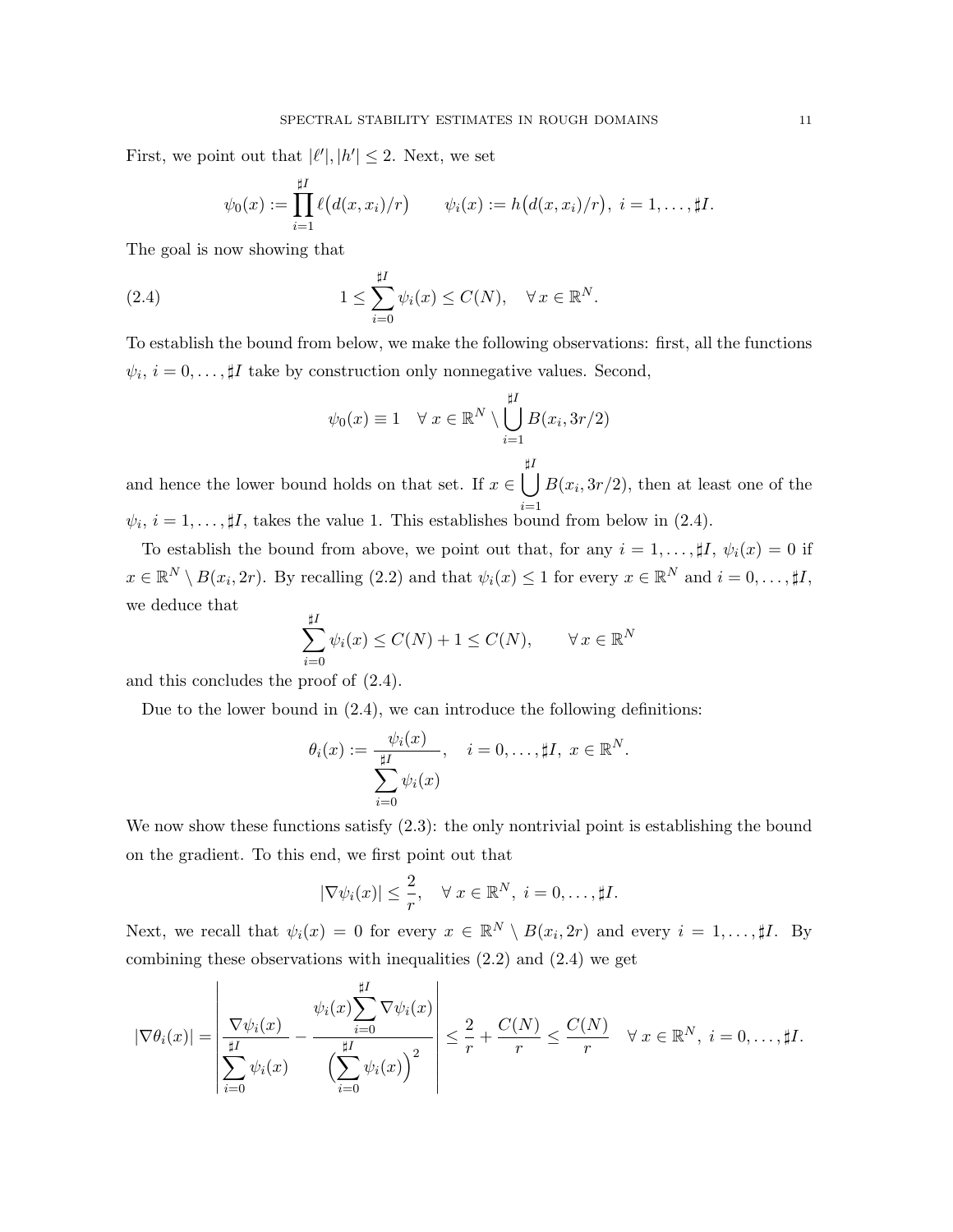First, we point out that $|\ell'|, |h'| \leq 2$. Next, we set

$$\psi_0(x) := \prod_{i=1}^{\sharp I} \ell\big(d(x, x_i)/r\big) \qquad \psi_i(x) := h\big(d(x, x_i)/r\big),\ i = 1, \dots, \sharp I.$$

The goal is now showing that

$$1 \leq \sum_{i=0}^{\sharp I} \psi_i(x) \leq C(N), \quad \forall\, x \in \mathbb{R}^N. \tag{2.4}$$

To establish the bound from below, we make the following observations: first, all the functions $\psi_i$, $i = 0, \dots, \sharp I$ take by construction only nonnegative values. Second,

$$\psi_0(x) \equiv 1 \quad \forall\, x \in \mathbb{R}^N \setminus \bigcup_{i=1}^{\sharp I} B(x_i, 3r/2)$$

and hence the lower bound holds on that set. If $x \in \bigcup_{i=1}^{\sharp I} B(x_i, 3r/2)$, then at least one of the $\psi_i$, $i = 1, \dots, \sharp I$, takes the value 1. This establishes bound from below in (2.4).

To establish the bound from above, we point out that, for any $i = 1, \dots, \sharp I$, $\psi_i(x) = 0$ if $x \in \mathbb{R}^N \setminus B(x_i, 2r)$. By recalling (2.2) and that $\psi_i(x) \leq 1$ for every $x \in \mathbb{R}^N$ and $i = 0, \dots, \sharp I$, we deduce that

$$\sum_{i=0}^{\sharp I} \psi_i(x) \leq C(N) + 1 \leq C(N), \qquad \forall\, x \in \mathbb{R}^N$$

and this concludes the proof of (2.4).

Due to the lower bound in (2.4), we can introduce the following definitions:

$$\theta_i(x) := \frac{\psi_i(x)}{\displaystyle\sum_{i=0}^{\sharp I} \psi_i(x)}, \quad i = 0, \dots, \sharp I,\ x \in \mathbb{R}^N.$$

We now show these functions satisfy (2.3): the only nontrivial point is establishing the bound on the gradient. To this end, we first point out that

$$|\nabla \psi_i(x)| \leq \frac{2}{r}, \quad \forall\, x \in \mathbb{R}^N,\ i = 0, \dots, \sharp I.$$

Next, we recall that $\psi_i(x) = 0$ for every $x \in \mathbb{R}^N \setminus B(x_i, 2r)$ and every $i = 1, \dots, \sharp I$. By combining these observations with inequalities (2.2) and (2.4) we get

$$|\nabla \theta_i(x)| = \left| \frac{\nabla \psi_i(x)}{\displaystyle\sum_{i=0}^{\sharp I} \psi_i(x)} - \frac{\psi_i(x) \displaystyle\sum_{i=0}^{\sharp I} \nabla \psi_i(x)}{\Big(\displaystyle\sum_{i=0}^{\sharp I} \psi_i(x)\Big)^2} \right| \leq \frac{2}{r} + \frac{C(N)}{r} \leq \frac{C(N)}{r} \quad \forall\, x \in \mathbb{R}^N,\ i = 0, \dots, \sharp I.$$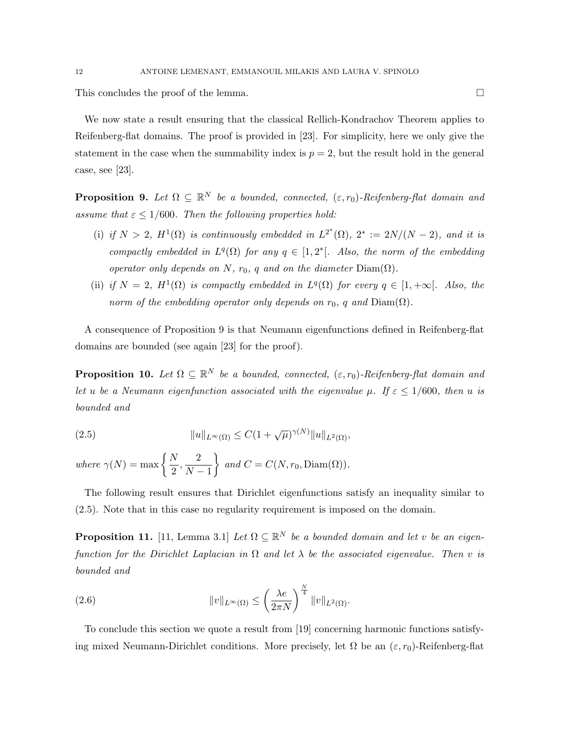This concludes the proof of the lemma. □

We now state a result ensuring that the classical Rellich-Kondrachov Theorem applies to Reifenberg-flat domains. The proof is provided in [23]. For simplicity, here we only give the statement in the case when the summability index is $p = 2$, but the result hold in the general case, see [23].

**Proposition 9.** *Let $\Omega \subseteq \mathbb{R}^N$ be a bounded, connected, $(\varepsilon, r_0)$-Reifenberg-flat domain and assume that $\varepsilon \le 1/600$. Then the following properties hold:*

- (i) *if $N > 2$, $H^1(\Omega)$ is continuously embedded in $L^{2^*}(\Omega)$, $2^* := 2N/(N-2)$, and it is compactly embedded in $L^q(\Omega)$ for any $q \in [1, 2^*[$. Also, the norm of the embedding operator only depends on $N$, $r_0$, $q$ and on the diameter $\mathrm{Diam}(\Omega)$.*
- (ii) *if $N = 2$, $H^1(\Omega)$ is compactly embedded in $L^q(\Omega)$ for every $q \in [1, +\infty[$. Also, the norm of the embedding operator only depends on $r_0$, $q$ and $\mathrm{Diam}(\Omega)$.*

A consequence of Proposition 9 is that Neumann eigenfunctions defined in Reifenberg-flat domains are bounded (see again [23] for the proof).

**Proposition 10.** *Let $\Omega \subseteq \mathbb{R}^N$ be a bounded, connected, $(\varepsilon, r_0)$-Reifenberg-flat domain and let $u$ be a Neumann eigenfunction associated with the eigenvalue $\mu$. If $\varepsilon \le 1/600$, then $u$ is bounded and*

$$\|u\|_{L^\infty(\Omega)} \le C(1 + \sqrt{\mu})^{\gamma(N)} \|u\|_{L^2(\Omega)}, \tag{2.5}$$

*where $\gamma(N) = \max\left\{\dfrac{N}{2}, \dfrac{2}{N-1}\right\}$ and $C = C(N, r_0, \mathrm{Diam}(\Omega))$.*

The following result ensures that Dirichlet eigenfunctions satisfy an inequality similar to (2.5). Note that in this case no regularity requirement is imposed on the domain.

**Proposition 11.** [11, Lemma 3.1] *Let $\Omega \subseteq \mathbb{R}^N$ be a bounded domain and let $v$ be an eigenfunction for the Dirichlet Laplacian in $\Omega$ and let $\lambda$ be the associated eigenvalue. Then $v$ is bounded and*

$$\|v\|_{L^\infty(\Omega)} \le \left(\frac{\lambda e}{2\pi N}\right)^{\frac{N}{4}} \|v\|_{L^2(\Omega)}. \tag{2.6}$$

To conclude this section we quote a result from [19] concerning harmonic functions satisfying mixed Neumann-Dirichlet conditions. More precisely, let $\Omega$ be an $(\varepsilon, r_0)$-Reifenberg-flat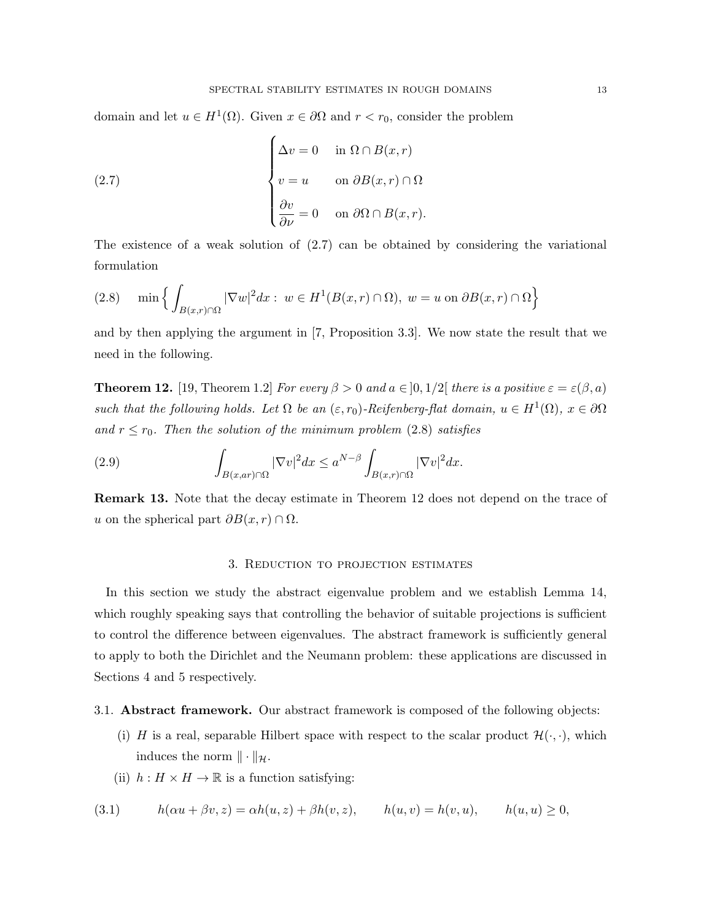domain and let $u \in H^1(\Omega)$. Given $x \in \partial\Omega$ and $r < r_0$, consider the problem

$$
\begin{cases}
\Delta v = 0 & \text{in } \Omega \cap B(x,r) \\
v = u & \text{on } \partial B(x,r) \cap \Omega \\
\dfrac{\partial v}{\partial \nu} = 0 & \text{on } \partial\Omega \cap B(x,r).
\end{cases}
\tag{2.7}
$$

The existence of a weak solution of (2.7) can be obtained by considering the variational formulation

$$
\min \Big\{ \int_{B(x,r)\cap\Omega} |\nabla w|^2 dx : \ w \in H^1(B(x,r)\cap\Omega), \ w = u \text{ on } \partial B(x,r) \cap \Omega \Big\}
\tag{2.8}
$$

and by then applying the argument in [7, Proposition 3.3]. We now state the result that we need in the following.

**Theorem 12.** [19, Theorem 1.2] *For every $\beta > 0$ and $a \in ]0, 1/2[$ there is a positive $\varepsilon = \varepsilon(\beta, a)$ such that the following holds. Let $\Omega$ be an $(\varepsilon, r_0)$-Reifenberg-flat domain, $u \in H^1(\Omega)$, $x \in \partial\Omega$ and $r \leq r_0$. Then the solution of the minimum problem* (2.8) *satisfies*

$$
\int_{B(x,ar)\cap\Omega} |\nabla v|^2 dx \leq a^{N-\beta} \int_{B(x,r)\cap\Omega} |\nabla v|^2 dx.
\tag{2.9}
$$

**Remark 13.** Note that the decay estimate in Theorem 12 does not depend on the trace of $u$ on the spherical part $\partial B(x,r) \cap \Omega$.

## 3. Reduction to projection estimates

In this section we study the abstract eigenvalue problem and we establish Lemma 14, which roughly speaking says that controlling the behavior of suitable projections is sufficient to control the difference between eigenvalues. The abstract framework is sufficiently general to apply to both the Dirichlet and the Neumann problem: these applications are discussed in Sections 4 and 5 respectively.

### 3.1. Abstract framework.

Our abstract framework is composed of the following objects:

(i) $H$ is a real, separable Hilbert space with respect to the scalar product $\mathcal{H}(\cdot,\cdot)$, which induces the norm $\|\cdot\|_{\mathcal{H}}$.

(ii) $h : H \times H \to \mathbb{R}$ is a function satisfying:

$$
h(\alpha u + \beta v, z) = \alpha h(u,z) + \beta h(v,z), \qquad h(u,v) = h(v,u), \qquad h(u,u) \geq 0,
\tag{3.1}
$$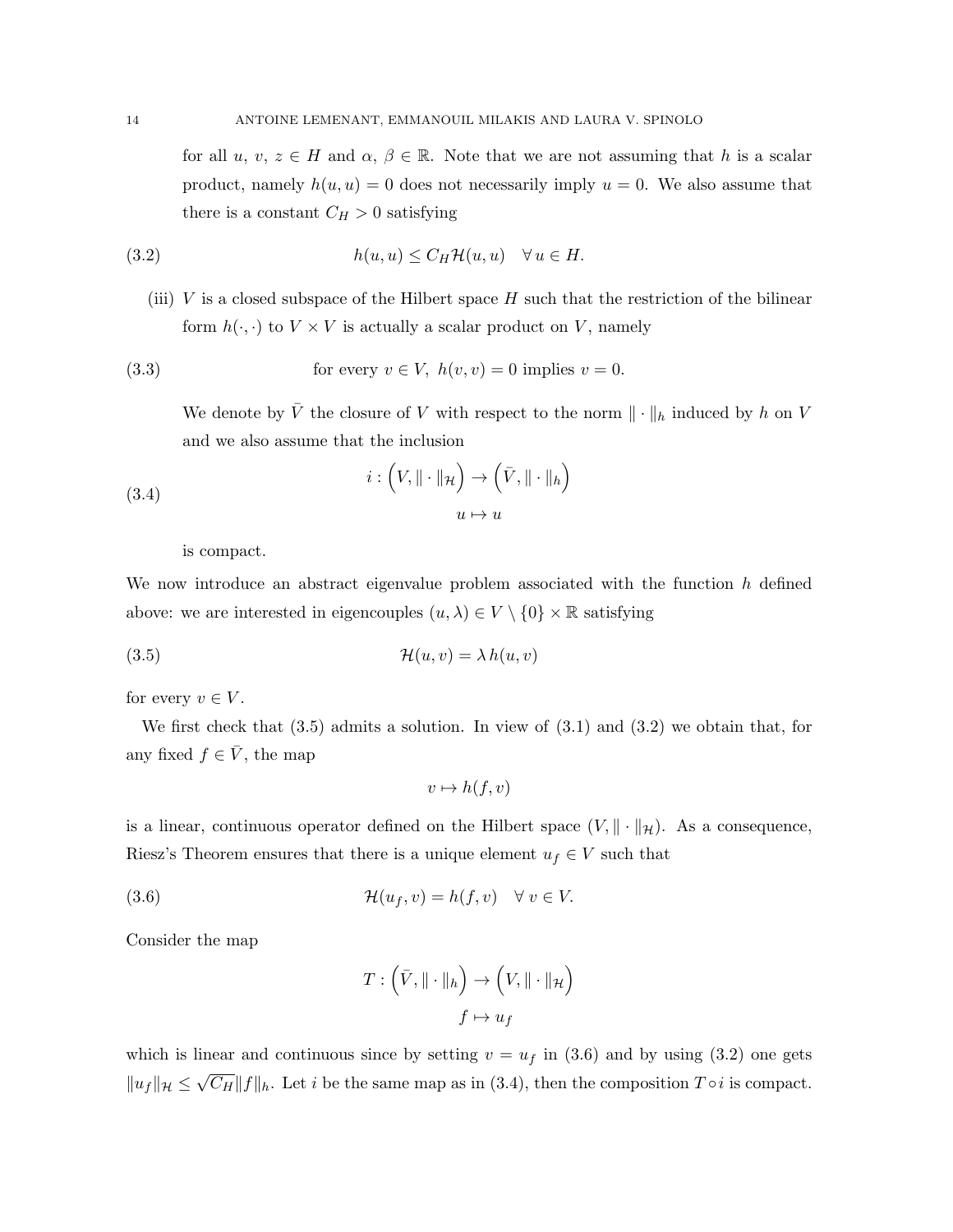for all $u$, $v$, $z \in H$ and $\alpha$, $\beta \in \mathbb{R}$. Note that we are not assuming that $h$ is a scalar product, namely $h(u, u) = 0$ does not necessarily imply $u = 0$. We also assume that there is a constant $C_H > 0$ satisfying

$$h(u, u) \leq C_H \mathcal{H}(u, u) \quad \forall\, u \in H. \tag{3.2}$$

(iii) $V$ is a closed subspace of the Hilbert space $H$ such that the restriction of the bilinear form $h(\cdot, \cdot)$ to $V \times V$ is actually a scalar product on $V$, namely

$$\text{for every } v \in V,\ h(v, v) = 0 \text{ implies } v = 0. \tag{3.3}$$

We denote by $\bar{V}$ the closure of $V$ with respect to the norm $\| \cdot \|_h$ induced by $h$ on $V$ and we also assume that the inclusion

$$\begin{aligned} i : \Big(V, \| \cdot \|_{\mathcal{H}}\Big) &\to \Big(\bar{V}, \| \cdot \|_h\Big) \\ u &\mapsto u \end{aligned} \tag{3.4}$$

is compact.

We now introduce an abstract eigenvalue problem associated with the function $h$ defined above: we are interested in eigencouples $(u, \lambda) \in V \setminus \{0\} \times \mathbb{R}$ satisfying

$$\mathcal{H}(u, v) = \lambda\, h(u, v) \tag{3.5}$$

for every $v \in V$.

We first check that (3.5) admits a solution. In view of (3.1) and (3.2) we obtain that, for any fixed $f \in \bar{V}$, the map

$$v \mapsto h(f, v)$$

is a linear, continuous operator defined on the Hilbert space $(V, \| \cdot \|_{\mathcal{H}})$. As a consequence, Riesz's Theorem ensures that there is a unique element $u_f \in V$ such that

$$\mathcal{H}(u_f, v) = h(f, v) \quad \forall\, v \in V. \tag{3.6}$$

Consider the map

$$\begin{aligned} T : \Big(\bar{V}, \| \cdot \|_h\Big) &\to \Big(V, \| \cdot \|_{\mathcal{H}}\Big) \\ f &\mapsto u_f \end{aligned}$$

which is linear and continuous since by setting $v = u_f$ in (3.6) and by using (3.2) one gets $\|u_f\|_{\mathcal{H}} \leq \sqrt{C_H} \|f\|_h$. Let $i$ be the same map as in (3.4), then the composition $T \circ i$ is compact.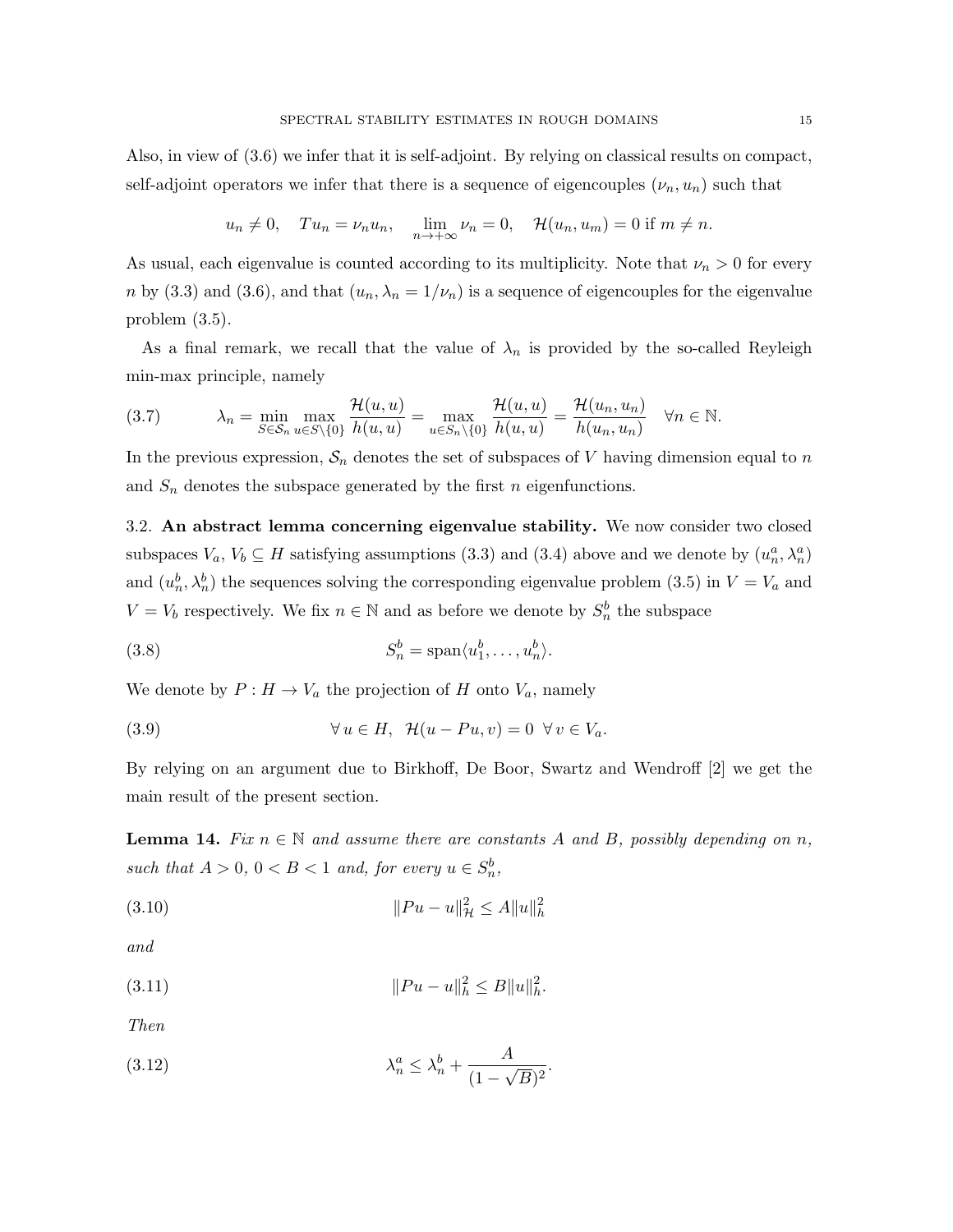Also, in view of (3.6) we infer that it is self-adjoint. By relying on classical results on compact, self-adjoint operators we infer that there is a sequence of eigencouples $(\nu_n, u_n)$ such that

$$u_n \neq 0, \quad Tu_n = \nu_n u_n, \quad \lim_{n\to+\infty} \nu_n = 0, \quad \mathcal{H}(u_n, u_m) = 0 \text{ if } m \neq n.$$

As usual, each eigenvalue is counted according to its multiplicity. Note that $\nu_n > 0$ for every $n$ by (3.3) and (3.6), and that $(u_n, \lambda_n = 1/\nu_n)$ is a sequence of eigencouples for the eigenvalue problem (3.5).

As a final remark, we recall that the value of $\lambda_n$ is provided by the so-called Reyleigh min-max principle, namely

$$\lambda_n = \min_{S\in\mathcal{S}_n} \max_{u\in S\setminus\{0\}} \frac{\mathcal{H}(u,u)}{h(u,u)} = \max_{u\in S_n\setminus\{0\}} \frac{\mathcal{H}(u,u)}{h(u,u)} = \frac{\mathcal{H}(u_n,u_n)}{h(u_n,u_n)} \quad \forall n \in \mathbb{N}. \tag{3.7}$$

In the previous expression, $\mathcal{S}_n$ denotes the set of subspaces of $V$ having dimension equal to $n$ and $S_n$ denotes the subspace generated by the first $n$ eigenfunctions.

3.2. **An abstract lemma concerning eigenvalue stability.** We now consider two closed subspaces $V_a, V_b \subseteq H$ satisfying assumptions (3.3) and (3.4) above and we denote by $(u_n^a, \lambda_n^a)$ and $(u_n^b, \lambda_n^b)$ the sequences solving the corresponding eigenvalue problem (3.5) in $V = V_a$ and $V = V_b$ respectively. We fix $n \in \mathbb{N}$ and as before we denote by $S_n^b$ the subspace

$$S_n^b = \operatorname{span}\langle u_1^b, \ldots, u_n^b\rangle. \tag{3.8}$$

We denote by $P : H \to V_a$ the projection of $H$ onto $V_a$, namely

$$\forall\, u \in H, \;\; \mathcal{H}(u - Pu, v) = 0 \;\; \forall\, v \in V_a. \tag{3.9}$$

By relying on an argument due to Birkhoff, De Boor, Swartz and Wendroff [2] we get the main result of the present section.

**Lemma 14.** *Fix $n \in \mathbb{N}$ and assume there are constants $A$ and $B$, possibly depending on $n$, such that $A > 0$, $0 < B < 1$ and, for every $u \in S_n^b$,*

$$\|Pu - u\|_{\mathcal{H}}^2 \leq A\|u\|_h^2 \tag{3.10}$$

*and*

$$\|Pu - u\|_h^2 \leq B\|u\|_h^2. \tag{3.11}$$

*Then*

$$\lambda_n^a \leq \lambda_n^b + \frac{A}{(1-\sqrt{B})^2}. \tag{3.12}$$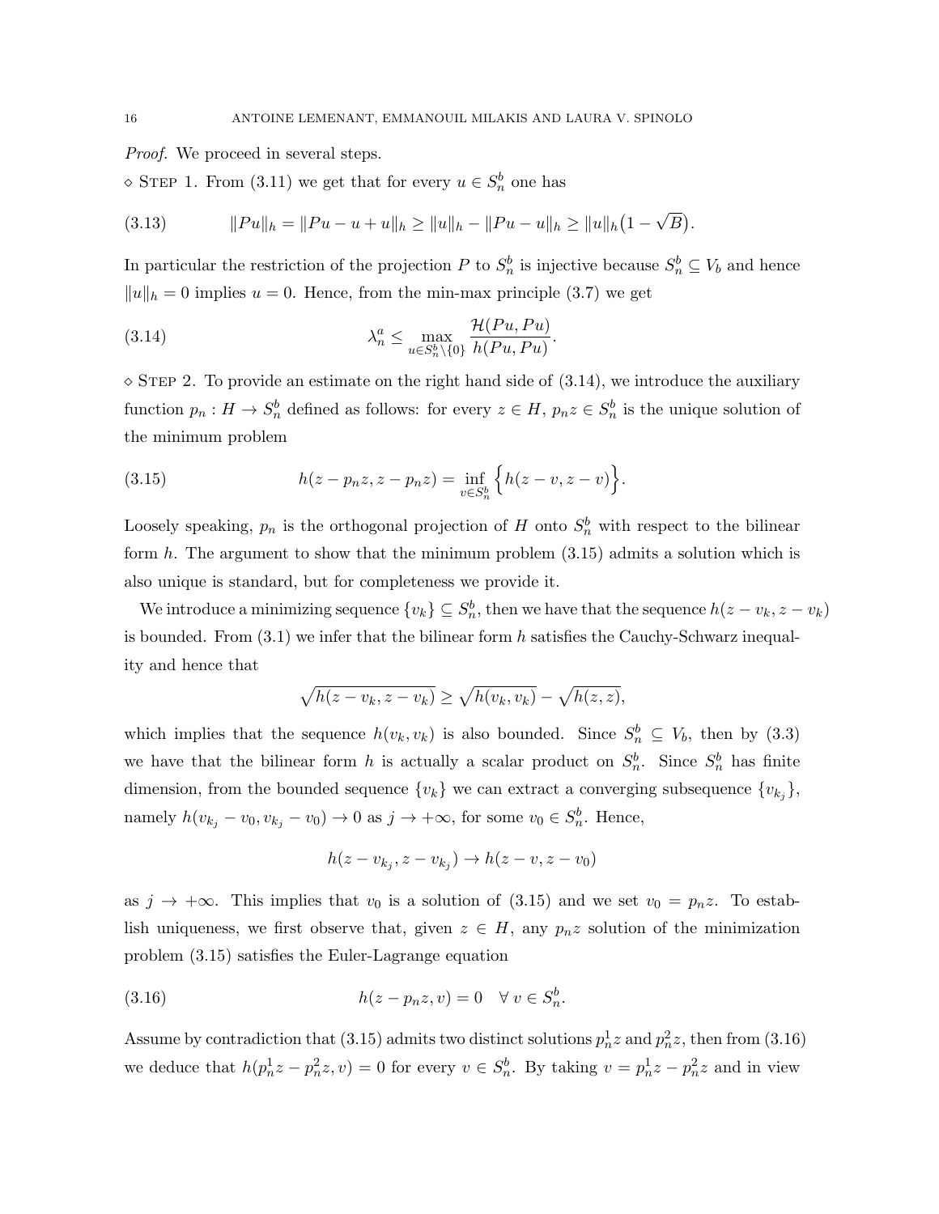*Proof.* We proceed in several steps.

$\diamond$ STEP 1. From (3.11) we get that for every $u \in S_n^b$ one has

$$\|Pu\|_h = \|Pu - u + u\|_h \geq \|u\|_h - \|Pu - u\|_h \geq \|u\|_h\big(1 - \sqrt{B}\big). \tag{3.13}$$

In particular the restriction of the projection $P$ to $S_n^b$ is injective because $S_n^b \subseteq V_b$ and hence $\|u\|_h = 0$ implies $u = 0$. Hence, from the min-max principle (3.7) we get

$$\lambda_n^a \leq \max_{u \in S_n^b \setminus \{0\}} \frac{\mathcal{H}(Pu, Pu)}{h(Pu, Pu)}. \tag{3.14}$$

$\diamond$ STEP 2. To provide an estimate on the right hand side of (3.14), we introduce the auxiliary function $p_n : H \to S_n^b$ defined as follows: for every $z \in H$, $p_n z \in S_n^b$ is the unique solution of the minimum problem

$$h(z - p_n z, z - p_n z) = \inf_{v \in S_n^b} \Big\{ h(z - v, z - v) \Big\}. \tag{3.15}$$

Loosely speaking, $p_n$ is the orthogonal projection of $H$ onto $S_n^b$ with respect to the bilinear form $h$. The argument to show that the minimum problem (3.15) admits a solution which is also unique is standard, but for completeness we provide it.

We introduce a minimizing sequence $\{v_k\} \subseteq S_n^b$, then we have that the sequence $h(z - v_k, z - v_k)$ is bounded. From (3.1) we infer that the bilinear form $h$ satisfies the Cauchy-Schwarz inequality and hence that

$$\sqrt{h(z - v_k, z - v_k)} \geq \sqrt{h(v_k, v_k)} - \sqrt{h(z, z)},$$

which implies that the sequence $h(v_k, v_k)$ is also bounded. Since $S_n^b \subseteq V_b$, then by (3.3) we have that the bilinear form $h$ is actually a scalar product on $S_n^b$. Since $S_n^b$ has finite dimension, from the bounded sequence $\{v_k\}$ we can extract a converging subsequence $\{v_{k_j}\}$, namely $h(v_{k_j} - v_0, v_{k_j} - v_0) \to 0$ as $j \to +\infty$, for some $v_0 \in S_n^b$. Hence,

$$h(z - v_{k_j}, z - v_{k_j}) \to h(z - v, z - v_0)$$

as $j \to +\infty$. This implies that $v_0$ is a solution of (3.15) and we set $v_0 = p_n z$. To establish uniqueness, we first observe that, given $z \in H$, any $p_n z$ solution of the minimization problem (3.15) satisfies the Euler-Lagrange equation

$$h(z - p_n z, v) = 0 \quad \forall\, v \in S_n^b. \tag{3.16}$$

Assume by contradiction that (3.15) admits two distinct solutions $p_n^1 z$ and $p_n^2 z$, then from (3.16) we deduce that $h(p_n^1 z - p_n^2 z, v) = 0$ for every $v \in S_n^b$. By taking $v = p_n^1 z - p_n^2 z$ and in view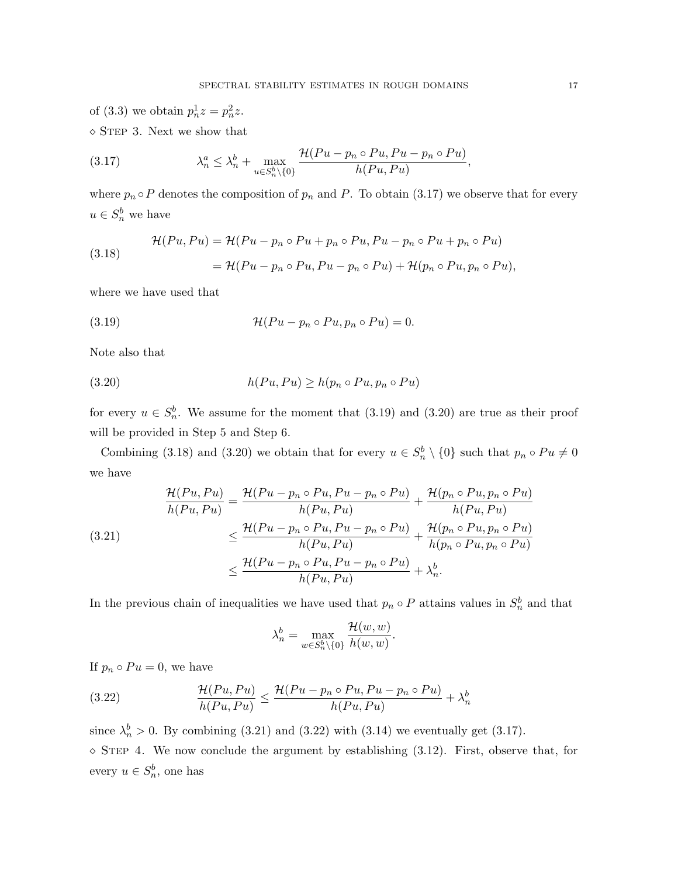of (3.3) we obtain $p_n^1 z = p_n^2 z$.

$\diamond$ Step 3. Next we show that

$$\lambda_n^a \le \lambda_n^b + \max_{u \in S_n^b \setminus \{0\}} \frac{\mathcal{H}(Pu - p_n \circ Pu, Pu - p_n \circ Pu)}{h(Pu, Pu)}, \tag{3.17}$$

where $p_n \circ P$ denotes the composition of $p_n$ and $P$. To obtain (3.17) we observe that for every $u \in S_n^b$ we have

$$\begin{aligned} \mathcal{H}(Pu, Pu) &= \mathcal{H}(Pu - p_n \circ Pu + p_n \circ Pu, Pu - p_n \circ Pu + p_n \circ Pu) \\ &= \mathcal{H}(Pu - p_n \circ Pu, Pu - p_n \circ Pu) + \mathcal{H}(p_n \circ Pu, p_n \circ Pu), \end{aligned} \tag{3.18}$$

where we have used that

$$\mathcal{H}(Pu - p_n \circ Pu, p_n \circ Pu) = 0. \tag{3.19}$$

Note also that

$$h(Pu, Pu) \ge h(p_n \circ Pu, p_n \circ Pu) \tag{3.20}$$

for every $u \in S_n^b$. We assume for the moment that (3.19) and (3.20) are true as their proof will be provided in Step 5 and Step 6.

Combining (3.18) and (3.20) we obtain that for every $u \in S_n^b \setminus \{0\}$ such that $p_n \circ Pu \neq 0$ we have

$$\begin{aligned} \frac{\mathcal{H}(Pu, Pu)}{h(Pu, Pu)} &= \frac{\mathcal{H}(Pu - p_n \circ Pu, Pu - p_n \circ Pu)}{h(Pu, Pu)} + \frac{\mathcal{H}(p_n \circ Pu, p_n \circ Pu)}{h(Pu, Pu)} \\ &\le \frac{\mathcal{H}(Pu - p_n \circ Pu, Pu - p_n \circ Pu)}{h(Pu, Pu)} + \frac{\mathcal{H}(p_n \circ Pu, p_n \circ Pu)}{h(p_n \circ Pu, p_n \circ Pu)} \\ &\le \frac{\mathcal{H}(Pu - p_n \circ Pu, Pu - p_n \circ Pu)}{h(Pu, Pu)} + \lambda_n^b. \end{aligned} \tag{3.21}$$

In the previous chain of inequalities we have used that $p_n \circ P$ attains values in $S_n^b$ and that

$$\lambda_n^b = \max_{w \in S_n^b \setminus \{0\}} \frac{\mathcal{H}(w, w)}{h(w, w)}.$$

If $p_n \circ Pu = 0$, we have

$$\frac{\mathcal{H}(Pu, Pu)}{h(Pu, Pu)} \le \frac{\mathcal{H}(Pu - p_n \circ Pu, Pu - p_n \circ Pu)}{h(Pu, Pu)} + \lambda_n^b \tag{3.22}$$

since $\lambda_n^b > 0$. By combining (3.21) and (3.22) with (3.14) we eventually get (3.17).

$\diamond$ Step 4. We now conclude the argument by establishing (3.12). First, observe that, for every $u \in S_n^b$, one has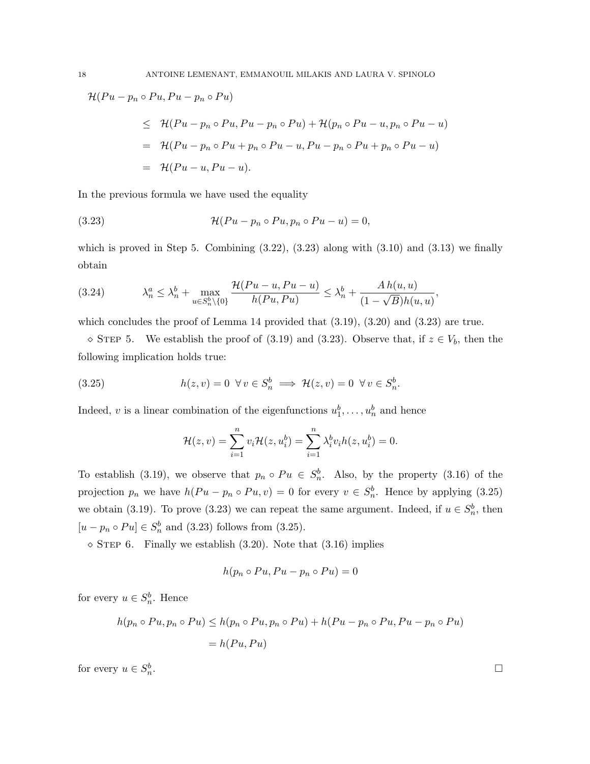$$
\begin{aligned}
\mathcal{H}(Pu - p_n \circ Pu, Pu - p_n \circ Pu)& \\
&\leq \mathcal{H}(Pu - p_n \circ Pu, Pu - p_n \circ Pu) + \mathcal{H}(p_n \circ Pu - u, p_n \circ Pu - u) \\
&= \mathcal{H}(Pu - p_n \circ Pu + p_n \circ Pu - u, Pu - p_n \circ Pu + p_n \circ Pu - u) \\
&= \mathcal{H}(Pu - u, Pu - u).
\end{aligned}
$$

In the previous formula we have used the equality

$$
\mathcal{H}(Pu - p_n \circ Pu, p_n \circ Pu - u) = 0, \tag{3.23}
$$

which is proved in Step 5. Combining (3.22), (3.23) along with (3.10) and (3.13) we finally obtain

$$
\lambda_n^a \leq \lambda_n^b + \max_{u \in S_n^b \setminus \{0\}} \frac{\mathcal{H}(Pu - u, Pu - u)}{h(Pu, Pu)} \leq \lambda_n^b + \frac{A\, h(u,u)}{(1 - \sqrt{B}) h(u,u)}, \tag{3.24}
$$

which concludes the proof of Lemma 14 provided that (3.19), (3.20) and (3.23) are true.

$\diamond$ Step 5. We establish the proof of (3.19) and (3.23). Observe that, if $z \in V_b$, then the following implication holds true:

$$
h(z, v) = 0 \ \ \forall\, v \in S_n^b \implies \mathcal{H}(z, v) = 0 \ \ \forall\, v \in S_n^b. \tag{3.25}
$$

Indeed, $v$ is a linear combination of the eigenfunctions $u_1^b, \dots, u_n^b$ and hence

$$
\mathcal{H}(z, v) = \sum_{i=1}^{n} v_i \mathcal{H}(z, u_i^b) = \sum_{i=1}^{n} \lambda_i^b v_i h(z, u_i^b) = 0.
$$

To establish (3.19), we observe that $p_n \circ Pu \in S_n^b$. Also, by the property (3.16) of the projection $p_n$ we have $h(Pu - p_n \circ Pu, v) = 0$ for every $v \in S_n^b$. Hence by applying (3.25) we obtain (3.19). To prove (3.23) we can repeat the same argument. Indeed, if $u \in S_n^b$, then $[u - p_n \circ Pu] \in S_n^b$ and (3.23) follows from (3.25).

$\diamond$ Step 6. Finally we establish (3.20). Note that (3.16) implies

$$
h(p_n \circ Pu, Pu - p_n \circ Pu) = 0
$$

for every $u \in S_n^b$. Hence

$$
\begin{aligned}
h(p_n \circ Pu, p_n \circ Pu) &\leq h(p_n \circ Pu, p_n \circ Pu) + h(Pu - p_n \circ Pu, Pu - p_n \circ Pu) \\
&= h(Pu, Pu)
\end{aligned}
$$

for every $u \in S_n^b$. $\square$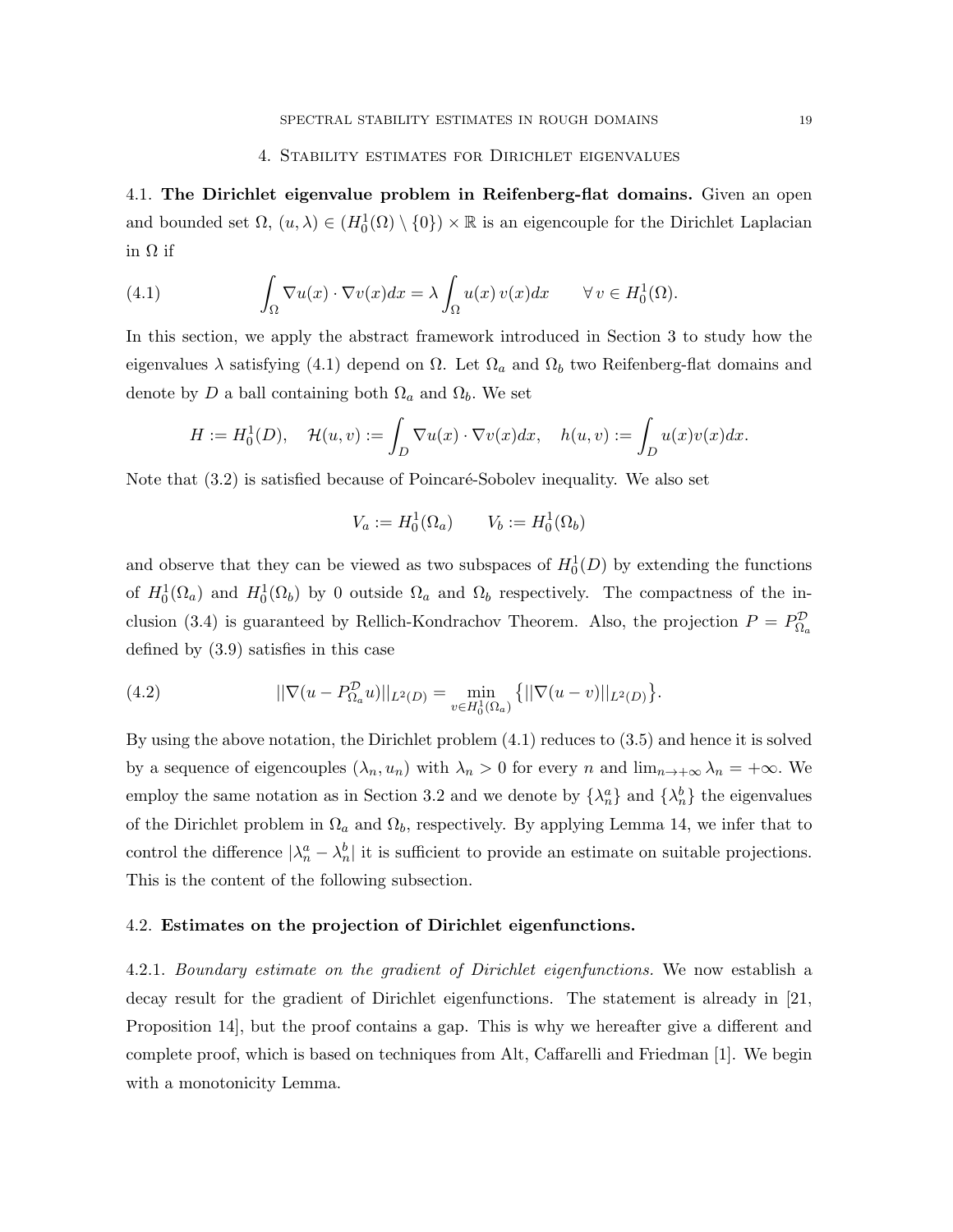## 4. Stability estimates for Dirichlet eigenvalues

### 4.1. The Dirichlet eigenvalue problem in Reifenberg-flat domains.

Given an open and bounded set $\Omega$, $(u, \lambda) \in (H^1_0(\Omega) \setminus \{0\}) \times \mathbb{R}$ is an eigencouple for the Dirichlet Laplacian in $\Omega$ if

$$\int_\Omega \nabla u(x) \cdot \nabla v(x) dx = \lambda \int_\Omega u(x)\, v(x) dx \qquad \forall\, v \in H^1_0(\Omega). \tag{4.1}$$

In this section, we apply the abstract framework introduced in Section 3 to study how the eigenvalues $\lambda$ satisfying (4.1) depend on $\Omega$. Let $\Omega_a$ and $\Omega_b$ two Reifenberg-flat domains and denote by $D$ a ball containing both $\Omega_a$ and $\Omega_b$. We set

$$H := H^1_0(D), \quad \mathcal{H}(u, v) := \int_D \nabla u(x) \cdot \nabla v(x) dx, \quad h(u, v) := \int_D u(x) v(x) dx.$$

Note that (3.2) is satisfied because of Poincaré-Sobolev inequality. We also set

$$V_a := H^1_0(\Omega_a) \qquad V_b := H^1_0(\Omega_b)$$

and observe that they can be viewed as two subspaces of $H^1_0(D)$ by extending the functions of $H^1_0(\Omega_a)$ and $H^1_0(\Omega_b)$ by 0 outside $\Omega_a$ and $\Omega_b$ respectively. The compactness of the inclusion (3.4) is guaranteed by Rellich-Kondrachov Theorem. Also, the projection $P = P^{\mathcal{D}}_{\Omega_a}$ defined by (3.9) satisfies in this case

$$||\nabla(u - P^{\mathcal{D}}_{\Omega_a} u)||_{L^2(D)} = \min_{v \in H^1_0(\Omega_a)} \big\{||\nabla(u - v)||_{L^2(D)}\big\}. \tag{4.2}$$

By using the above notation, the Dirichlet problem (4.1) reduces to (3.5) and hence it is solved by a sequence of eigencouples $(\lambda_n, u_n)$ with $\lambda_n > 0$ for every $n$ and $\lim_{n \to +\infty} \lambda_n = +\infty$. We employ the same notation as in Section 3.2 and we denote by $\{\lambda^a_n\}$ and $\{\lambda^b_n\}$ the eigenvalues of the Dirichlet problem in $\Omega_a$ and $\Omega_b$, respectively. By applying Lemma 14, we infer that to control the difference $|\lambda^a_n - \lambda^b_n|$ it is sufficient to provide an estimate on suitable projections. This is the content of the following subsection.

### 4.2. Estimates on the projection of Dirichlet eigenfunctions.

4.2.1. *Boundary estimate on the gradient of Dirichlet eigenfunctions.* We now establish a decay result for the gradient of Dirichlet eigenfunctions. The statement is already in [21, Proposition 14], but the proof contains a gap. This is why we hereafter give a different and complete proof, which is based on techniques from Alt, Caffarelli and Friedman [1]. We begin with a monotonicity Lemma.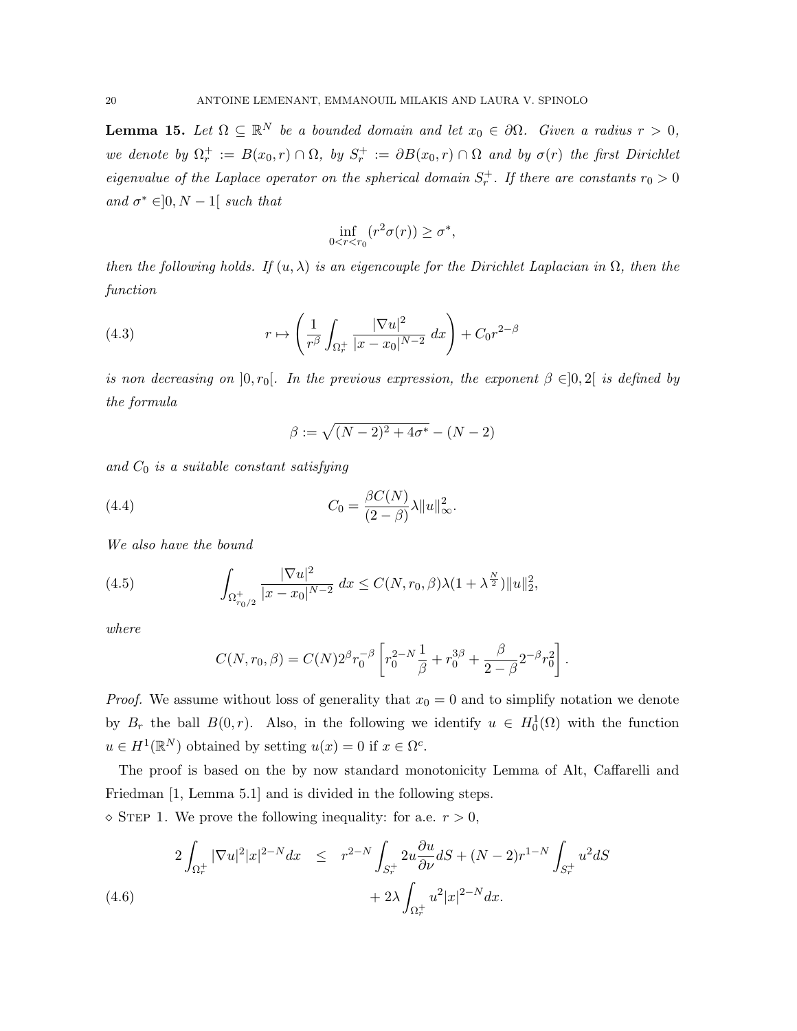**Lemma 15.** *Let $\Omega \subseteq \mathbb{R}^N$ be a bounded domain and let $x_0 \in \partial\Omega$. Given a radius $r > 0$, we denote by $\Omega_r^+ := B(x_0, r) \cap \Omega$, by $S_r^+ := \partial B(x_0, r) \cap \Omega$ and by $\sigma(r)$ the first Dirichlet eigenvalue of the Laplace operator on the spherical domain $S_r^+$. If there are constants $r_0 > 0$ and $\sigma^* \in ]0, N-1[$ such that*

$$\inf_{0<r<r_0} (r^2 \sigma(r)) \geq \sigma^*,$$

*then the following holds. If $(u, \lambda)$ is an eigencouple for the Dirichlet Laplacian in $\Omega$, then the function*

$$r \mapsto \left( \frac{1}{r^\beta} \int_{\Omega_r^+} \frac{|\nabla u|^2}{|x - x_0|^{N-2}} \, dx \right) + C_0 r^{2-\beta} \tag{4.3}$$

*is non decreasing on $]0, r_0[$. In the previous expression, the exponent $\beta \in ]0, 2[$ is defined by the formula*

$$\beta := \sqrt{(N-2)^2 + 4\sigma^*} - (N-2)$$

*and $C_0$ is a suitable constant satisfying*

$$C_0 = \frac{\beta C(N)}{(2-\beta)} \lambda \|u\|_\infty^2. \tag{4.4}$$

*We also have the bound*

$$\int_{\Omega_{r_0/2}^+} \frac{|\nabla u|^2}{|x - x_0|^{N-2}} \, dx \leq C(N, r_0, \beta) \lambda (1 + \lambda^{\frac{N}{2}}) \|u\|_2^2, \tag{4.5}$$

*where*

$$C(N, r_0, \beta) = C(N) 2^\beta r_0^{-\beta} \left[ r_0^{2-N} \frac{1}{\beta} + r_0^{3\beta} + \frac{\beta}{2-\beta} 2^{-\beta} r_0^2 \right].$$

*Proof.* We assume without loss of generality that $x_0 = 0$ and to simplify notation we denote by $B_r$ the ball $B(0, r)$. Also, in the following we identify $u \in H_0^1(\Omega)$ with the function $u \in H^1(\mathbb{R}^N)$ obtained by setting $u(x) = 0$ if $x \in \Omega^c$.

The proof is based on the by now standard monotonicity Lemma of Alt, Caffarelli and Friedman [1, Lemma 5.1] and is divided in the following steps.

$\diamond$ STEP 1. We prove the following inequality: for a.e. $r > 0$,

$$\begin{aligned} 2 \int_{\Omega_r^+} |\nabla u|^2 |x|^{2-N} dx \quad &\leq \quad r^{2-N} \int_{S_r^+} 2u \frac{\partial u}{\partial \nu} dS + (N-2) r^{1-N} \int_{S_r^+} u^2 dS \\ &\qquad + 2\lambda \int_{\Omega_r^+} u^2 |x|^{2-N} dx. \end{aligned} \tag{4.6}$$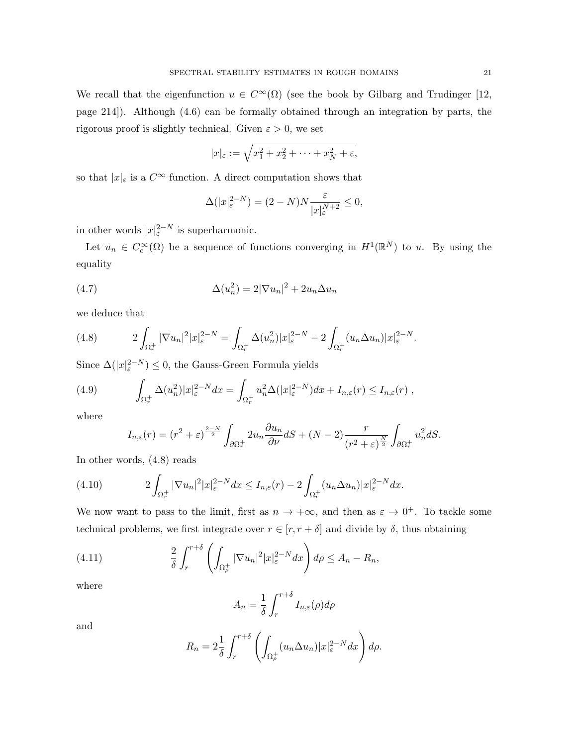We recall that the eigenfunction $u \in C^\infty(\Omega)$ (see the book by Gilbarg and Trudinger [12, page 214]). Although (4.6) can be formally obtained through an integration by parts, the rigorous proof is slightly technical. Given $\varepsilon > 0$, we set

$$|x|_\varepsilon := \sqrt{x_1^2 + x_2^2 + \cdots + x_N^2 + \varepsilon},$$

so that $|x|_\varepsilon$ is a $C^\infty$ function. A direct computation shows that

$$\Delta(|x|_\varepsilon^{2-N}) = (2-N)N\frac{\varepsilon}{|x|_\varepsilon^{N+2}} \leq 0,$$

in other words $|x|_\varepsilon^{2-N}$ is superharmonic.

Let $u_n \in C_c^\infty(\Omega)$ be a sequence of functions converging in $H^1(\mathbb{R}^N)$ to $u$. By using the equality

$$\Delta(u_n^2) = 2|\nabla u_n|^2 + 2u_n \Delta u_n \tag{4.7}$$

we deduce that

$$2\int_{\Omega_r^+} |\nabla u_n|^2 |x|_\varepsilon^{2-N} = \int_{\Omega_r^+} \Delta(u_n^2)|x|_\varepsilon^{2-N} - 2\int_{\Omega_r^+} (u_n \Delta u_n)|x|_\varepsilon^{2-N}. \tag{4.8}$$

Since $\Delta(|x|_\varepsilon^{2-N}) \leq 0$, the Gauss-Green Formula yields

$$\int_{\Omega_r^+} \Delta(u_n^2)|x|_\varepsilon^{2-N} dx = \int_{\Omega_r^+} u_n^2 \Delta(|x|_\varepsilon^{2-N}) dx + I_{n,\varepsilon}(r) \leq I_{n,\varepsilon}(r)\ , \tag{4.9}$$

where

$$I_{n,\varepsilon}(r) = (r^2+\varepsilon)^{\frac{2-N}{2}} \int_{\partial\Omega_r^+} 2u_n \frac{\partial u_n}{\partial \nu} dS + (N-2)\frac{r}{(r^2+\varepsilon)^{\frac{N}{2}}} \int_{\partial\Omega_r^+} u_n^2 dS.$$

In other words, (4.8) reads

$$2\int_{\Omega_r^+} |\nabla u_n|^2 |x|_\varepsilon^{2-N} dx \leq I_{n,\varepsilon}(r) - 2\int_{\Omega_r^+} (u_n \Delta u_n)|x|_\varepsilon^{2-N} dx. \tag{4.10}$$

We now want to pass to the limit, first as $n \to +\infty$, and then as $\varepsilon \to 0^+$. To tackle some technical problems, we first integrate over $r \in [r, r+\delta]$ and divide by $\delta$, thus obtaining

$$\frac{2}{\delta}\int_r^{r+\delta} \left( \int_{\Omega_\rho^+} |\nabla u_n|^2 |x|_\varepsilon^{2-N} dx \right) d\rho \leq A_n - R_n, \tag{4.11}$$

where

$$A_n = \frac{1}{\delta}\int_r^{r+\delta} I_{n,\varepsilon}(\rho) d\rho$$

and

$$R_n = 2\frac{1}{\delta}\int_r^{r+\delta} \left( \int_{\Omega_\rho^+} (u_n \Delta u_n)|x|_\varepsilon^{2-N} dx \right) d\rho.$$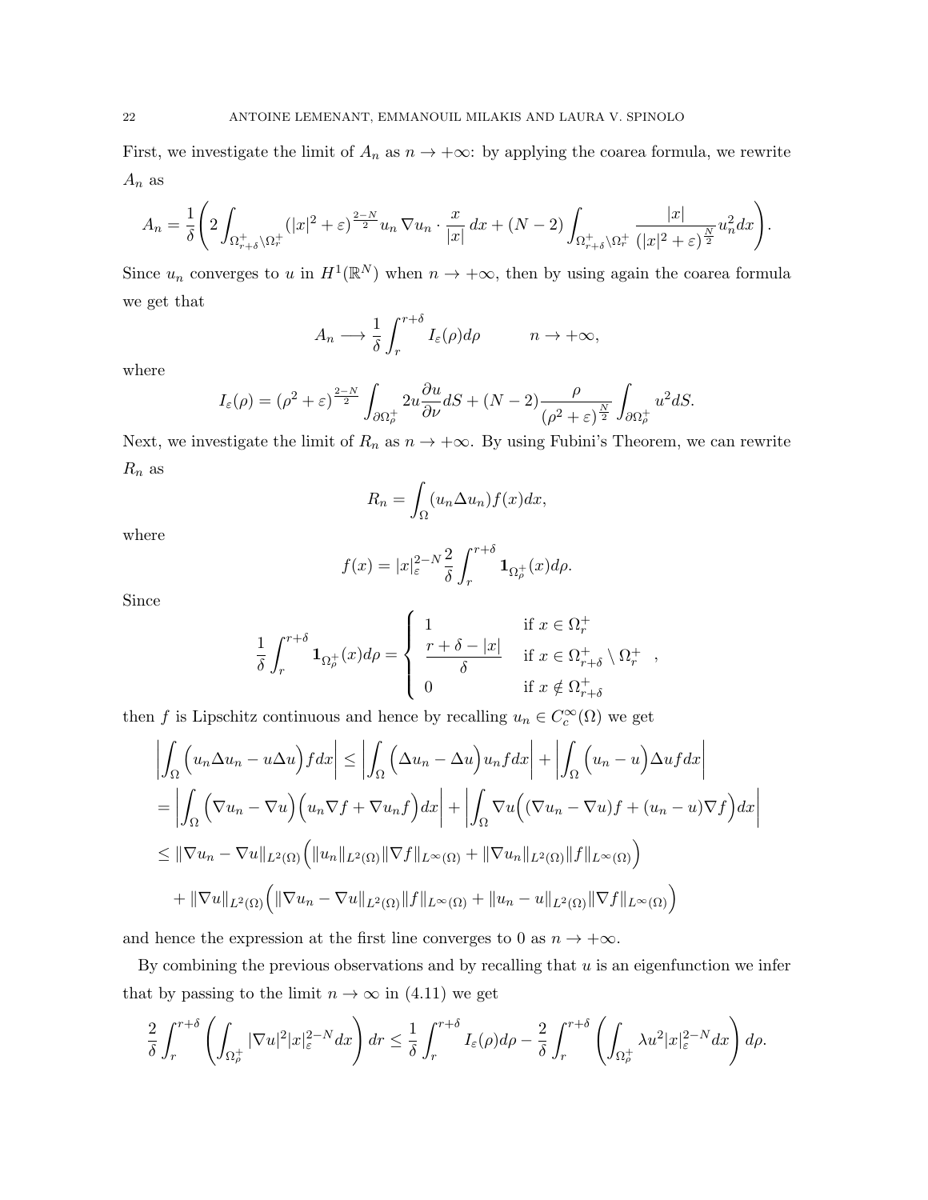First, we investigate the limit of $A_n$ as $n \to +\infty$: by applying the coarea formula, we rewrite $A_n$ as

$$A_n = \frac{1}{\delta}\Bigg( 2\int_{\Omega^+_{r+\delta}\setminus\Omega^+_r} (|x|^2+\varepsilon)^{\frac{2-N}{2}} u_n \nabla u_n \cdot \frac{x}{|x|}\, dx + (N-2)\int_{\Omega^+_{r+\delta}\setminus\Omega^+_r} \frac{|x|}{(|x|^2+\varepsilon)^{\frac{N}{2}}} u_n^2 dx \Bigg).$$

Since $u_n$ converges to $u$ in $H^1(\mathbb{R}^N)$ when $n \to +\infty$, then by using again the coarea formula we get that

$$A_n \longrightarrow \frac{1}{\delta}\int_r^{r+\delta} I_\varepsilon(\rho) d\rho \qquad n \to +\infty,$$

where

$$I_\varepsilon(\rho) = (\rho^2+\varepsilon)^{\frac{2-N}{2}} \int_{\partial\Omega^+_\rho} 2u\frac{\partial u}{\partial \nu} dS + (N-2)\frac{\rho}{(\rho^2+\varepsilon)^{\frac{N}{2}}}\int_{\partial\Omega^+_\rho} u^2 dS.$$

Next, we investigate the limit of $R_n$ as $n \to +\infty$. By using Fubini's Theorem, we can rewrite $R_n$ as

$$R_n = \int_\Omega (u_n \Delta u_n) f(x) dx,$$

where

$$f(x) = |x|_\varepsilon^{2-N}\frac{2}{\delta}\int_r^{r+\delta} \mathbf{1}_{\Omega^+_\rho}(x) d\rho.$$

Since

$$\frac{1}{\delta}\int_r^{r+\delta} \mathbf{1}_{\Omega^+_\rho}(x) d\rho = \begin{cases} 1 & \text{if } x \in \Omega^+_r \\ \dfrac{r+\delta-|x|}{\delta} & \text{if } x \in \Omega^+_{r+\delta}\setminus\Omega^+_r \\ 0 & \text{if } x \notin \Omega^+_{r+\delta} \end{cases},$$

then $f$ is Lipschitz continuous and hence by recalling $u_n \in C^\infty_c(\Omega)$ we get

$$\begin{aligned}
\left|\int_\Omega \Big(u_n\Delta u_n - u\Delta u\Big) f dx\right| &\le \left|\int_\Omega \Big(\Delta u_n - \Delta u\Big) u_n f dx\right| + \left|\int_\Omega \Big(u_n - u\Big)\Delta u f dx\right| \\
&= \left|\int_\Omega \Big(\nabla u_n - \nabla u\Big)\Big(u_n \nabla f + \nabla u_n f\Big) dx\right| + \left|\int_\Omega \nabla u\Big((\nabla u_n - \nabla u) f + (u_n - u)\nabla f\Big) dx\right| \\
&\le \|\nabla u_n - \nabla u\|_{L^2(\Omega)}\Big(\|u_n\|_{L^2(\Omega)}\|\nabla f\|_{L^\infty(\Omega)} + \|\nabla u_n\|_{L^2(\Omega)}\|f\|_{L^\infty(\Omega)}\Big) \\
&\quad + \|\nabla u\|_{L^2(\Omega)}\Big(\|\nabla u_n - \nabla u\|_{L^2(\Omega)}\|f\|_{L^\infty(\Omega)} + \|u_n - u\|_{L^2(\Omega)}\|\nabla f\|_{L^\infty(\Omega)}\Big)
\end{aligned}$$

and hence the expression at the first line converges to 0 as $n \to +\infty$.

By combining the previous observations and by recalling that $u$ is an eigenfunction we infer that by passing to the limit $n \to \infty$ in (4.11) we get

$$\frac{2}{\delta}\int_r^{r+\delta}\left(\int_{\Omega^+_\rho} |\nabla u|^2 |x|_\varepsilon^{2-N} dx\right) dr \le \frac{1}{\delta}\int_r^{r+\delta} I_\varepsilon(\rho) d\rho - \frac{2}{\delta}\int_r^{r+\delta}\left(\int_{\Omega^+_\rho} \lambda u^2 |x|_\varepsilon^{2-N} dx\right) d\rho.$$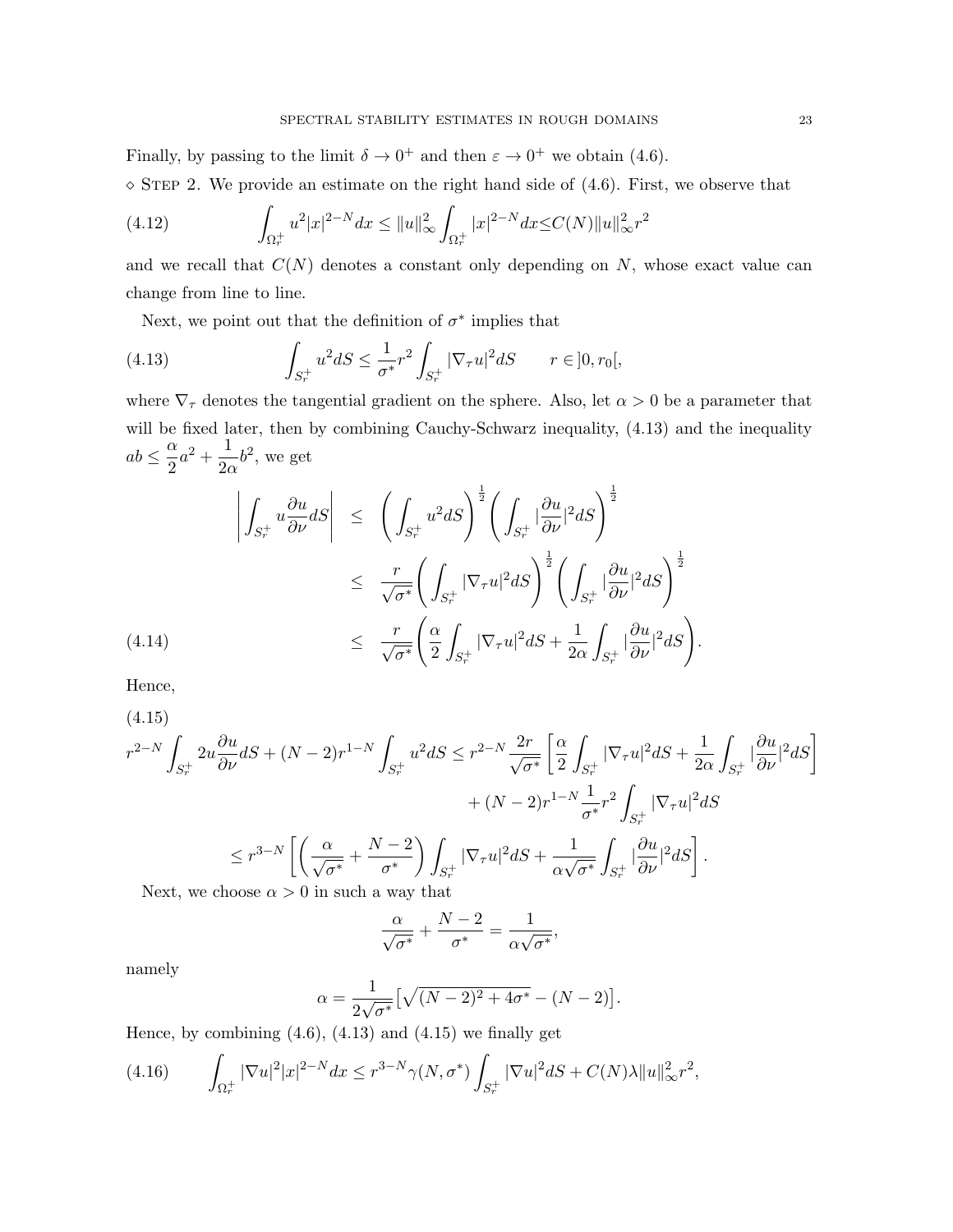Finally, by passing to the limit $\delta \to 0^+$ and then $\varepsilon \to 0^+$ we obtain (4.6).

$\diamond$ STEP 2. We provide an estimate on the right hand side of (4.6). First, we observe that

$$
\int_{\Omega_r^+} u^2 |x|^{2-N} dx \leq \|u\|_\infty^2 \int_{\Omega_r^+} |x|^{2-N} dx \leq C(N) \|u\|_\infty^2 r^2 \tag{4.12}
$$

and we recall that $C(N)$ denotes a constant only depending on $N$, whose exact value can change from line to line.

Next, we point out that the definition of $\sigma^*$ implies that

$$
\int_{S_r^+} u^2 dS \leq \frac{1}{\sigma^*} r^2 \int_{S_r^+} |\nabla_\tau u|^2 dS \qquad r \in ]0, r_0[, \tag{4.13}
$$

where $\nabla_\tau$ denotes the tangential gradient on the sphere. Also, let $\alpha > 0$ be a parameter that will be fixed later, then by combining Cauchy-Schwarz inequality, (4.13) and the inequality $ab \leq \dfrac{\alpha}{2} a^2 + \dfrac{1}{2\alpha} b^2$, we get

$$
\begin{aligned}
\left| \int_{S_r^+} u \frac{\partial u}{\partial \nu} dS \right| &\leq \left( \int_{S_r^+} u^2 dS \right)^{\frac{1}{2}} \left( \int_{S_r^+} |\frac{\partial u}{\partial \nu}|^2 dS \right)^{\frac{1}{2}} \\
&\leq \frac{r}{\sqrt{\sigma^*}} \left( \int_{S_r^+} |\nabla_\tau u|^2 dS \right)^{\frac{1}{2}} \left( \int_{S_r^+} |\frac{\partial u}{\partial \nu}|^2 dS \right)^{\frac{1}{2}} \\
&\leq \frac{r}{\sqrt{\sigma^*}} \left( \frac{\alpha}{2} \int_{S_r^+} |\nabla_\tau u|^2 dS + \frac{1}{2\alpha} \int_{S_r^+} |\frac{\partial u}{\partial \nu}|^2 dS \right).
\end{aligned} \tag{4.14}
$$

Hence,

$$
\begin{aligned}
r^{2-N} \int_{S_r^+} 2u \frac{\partial u}{\partial \nu} dS + (N-2) r^{1-N} \int_{S_r^+} u^2 dS &\leq r^{2-N} \frac{2r}{\sqrt{\sigma^*}} \left[ \frac{\alpha}{2} \int_{S_r^+} |\nabla_\tau u|^2 dS + \frac{1}{2\alpha} \int_{S_r^+} |\frac{\partial u}{\partial \nu}|^2 dS \right] \\
&\quad + (N-2) r^{1-N} \frac{1}{\sigma^*} r^2 \int_{S_r^+} |\nabla_\tau u|^2 dS \\
&\leq r^{3-N} \left[ \left( \frac{\alpha}{\sqrt{\sigma^*}} + \frac{N-2}{\sigma^*} \right) \int_{S_r^+} |\nabla_\tau u|^2 dS + \frac{1}{\alpha \sqrt{\sigma^*}} \int_{S_r^+} |\frac{\partial u}{\partial \nu}|^2 dS \right].
\end{aligned} \tag{4.15}
$$

Next, we choose $\alpha > 0$ in such a way that

$$
\frac{\alpha}{\sqrt{\sigma^*}} + \frac{N-2}{\sigma^*} = \frac{1}{\alpha \sqrt{\sigma^*}},
$$

namely

$$
\alpha = \frac{1}{2\sqrt{\sigma^*}} \left[ \sqrt{(N-2)^2 + 4\sigma^*} - (N-2) \right].
$$

Hence, by combining (4.6), (4.13) and (4.15) we finally get

$$
\int_{\Omega_r^+} |\nabla u|^2 |x|^{2-N} dx \leq r^{3-N} \gamma(N, \sigma^*) \int_{S_r^+} |\nabla u|^2 dS + C(N) \lambda \|u\|_\infty^2 r^2, \tag{4.16}
$$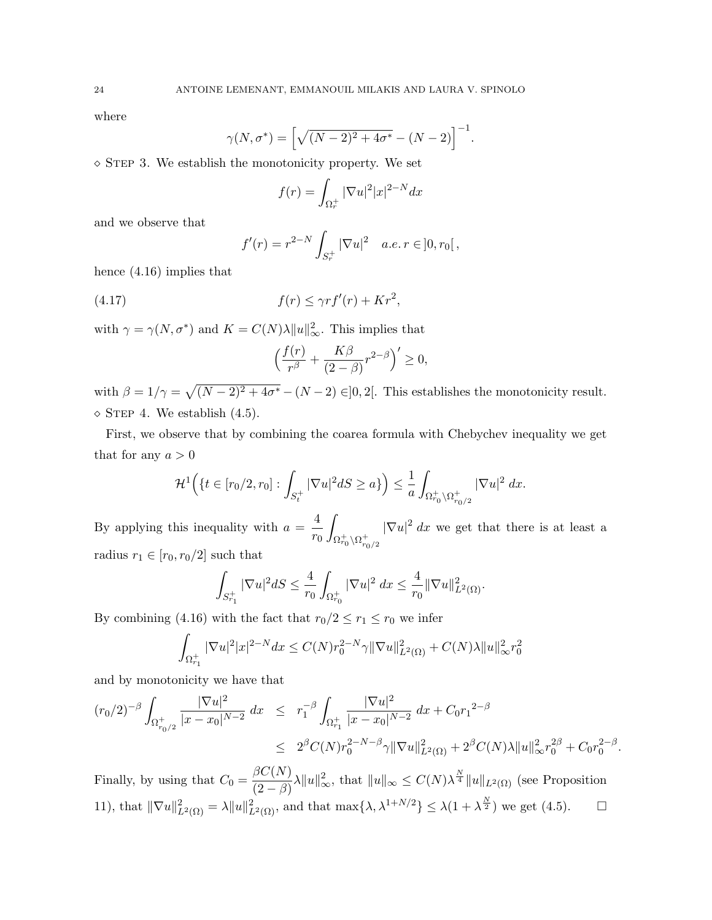where

$$\gamma(N, \sigma^*) = \left[\sqrt{(N-2)^2 + 4\sigma^*} - (N-2)\right]^{-1}.$$

$\diamond$ Step 3. We establish the monotonicity property. We set

$$f(r) = \int_{\Omega_r^+} |\nabla u|^2 |x|^{2-N} dx$$

and we observe that

$$f'(r) = r^{2-N} \int_{S_r^+} |\nabla u|^2 \quad a.e.\, r \in ]0, r_0[\,,$$

hence (4.16) implies that

$$f(r) \leq \gamma r f'(r) + K r^2, \tag{4.17}$$

with $\gamma = \gamma(N, \sigma^*)$ and $K = C(N)\lambda \|u\|_\infty^2$. This implies that

$$\Big(\frac{f(r)}{r^\beta} + \frac{K\beta}{(2-\beta)} r^{2-\beta}\Big)' \geq 0,$$

with $\beta = 1/\gamma = \sqrt{(N-2)^2 + 4\sigma^*} - (N-2) \in ]0, 2[$. This establishes the monotonicity result.

$\diamond$ Step 4. We establish (4.5).

First, we observe that by combining the coarea formula with Chebychev inequality we get that for any $a > 0$

$$\mathcal{H}^1\Big(\big\{t \in [r_0/2, r_0] : \int_{S_t^+} |\nabla u|^2 dS \geq a\big\}\Big) \leq \frac{1}{a} \int_{\Omega_{r_0}^+ \setminus \Omega_{r_0/2}^+} |\nabla u|^2 \, dx.$$

By applying this inequality with $a = \dfrac{4}{r_0} \displaystyle\int_{\Omega_{r_0}^+ \setminus \Omega_{r_0/2}^+} |\nabla u|^2 \, dx$ we get that there is at least a radius $r_1 \in [r_0, r_0/2]$ such that

$$\int_{S_{r_1}^+} |\nabla u|^2 dS \leq \frac{4}{r_0} \int_{\Omega_{r_0}^+} |\nabla u|^2 \, dx \leq \frac{4}{r_0} \|\nabla u\|_{L^2(\Omega)}^2.$$

By combining (4.16) with the fact that $r_0/2 \leq r_1 \leq r_0$ we infer

$$\int_{\Omega_{r_1}^+} |\nabla u|^2 |x|^{2-N} dx \leq C(N) r_0^{2-N} \gamma \|\nabla u\|_{L^2(\Omega)}^2 + C(N)\lambda \|u\|_\infty^2 r_0^2$$

and by monotonicity we have that

$$\begin{aligned}
(r_0/2)^{-\beta} \int_{\Omega_{r_0/2}^+} \frac{|\nabla u|^2}{|x - x_0|^{N-2}} \, dx &\leq r_1^{-\beta} \int_{\Omega_{r_1}^+} \frac{|\nabla u|^2}{|x - x_0|^{N-2}} \, dx + C_0 {r_1}^{2-\beta} \\
&\leq 2^\beta C(N) r_0^{2-N-\beta} \gamma \|\nabla u\|_{L^2(\Omega)}^2 + 2^\beta C(N)\lambda \|u\|_\infty^2 r_0^{2\beta} + C_0 r_0^{2-\beta}.
\end{aligned}$$

Finally, by using that $C_0 = \dfrac{\beta C(N)}{(2-\beta)} \lambda \|u\|_\infty^2$, that $\|u\|_\infty \leq C(N)\lambda^{\frac{N}{4}} \|u\|_{L^2(\Omega)}$ (see Proposition 11), that $\|\nabla u\|_{L^2(\Omega)}^2 = \lambda \|u\|_{L^2(\Omega)}^2$, and that $\max\{\lambda, \lambda^{1+N/2}\} \leq \lambda(1 + \lambda^{\frac{N}{2}})$ we get (4.5). $\square$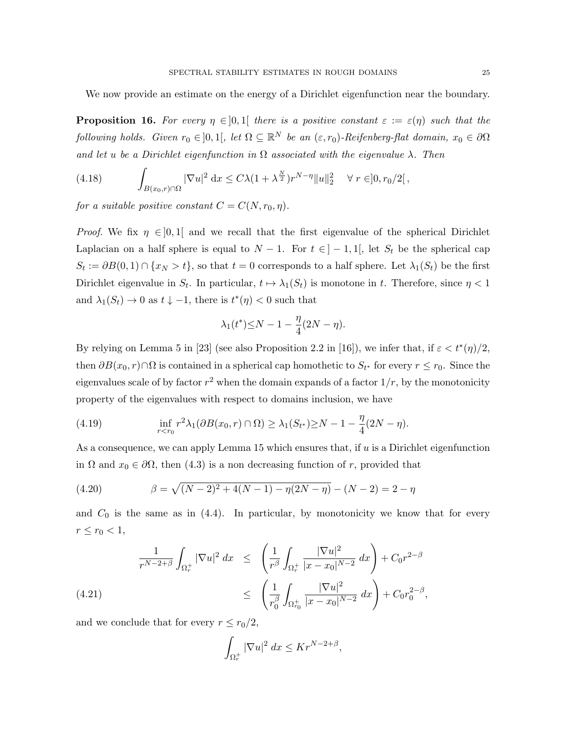We now provide an estimate on the energy of a Dirichlet eigenfunction near the boundary.

**Proposition 16.** *For every $\eta \in ]0,1[$ there is a positive constant $\varepsilon := \varepsilon(\eta)$ such that the following holds. Given $r_0 \in ]0,1[$, let $\Omega \subseteq \mathbb{R}^N$ be an $(\varepsilon, r_0)$-Reifenberg-flat domain, $x_0 \in \partial\Omega$ and let $u$ be a Dirichlet eigenfunction in $\Omega$ associated with the eigenvalue $\lambda$. Then*

$$\int_{B(x_0,r)\cap\Omega} |\nabla u|^2 \, \mathrm{d}x \leq C\lambda(1+\lambda^{\frac{N}{2}}) r^{N-\eta} \|u\|_2^2 \quad \forall\, r \in ]0, r_0/2[\,, \tag{4.18}$$

*for a suitable positive constant $C = C(N, r_0, \eta)$.*

*Proof.* We fix $\eta \in ]0,1[$ and we recall that the first eigenvalue of the spherical Dirichlet Laplacian on a half sphere is equal to $N-1$. For $t \in ]-1,1[$, let $S_t$ be the spherical cap $S_t := \partial B(0,1) \cap \{x_N > t\}$, so that $t = 0$ corresponds to a half sphere. Let $\lambda_1(S_t)$ be the first Dirichlet eigenvalue in $S_t$. In particular, $t \mapsto \lambda_1(S_t)$ is monotone in $t$. Therefore, since $\eta < 1$ and $\lambda_1(S_t) \to 0$ as $t \downarrow -1$, there is $t^*(\eta) < 0$ such that

$$\lambda_1(t^*) \leq N - 1 - \frac{\eta}{4}(2N - \eta).$$

By relying on Lemma 5 in [23] (see also Proposition 2.2 in [16]), we infer that, if $\varepsilon < t^*(\eta)/2$, then $\partial B(x_0, r) \cap \Omega$ is contained in a spherical cap homothetic to $S_{t^*}$ for every $r \leq r_0$. Since the eigenvalues scale of by factor $r^2$ when the domain expands of a factor $1/r$, by the monotonicity property of the eigenvalues with respect to domains inclusion, we have

$$\inf_{r<r_0} r^2 \lambda_1(\partial B(x_0, r) \cap \Omega) \geq \lambda_1(S_{t^*}) \geq N - 1 - \frac{\eta}{4}(2N - \eta). \tag{4.19}$$

As a consequence, we can apply Lemma 15 which ensures that, if $u$ is a Dirichlet eigenfunction in $\Omega$ and $x_0 \in \partial\Omega$, then (4.3) is a non decreasing function of $r$, provided that

$$\beta = \sqrt{(N-2)^2 + 4(N-1) - \eta(2N-\eta)} - (N-2) = 2 - \eta \tag{4.20}$$

and $C_0$ is the same as in (4.4). In particular, by monotonicity we know that for every $r \leq r_0 < 1$,

$$\begin{aligned}
\frac{1}{r^{N-2+\beta}} \int_{\Omega_r^+} |\nabla u|^2 \, dx &\leq \left( \frac{1}{r^\beta} \int_{\Omega_r^+} \frac{|\nabla u|^2}{|x - x_0|^{N-2}} \, dx \right) + C_0 r^{2-\beta} \\
&\leq \left( \frac{1}{r_0^\beta} \int_{\Omega_{r_0}^+} \frac{|\nabla u|^2}{|x - x_0|^{N-2}} \, dx \right) + C_0 r_0^{2-\beta},
\end{aligned} \tag{4.21}$$

and we conclude that for every $r \leq r_0/2$,

$$\int_{\Omega_r^+} |\nabla u|^2 \, dx \leq K r^{N-2+\beta},$$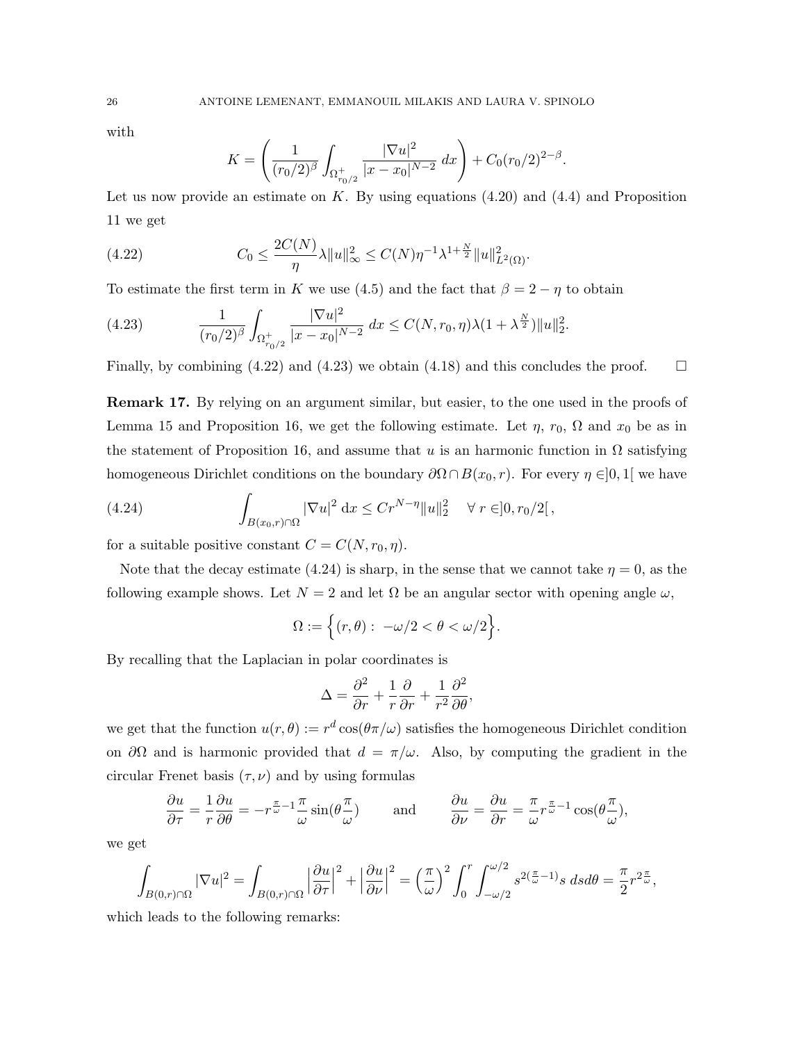with

$$K = \left( \frac{1}{(r_0/2)^\beta} \int_{\Omega^+_{r_0/2}} \frac{|\nabla u|^2}{|x-x_0|^{N-2}} \, dx \right) + C_0 (r_0/2)^{2-\beta}.$$

Let us now provide an estimate on $K$. By using equations (4.20) and (4.4) and Proposition 11 we get

$$C_0 \leq \frac{2C(N)}{\eta} \lambda \|u\|^2_\infty \leq C(N) \eta^{-1} \lambda^{1+\frac{N}{2}} \|u\|^2_{L^2(\Omega)}. \tag{4.22}$$

To estimate the first term in $K$ we use (4.5) and the fact that $\beta = 2 - \eta$ to obtain

$$\frac{1}{(r_0/2)^\beta} \int_{\Omega^+_{r_0/2}} \frac{|\nabla u|^2}{|x-x_0|^{N-2}} \, dx \leq C(N, r_0, \eta) \lambda (1 + \lambda^{\frac{N}{2}}) \|u\|^2_2. \tag{4.23}$$

Finally, by combining (4.22) and (4.23) we obtain (4.18) and this concludes the proof. $\square$

**Remark 17.** By relying on an argument similar, but easier, to the one used in the proofs of Lemma 15 and Proposition 16, we get the following estimate. Let $\eta$, $r_0$, $\Omega$ and $x_0$ be as in the statement of Proposition 16, and assume that $u$ is an harmonic function in $\Omega$ satisfying homogeneous Dirichlet conditions on the boundary $\partial\Omega \cap B(x_0, r)$. For every $\eta \in ]0,1[$ we have

$$\int_{B(x_0,r)\cap\Omega} |\nabla u|^2 \, \mathrm{d}x \leq C r^{N-\eta} \|u\|^2_2 \quad \forall \, r \in ]0, r_0/2[\,, \tag{4.24}$$

for a suitable positive constant $C = C(N, r_0, \eta)$.

Note that the decay estimate (4.24) is sharp, in the sense that we cannot take $\eta = 0$, as the following example shows. Let $N = 2$ and let $\Omega$ be an angular sector with opening angle $\omega$,

$$\Omega := \Big\{ (r, \theta) : \ -\omega/2 < \theta < \omega/2 \Big\}.$$

By recalling that the Laplacian in polar coordinates is

$$\Delta = \frac{\partial^2}{\partial r^2} + \frac{1}{r} \frac{\partial}{\partial r} + \frac{1}{r^2} \frac{\partial^2}{\partial \theta^2},$$

we get that the function $u(r, \theta) := r^d \cos(\theta\pi/\omega)$ satisfies the homogeneous Dirichlet condition on $\partial\Omega$ and is harmonic provided that $d = \pi/\omega$. Also, by computing the gradient in the circular Frenet basis $(\tau, \nu)$ and by using formulas

$$\frac{\partial u}{\partial \tau} = \frac{1}{r} \frac{\partial u}{\partial \theta} = -r^{\frac{\pi}{\omega}-1} \frac{\pi}{\omega} \sin(\theta \frac{\pi}{\omega}) \qquad \text{and} \qquad \frac{\partial u}{\partial \nu} = \frac{\partial u}{\partial r} = \frac{\pi}{\omega} r^{\frac{\pi}{\omega}-1} \cos(\theta \frac{\pi}{\omega}),$$

we get

$$\int_{B(0,r)\cap\Omega} |\nabla u|^2 = \int_{B(0,r)\cap\Omega} \Big| \frac{\partial u}{\partial \tau} \Big|^2 + \Big| \frac{\partial u}{\partial \nu} \Big|^2 = \Big( \frac{\pi}{\omega} \Big)^2 \int_0^r \int_{-\omega/2}^{\omega/2} s^{2(\frac{\pi}{\omega}-1)} s \, ds d\theta = \frac{\pi}{2} r^{2\frac{\pi}{\omega}},$$

which leads to the following remarks: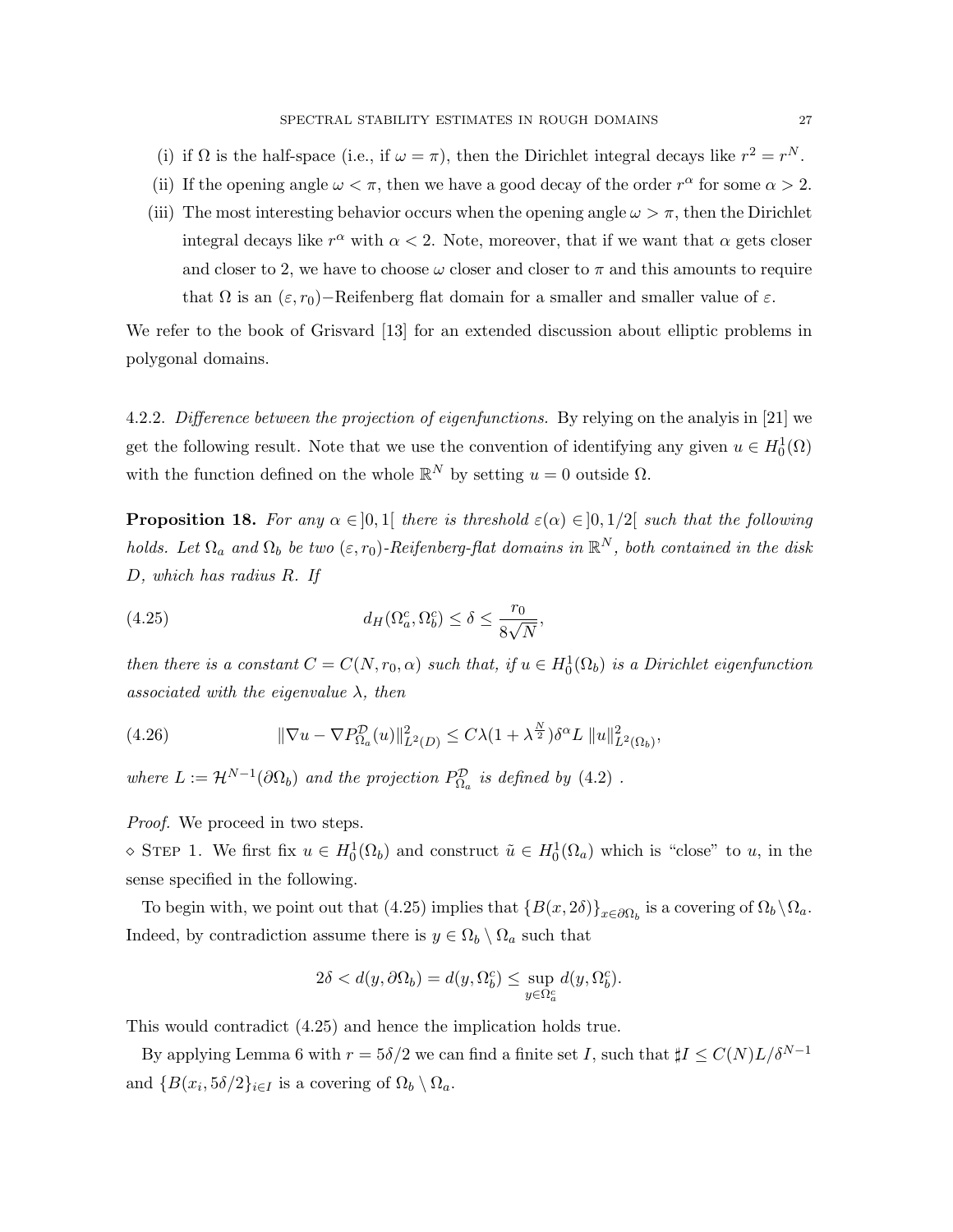(i) if $\Omega$ is the half-space (i.e., if $\omega = \pi$), then the Dirichlet integral decays like $r^2 = r^N$.

(ii) If the opening angle $\omega < \pi$, then we have a good decay of the order $r^\alpha$ for some $\alpha > 2$.

(iii) The most interesting behavior occurs when the opening angle $\omega > \pi$, then the Dirichlet integral decays like $r^\alpha$ with $\alpha < 2$. Note, moreover, that if we want that $\alpha$ gets closer and closer to 2, we have to choose $\omega$ closer and closer to $\pi$ and this amounts to require that $\Omega$ is an $(\varepsilon, r_0)-$Reifenberg flat domain for a smaller and smaller value of $\varepsilon$.

We refer to the book of Grisvard [13] for an extended discussion about elliptic problems in polygonal domains.

4.2.2. *Difference between the projection of eigenfunctions.* By relying on the analyis in [21] we get the following result. Note that we use the convention of identifying any given $u \in H^1_0(\Omega)$ with the function defined on the whole $\mathbb{R}^N$ by setting $u = 0$ outside $\Omega$.

**Proposition 18.** *For any $\alpha \in ]0, 1[$ there is threshold $\varepsilon(\alpha) \in ]0, 1/2[$ such that the following holds. Let $\Omega_a$ and $\Omega_b$ be two $(\varepsilon, r_0)$-Reifenberg-flat domains in $\mathbb{R}^N$, both contained in the disk $D$, which has radius $R$. If*

$$d_H(\Omega_a^c, \Omega_b^c) \leq \delta \leq \frac{r_0}{8\sqrt{N}}, \tag{4.25}$$

*then there is a constant $C = C(N, r_0, \alpha)$ such that, if $u \in H^1_0(\Omega_b)$ is a Dirichlet eigenfunction associated with the eigenvalue $\lambda$, then*

$$\|\nabla u - \nabla P^{\mathcal{D}}_{\Omega_a}(u)\|^2_{L^2(D)} \leq C\lambda(1 + \lambda^{\frac{N}{2}})\delta^\alpha L \, \|u\|^2_{L^2(\Omega_b)}, \tag{4.26}$$

*where $L := \mathcal{H}^{N-1}(\partial\Omega_b)$ and the projection $P^{\mathcal{D}}_{\Omega_a}$ is defined by (4.2) .*

*Proof.* We proceed in two steps.

$\diamond$ Step 1. We first fix $u \in H^1_0(\Omega_b)$ and construct $\tilde{u} \in H^1_0(\Omega_a)$ which is "close" to $u$, in the sense specified in the following.

To begin with, we point out that (4.25) implies that $\{B(x, 2\delta)\}_{x \in \partial\Omega_b}$ is a covering of $\Omega_b \setminus \Omega_a$. Indeed, by contradiction assume there is $y \in \Omega_b \setminus \Omega_a$ such that

$$2\delta < d(y, \partial\Omega_b) = d(y, \Omega_b^c) \leq \sup_{y \in \Omega_a^c} d(y, \Omega_b^c).$$

This would contradict (4.25) and hence the implication holds true.

By applying Lemma 6 with $r = 5\delta/2$ we can find a finite set $I$, such that $\sharp I \leq C(N)L/\delta^{N-1}$ and $\{B(x_i, 5\delta/2\}_{i \in I}$ is a covering of $\Omega_b \setminus \Omega_a$.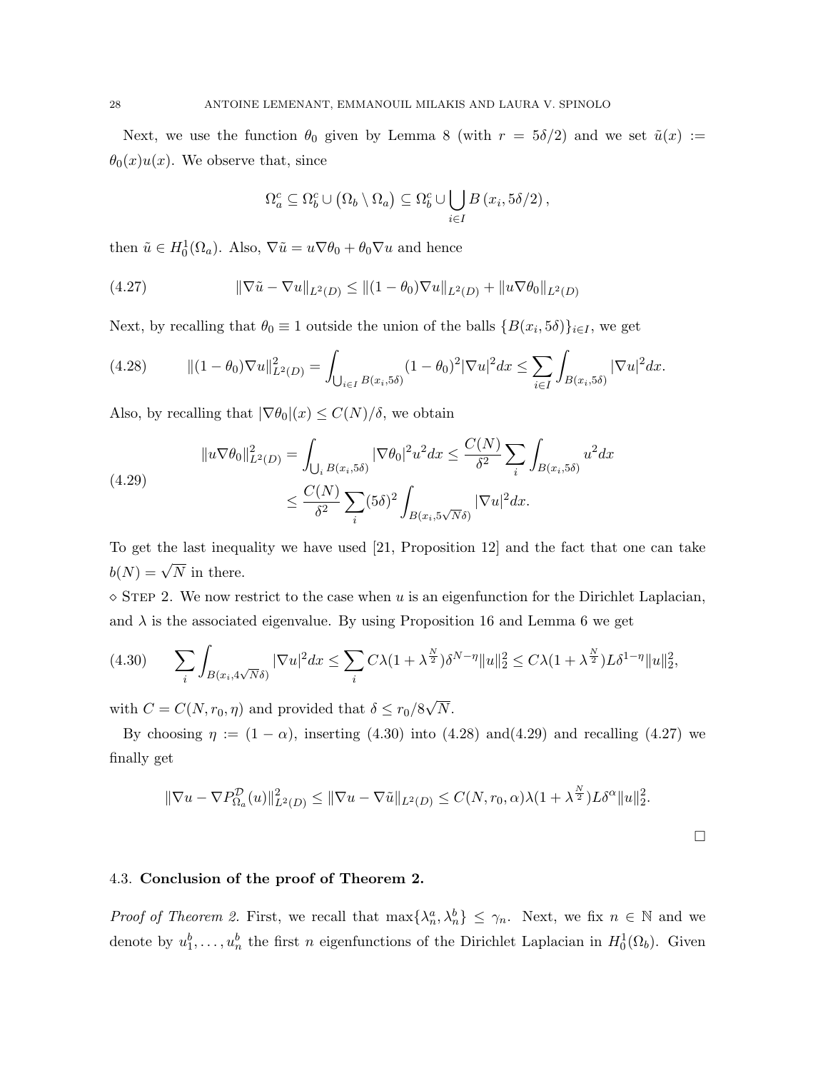Next, we use the function $\theta_0$ given by Lemma 8 (with $r = 5\delta/2$) and we set $\tilde{u}(x) := \theta_0(x)u(x)$. We observe that, since

$$\Omega_a^c \subseteq \Omega_b^c \cup \left(\Omega_b \setminus \Omega_a\right) \subseteq \Omega_b^c \cup \bigcup_{i \in I} B\left(x_i, 5\delta/2\right),$$

then $\tilde{u} \in H_0^1(\Omega_a)$. Also, $\nabla \tilde{u} = u \nabla \theta_0 + \theta_0 \nabla u$ and hence

$$\|\nabla \tilde{u} - \nabla u\|_{L^2(D)} \leq \|(1-\theta_0)\nabla u\|_{L^2(D)} + \|u \nabla \theta_0\|_{L^2(D)} \tag{4.27}$$

Next, by recalling that $\theta_0 \equiv 1$ outside the union of the balls $\{B(x_i, 5\delta)\}_{i \in I}$, we get

$$\|(1-\theta_0)\nabla u\|_{L^2(D)}^2 = \int_{\bigcup_{i \in I} B(x_i, 5\delta)} (1-\theta_0)^2 |\nabla u|^2 dx \leq \sum_{i \in I} \int_{B(x_i, 5\delta)} |\nabla u|^2 dx. \tag{4.28}$$

Also, by recalling that $|\nabla \theta_0|(x) \leq C(N)/\delta$, we obtain

$$\begin{aligned} \|u \nabla \theta_0\|_{L^2(D)}^2 &= \int_{\bigcup_i B(x_i, 5\delta)} |\nabla \theta_0|^2 u^2 dx \leq \frac{C(N)}{\delta^2} \sum_i \int_{B(x_i, 5\delta)} u^2 dx \\ &\leq \frac{C(N)}{\delta^2} \sum_i (5\delta)^2 \int_{B(x_i, 5\sqrt{N}\delta)} |\nabla u|^2 dx. \end{aligned} \tag{4.29}$$

To get the last inequality we have used [21, Proposition 12] and the fact that one can take $b(N) = \sqrt{N}$ in there.

$\diamond$ Step 2. We now restrict to the case when $u$ is an eigenfunction for the Dirichlet Laplacian, and $\lambda$ is the associated eigenvalue. By using Proposition 16 and Lemma 6 we get

$$\sum_i \int_{B(x_i, 4\sqrt{N}\delta)} |\nabla u|^2 dx \leq \sum_i C\lambda(1+\lambda^{\frac{N}{2}})\delta^{N-\eta}\|u\|_2^2 \leq C\lambda(1+\lambda^{\frac{N}{2}})L\delta^{1-\eta}\|u\|_2^2, \tag{4.30}$$

with $C = C(N, r_0, \eta)$ and provided that $\delta \leq r_0/8\sqrt{N}$.

By choosing $\eta := (1-\alpha)$, inserting (4.30) into (4.28) and(4.29) and recalling (4.27) we finally get

$$\|\nabla u - \nabla P_{\Omega_a}^{\mathcal{D}}(u)\|_{L^2(D)}^2 \leq \|\nabla u - \nabla \tilde{u}\|_{L^2(D)} \leq C(N, r_0, \alpha)\lambda(1+\lambda^{\frac{N}{2}})L\delta^{\alpha}\|u\|_2^2.$$

□

### 4.3. **Conclusion of the proof of Theorem 2.**

*Proof of Theorem 2.* First, we recall that $\max\{\lambda_n^a, \lambda_n^b\} \leq \gamma_n$. Next, we fix $n \in \mathbb{N}$ and we denote by $u_1^b, \ldots, u_n^b$ the first $n$ eigenfunctions of the Dirichlet Laplacian in $H_0^1(\Omega_b)$. Given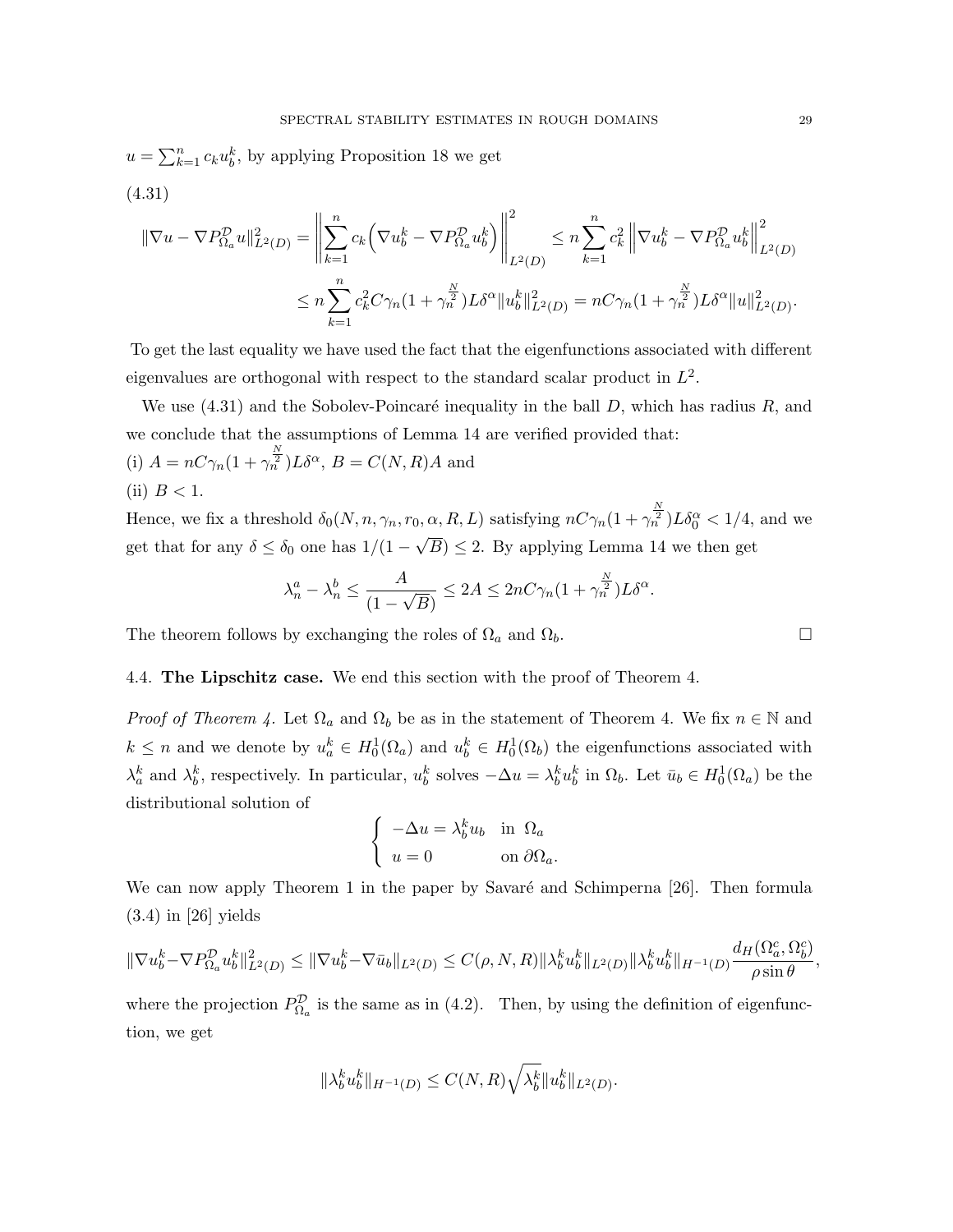$u = \sum_{k=1}^n c_k u_b^k$, by applying Proposition 18 we get

(4.31)

$$
\begin{aligned}
\|\nabla u - \nabla P^{\mathcal{D}}_{\Omega_a} u\|^2_{L^2(D)} &= \left\| \sum_{k=1}^n c_k \Big( \nabla u_b^k - \nabla P^{\mathcal{D}}_{\Omega_a} u_b^k \Big) \right\|^2_{L^2(D)} \leq n \sum_{k=1}^n c_k^2 \left\| \nabla u_b^k - \nabla P^{\mathcal{D}}_{\Omega_a} u_b^k \right\|^2_{L^2(D)} \\
&\leq n \sum_{k=1}^n c_k^2 C \gamma_n (1 + \gamma_n^{\frac{N}{2}}) L \delta^\alpha \|u_b^k\|^2_{L^2(D)} = n C \gamma_n (1 + \gamma_n^{\frac{N}{2}}) L \delta^\alpha \|u\|^2_{L^2(D)}.
\end{aligned}
$$

To get the last equality we have used the fact that the eigenfunctions associated with different eigenvalues are orthogonal with respect to the standard scalar product in $L^2$.

We use (4.31) and the Sobolev-Poincaré inequality in the ball $D$, which has radius $R$, and we conclude that the assumptions of Lemma 14 are verified provided that:
(i) $A = nC\gamma_n(1+\gamma_n^{\frac{N}{2}})L\delta^\alpha$, $B = C(N,R)A$ and
(ii) $B < 1$.
Hence, we fix a threshold $\delta_0(N, n, \gamma_n, r_0, \alpha, R, L)$ satisfying $nC\gamma_n(1+\gamma_n^{\frac{N}{2}})L\delta_0^\alpha < 1/4$, and we get that for any $\delta \leq \delta_0$ one has $1/(1-\sqrt{B}) \leq 2$. By applying Lemma 14 we then get

$$
\lambda_n^a - \lambda_n^b \leq \frac{A}{(1-\sqrt{B})} \leq 2A \leq 2nC\gamma_n(1+\gamma_n^{\frac{N}{2}})L\delta^\alpha.
$$

The theorem follows by exchanging the roles of $\Omega_a$ and $\Omega_b$. □

## 4.4. **The Lipschitz case.**

We end this section with the proof of Theorem 4.

*Proof of Theorem 4.* Let $\Omega_a$ and $\Omega_b$ be as in the statement of Theorem 4. We fix $n \in \mathbb{N}$ and $k \leq n$ and we denote by $u_a^k \in H_0^1(\Omega_a)$ and $u_b^k \in H_0^1(\Omega_b)$ the eigenfunctions associated with $\lambda_a^k$ and $\lambda_b^k$, respectively. In particular, $u_b^k$ solves $-\Delta u = \lambda_b^k u_b^k$ in $\Omega_b$. Let $\bar{u}_b \in H_0^1(\Omega_a)$ be the distributional solution of

$$
\begin{cases}
-\Delta u = \lambda_b^k u_b & \text{in } \Omega_a \\
u = 0 & \text{on } \partial\Omega_a.
\end{cases}
$$

We can now apply Theorem 1 in the paper by Savaré and Schimperna [26]. Then formula (3.4) in [26] yields

$$
\|\nabla u_b^k - \nabla P^{\mathcal{D}}_{\Omega_a} u_b^k\|^2_{L^2(D)} \leq \|\nabla u_b^k - \nabla \bar{u}_b\|_{L^2(D)} \leq C(\rho, N, R) \|\lambda_b^k u_b^k\|_{L^2(D)} \|\lambda_b^k u_b^k\|_{H^{-1}(D)} \frac{d_H(\Omega_a^c, \Omega_b^c)}{\rho \sin\theta},
$$

where the projection $P^{\mathcal{D}}_{\Omega_a}$ is the same as in (4.2). Then, by using the definition of eigenfunction, we get

$$
\|\lambda_b^k u_b^k\|_{H^{-1}(D)} \leq C(N,R)\sqrt{\lambda_b^k}\|u_b^k\|_{L^2(D)}.
$$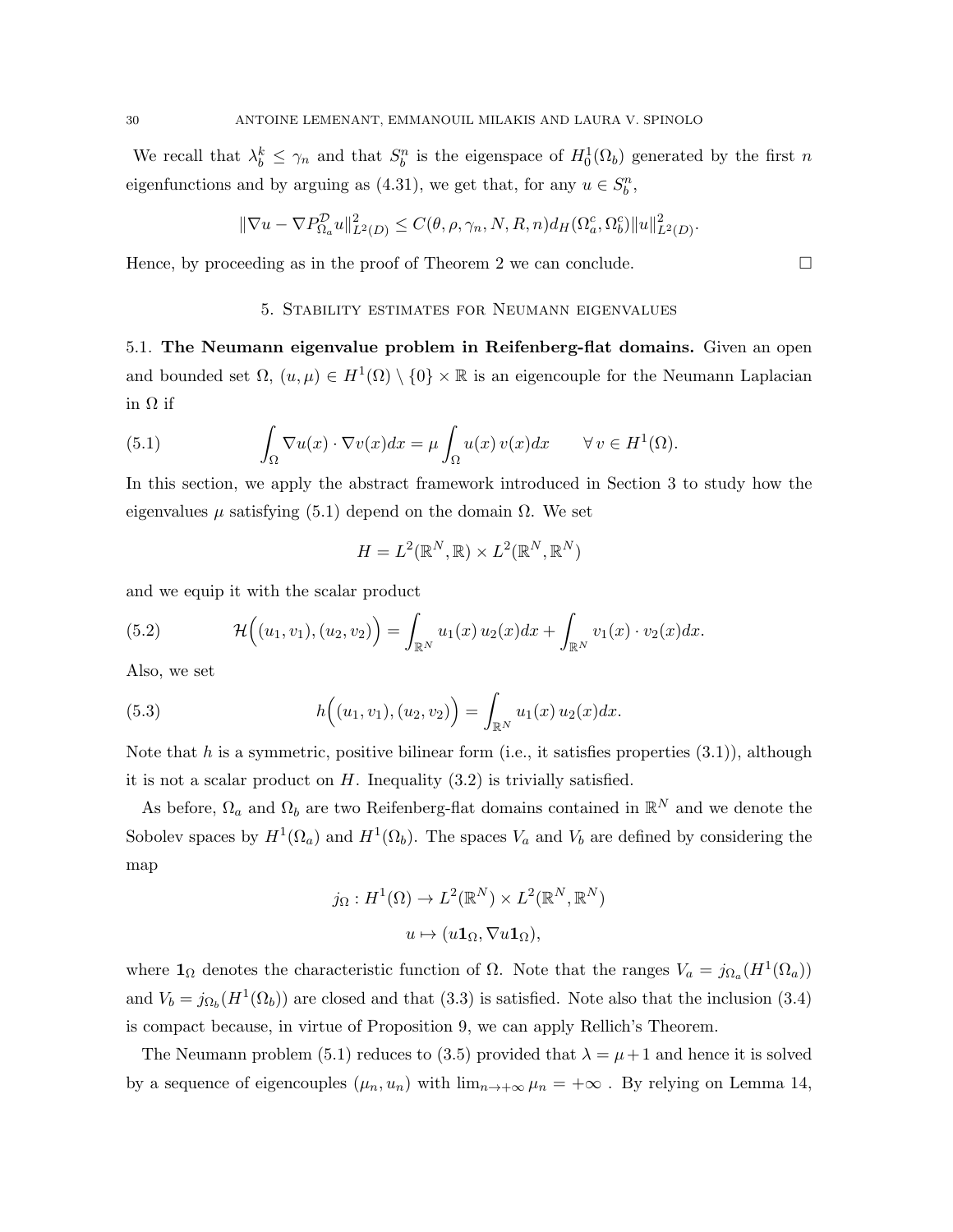We recall that $\lambda_b^k \le \gamma_n$ and that $S_b^n$ is the eigenspace of $H_0^1(\Omega_b)$ generated by the first $n$ eigenfunctions and by arguing as (4.31), we get that, for any $u \in S_b^n$,

$$\|\nabla u - \nabla P^{\mathcal{D}}_{\Omega_a} u\|^2_{L^2(D)} \le C(\theta, \rho, \gamma_n, N, R, n) d_H(\Omega_a^c, \Omega_b^c) \|u\|^2_{L^2(D)}.$$

Hence, by proceeding as in the proof of Theorem 2 we can conclude. □

## 5. Stability estimates for Neumann eigenvalues

**5.1. The Neumann eigenvalue problem in Reifenberg-flat domains.** Given an open and bounded set $\Omega$, $(u, \mu) \in H^1(\Omega) \setminus \{0\} \times \mathbb{R}$ is an eigencouple for the Neumann Laplacian in $\Omega$ if

$$\int_\Omega \nabla u(x) \cdot \nabla v(x) dx = \mu \int_\Omega u(x)\, v(x) dx \qquad \forall\, v \in H^1(\Omega). \tag{5.1}$$

In this section, we apply the abstract framework introduced in Section 3 to study how the eigenvalues $\mu$ satisfying (5.1) depend on the domain $\Omega$. We set

$$H = L^2(\mathbb{R}^N, \mathbb{R}) \times L^2(\mathbb{R}^N, \mathbb{R}^N)$$

and we equip it with the scalar product

$$\mathcal{H}\Big((u_1, v_1), (u_2, v_2)\Big) = \int_{\mathbb{R}^N} u_1(x)\, u_2(x) dx + \int_{\mathbb{R}^N} v_1(x) \cdot v_2(x) dx. \tag{5.2}$$

Also, we set

$$h\Big((u_1, v_1), (u_2, v_2)\Big) = \int_{\mathbb{R}^N} u_1(x)\, u_2(x) dx. \tag{5.3}$$

Note that $h$ is a symmetric, positive bilinear form (i.e., it satisfies properties (3.1)), although it is not a scalar product on $H$. Inequality (3.2) is trivially satisfied.

As before, $\Omega_a$ and $\Omega_b$ are two Reifenberg-flat domains contained in $\mathbb{R}^N$ and we denote the Sobolev spaces by $H^1(\Omega_a)$ and $H^1(\Omega_b)$. The spaces $V_a$ and $V_b$ are defined by considering the map

$$j_\Omega : H^1(\Omega) \to L^2(\mathbb{R}^N) \times L^2(\mathbb{R}^N, \mathbb{R}^N)$$
$$u \mapsto (u \mathbf{1}_\Omega, \nabla u \mathbf{1}_\Omega),$$

where $\mathbf{1}_\Omega$ denotes the characteristic function of $\Omega$. Note that the ranges $V_a = j_{\Omega_a}(H^1(\Omega_a))$ and $V_b = j_{\Omega_b}(H^1(\Omega_b))$ are closed and that (3.3) is satisfied. Note also that the inclusion (3.4) is compact because, in virtue of Proposition 9, we can apply Rellich's Theorem.

The Neumann problem (5.1) reduces to (3.5) provided that $\lambda = \mu + 1$ and hence it is solved by a sequence of eigencouples $(\mu_n, u_n)$ with $\lim_{n \to +\infty} \mu_n = +\infty$ . By relying on Lemma 14,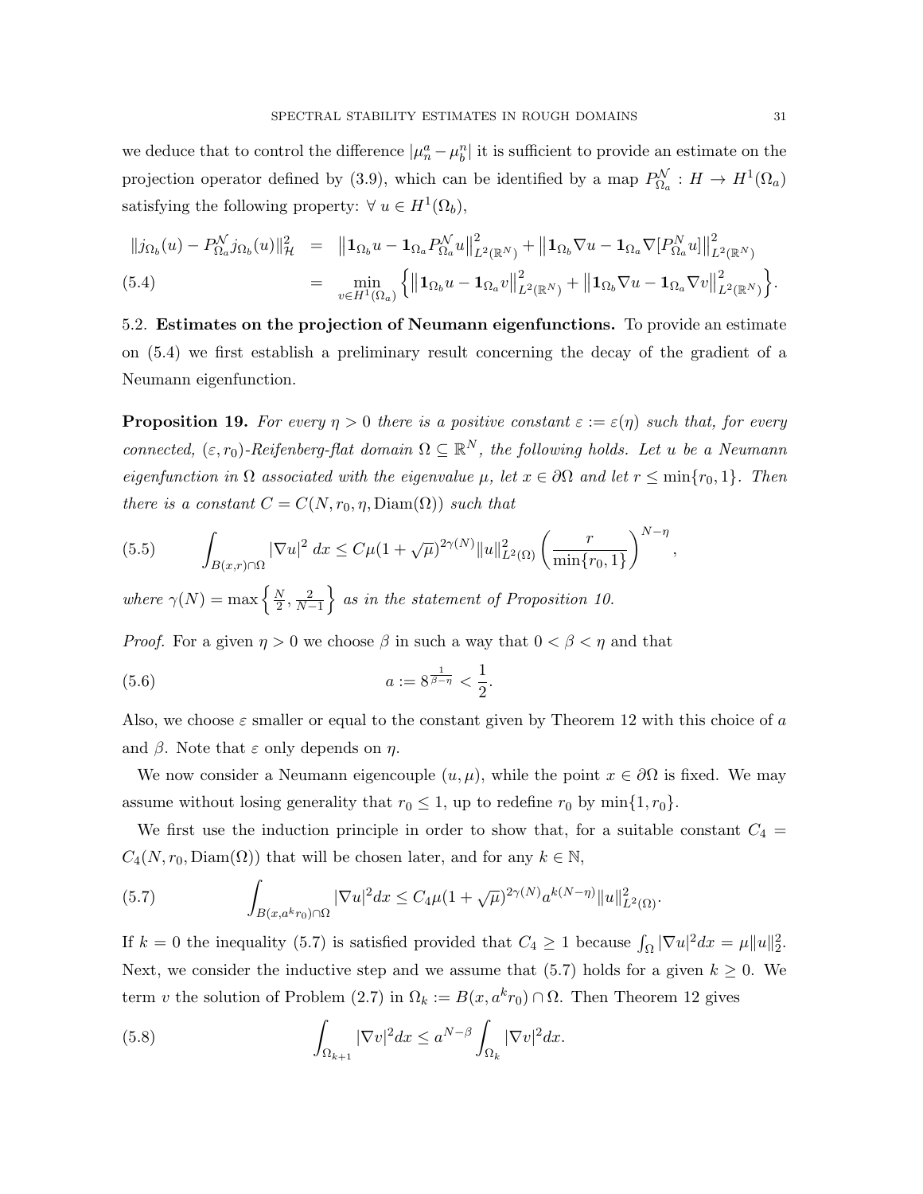we deduce that to control the difference $|\mu_n^a - \mu_b^n|$ it is sufficient to provide an estimate on the projection operator defined by (3.9), which can be identified by a map $P^{\mathcal{N}}_{\Omega_a} : H \to H^1(\Omega_a)$ satisfying the following property: $\forall\, u \in H^1(\Omega_b)$,

$$
\begin{aligned}
\|j_{\Omega_b}(u) - P^{\mathcal{N}}_{\Omega_a} j_{\Omega_b}(u)\|^2_{\mathcal{H}} &= \left\|\mathbf{1}_{\Omega_b} u - \mathbf{1}_{\Omega_a} P^{\mathcal{N}}_{\Omega_a} u\right\|^2_{L^2(\mathbb{R}^N)} + \left\|\mathbf{1}_{\Omega_b} \nabla u - \mathbf{1}_{\Omega_a} \nabla [P^{N}_{\Omega_a} u]\right\|^2_{L^2(\mathbb{R}^N)} \\
&= \min_{v \in H^1(\Omega_a)} \Big\{ \left\|\mathbf{1}_{\Omega_b} u - \mathbf{1}_{\Omega_a} v\right\|^2_{L^2(\mathbb{R}^N)} + \left\|\mathbf{1}_{\Omega_b} \nabla u - \mathbf{1}_{\Omega_a} \nabla v\right\|^2_{L^2(\mathbb{R}^N)} \Big\}. \qquad (5.4)
\end{aligned}
$$

5.2. **Estimates on the projection of Neumann eigenfunctions.** To provide an estimate on (5.4) we first establish a preliminary result concerning the decay of the gradient of a Neumann eigenfunction.

**Proposition 19.** *For every $\eta > 0$ there is a positive constant $\varepsilon := \varepsilon(\eta)$ such that, for every connected, $(\varepsilon, r_0)$-Reifenberg-flat domain $\Omega \subseteq \mathbb{R}^N$, the following holds. Let $u$ be a Neumann eigenfunction in $\Omega$ associated with the eigenvalue $\mu$, let $x \in \partial\Omega$ and let $r \leq \min\{r_0, 1\}$. Then there is a constant $C = C(N, r_0, \eta, \mathrm{Diam}(\Omega))$ such that*

$$
\int_{B(x,r)\cap\Omega} |\nabla u|^2\, dx \leq C\mu(1+\sqrt{\mu})^{2\gamma(N)} \|u\|^2_{L^2(\Omega)} \left(\frac{r}{\min\{r_0, 1\}}\right)^{N-\eta}, \qquad (5.5)
$$

*where $\gamma(N) = \max\left\{\frac{N}{2}, \frac{2}{N-1}\right\}$ as in the statement of Proposition 10.*

*Proof.* For a given $\eta > 0$ we choose $\beta$ in such a way that $0 < \beta < \eta$ and that

$$
a := 8^{\frac{1}{\beta - \eta}} < \frac{1}{2}. \qquad (5.6)
$$

Also, we choose $\varepsilon$ smaller or equal to the constant given by Theorem 12 with this choice of $a$ and $\beta$. Note that $\varepsilon$ only depends on $\eta$.

We now consider a Neumann eigencouple $(u, \mu)$, while the point $x \in \partial\Omega$ is fixed. We may assume without losing generality that $r_0 \leq 1$, up to redefine $r_0$ by $\min\{1, r_0\}$.

We first use the induction principle in order to show that, for a suitable constant $C_4 = C_4(N, r_0, \mathrm{Diam}(\Omega))$ that will be chosen later, and for any $k \in \mathbb{N}$,

$$
\int_{B(x, a^k r_0)\cap\Omega} |\nabla u|^2 dx \leq C_4 \mu (1+\sqrt{\mu})^{2\gamma(N)} a^{k(N-\eta)} \|u\|^2_{L^2(\Omega)}. \qquad (5.7)
$$

If $k = 0$ the inequality (5.7) is satisfied provided that $C_4 \geq 1$ because $\int_\Omega |\nabla u|^2 dx = \mu \|u\|_2^2$. Next, we consider the inductive step and we assume that (5.7) holds for a given $k \geq 0$. We term $v$ the solution of Problem (2.7) in $\Omega_k := B(x, a^k r_0) \cap \Omega$. Then Theorem 12 gives

$$
\int_{\Omega_{k+1}} |\nabla v|^2 dx \leq a^{N-\beta} \int_{\Omega_k} |\nabla v|^2 dx. \qquad (5.8)
$$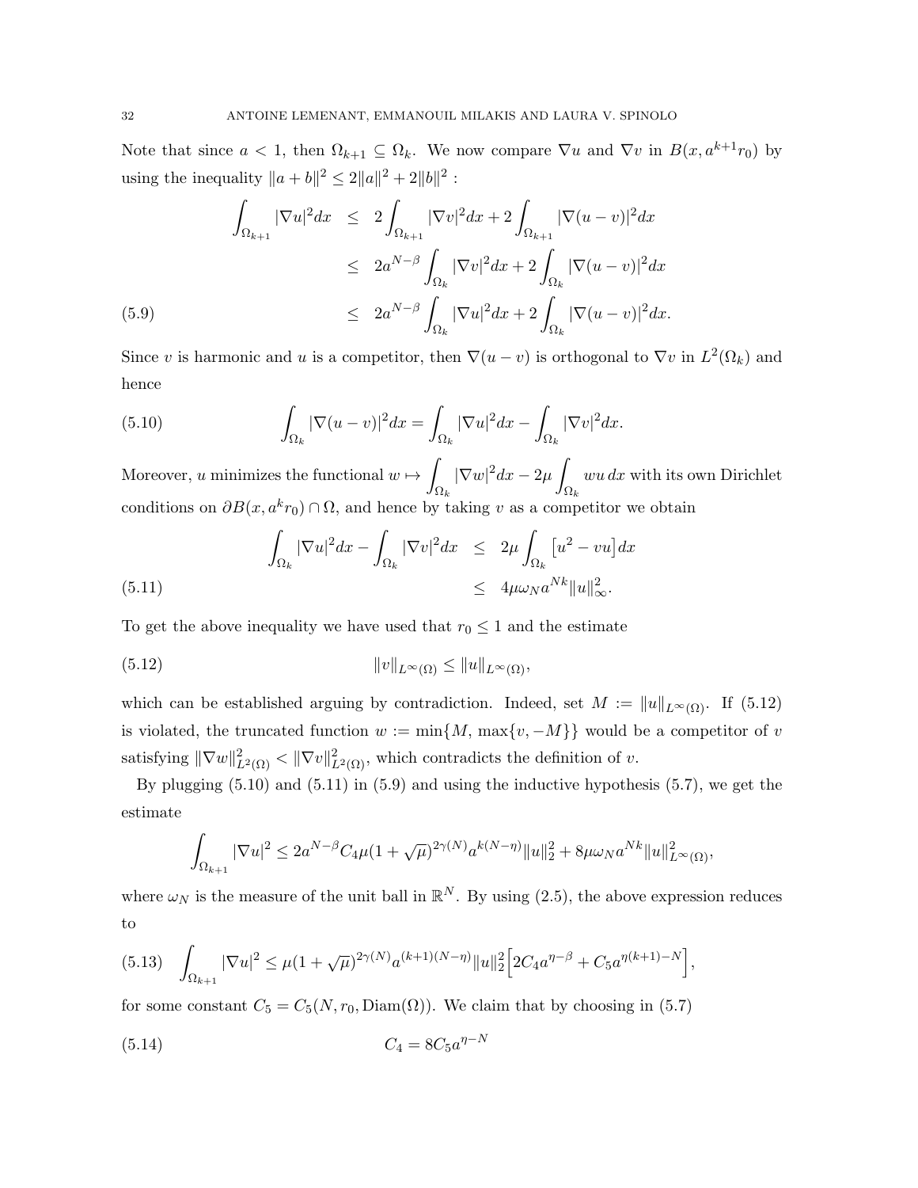Note that since $a < 1$, then $\Omega_{k+1} \subseteq \Omega_k$. We now compare $\nabla u$ and $\nabla v$ in $B(x, a^{k+1} r_0)$ by using the inequality $\|a + b\|^2 \leq 2\|a\|^2 + 2\|b\|^2$ :

$$
\begin{aligned}
\int_{\Omega_{k+1}} |\nabla u|^2 dx &\leq 2 \int_{\Omega_{k+1}} |\nabla v|^2 dx + 2 \int_{\Omega_{k+1}} |\nabla (u - v)|^2 dx \\
&\leq 2 a^{N-\beta} \int_{\Omega_k} |\nabla v|^2 dx + 2 \int_{\Omega_k} |\nabla (u - v)|^2 dx \\
&\leq 2 a^{N-\beta} \int_{\Omega_k} |\nabla u|^2 dx + 2 \int_{\Omega_k} |\nabla (u - v)|^2 dx. \qquad (5.9)
\end{aligned}
$$

Since $v$ is harmonic and $u$ is a competitor, then $\nabla(u - v)$ is orthogonal to $\nabla v$ in $L^2(\Omega_k)$ and hence

$$
\int_{\Omega_k} |\nabla (u - v)|^2 dx = \int_{\Omega_k} |\nabla u|^2 dx - \int_{\Omega_k} |\nabla v|^2 dx. \qquad (5.10)
$$

Moreover, $u$ minimizes the functional $w \mapsto \displaystyle\int_{\Omega_k} |\nabla w|^2 dx - 2\mu \int_{\Omega_k} wu \, dx$ with its own Dirichlet conditions on $\partial B(x, a^k r_0) \cap \Omega$, and hence by taking $v$ as a competitor we obtain

$$
\begin{aligned}
\int_{\Omega_k} |\nabla u|^2 dx - \int_{\Omega_k} |\nabla v|^2 dx &\leq 2\mu \int_{\Omega_k} \big[ u^2 - vu \big] dx \\
&\leq 4 \mu \omega_N a^{Nk} \|u\|_\infty^2. \qquad (5.11)
\end{aligned}
$$

To get the above inequality we have used that $r_0 \leq 1$ and the estimate

$$
\|v\|_{L^\infty(\Omega)} \leq \|u\|_{L^\infty(\Omega)}, \qquad (5.12)
$$

which can be established arguing by contradiction. Indeed, set $M := \|u\|_{L^\infty(\Omega)}$. If (5.12) is violated, the truncated function $w := \min\{M, \max\{v, -M\}\}$ would be a competitor of $v$ satisfying $\|\nabla w\|^2_{L^2(\Omega)} < \|\nabla v\|^2_{L^2(\Omega)}$, which contradicts the definition of $v$.

By plugging (5.10) and (5.11) in (5.9) and using the inductive hypothesis (5.7), we get the estimate

$$
\int_{\Omega_{k+1}} |\nabla u|^2 \leq 2 a^{N-\beta} C_4 \mu (1 + \sqrt{\mu})^{2\gamma(N)} a^{k(N-\eta)} \|u\|_2^2 + 8 \mu \omega_N a^{Nk} \|u\|^2_{L^\infty(\Omega)},
$$

where $\omega_N$ is the measure of the unit ball in $\mathbb{R}^N$. By using (2.5), the above expression reduces to

$$
\int_{\Omega_{k+1}} |\nabla u|^2 \leq \mu (1 + \sqrt{\mu})^{2\gamma(N)} a^{(k+1)(N-\eta)} \|u\|_2^2 \Big[ 2 C_4 a^{\eta - \beta} + C_5 a^{\eta(k+1) - N} \Big], \qquad (5.13)
$$

for some constant $C_5 = C_5(N, r_0, \mathrm{Diam}(\Omega))$. We claim that by choosing in (5.7)

$$
C_4 = 8 C_5 a^{\eta - N} \qquad (5.14)
$$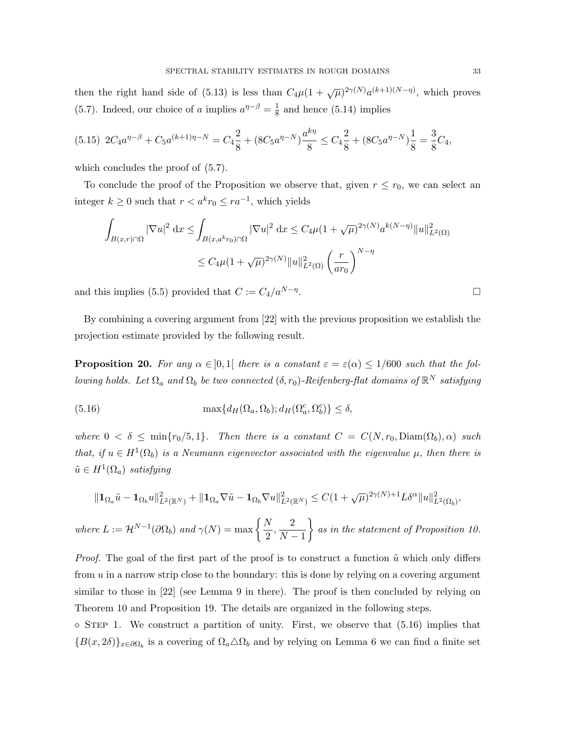then the right hand side of (5.13) is less than $C_4\mu(1+\sqrt{\mu})^{2\gamma(N)}a^{(k+1)(N-\eta)}$, which proves (5.7). Indeed, our choice of $a$ implies $a^{\eta-\beta}=\frac{1}{8}$ and hence (5.14) implies

$$2C_4a^{\eta-\beta}+C_5a^{(k+1)\eta-N}=C_4\frac{2}{8}+(8C_5a^{\eta-N})\frac{a^{k\eta}}{8}\le C_4\frac{2}{8}+(8C_5a^{\eta-N})\frac{1}{8}=\frac{3}{8}C_4, \tag{5.15}$$

which concludes the proof of (5.7).

To conclude the proof of the Proposition we observe that, given $r\le r_0$, we can select an integer $k\ge 0$ such that $r<a^kr_0\le ra^{-1}$, which yields

$$\begin{aligned}\int_{B(x,r)\cap\Omega}|\nabla u|^2\,\mathrm{d}x &\le \int_{B(x,a^kr_0)\cap\Omega}|\nabla u|^2\,\mathrm{d}x\le C_4\mu(1+\sqrt{\mu})^{2\gamma(N)}a^{k(N-\eta)}\|u\|^2_{L^2(\Omega)}\\ &\le C_4\mu(1+\sqrt{\mu})^{2\gamma(N)}\|u\|^2_{L^2(\Omega)}\left(\frac{r}{ar_0}\right)^{N-\eta}\end{aligned}$$

and this implies (5.5) provided that $C:=C_4/a^{N-\eta}$. □

By combining a covering argument from [22] with the previous proposition we establish the projection estimate provided by the following result.

**Proposition 20.** *For any $\alpha\in]0,1[$ there is a constant $\varepsilon=\varepsilon(\alpha)\le 1/600$ such that the following holds. Let $\Omega_a$ and $\Omega_b$ be two connected $(\delta,r_0)$-Reifenberg-flat domains of $\mathbb{R}^N$ satisfying*

$$\max\{d_H(\Omega_a,\Omega_b);d_H(\Omega_a^c,\Omega_b^c)\}\le\delta, \tag{5.16}$$

*where $0<\delta\le\min\{r_0/5,1\}$. Then there is a constant $C=C(N,r_0,\mathrm{Diam}(\Omega_b),\alpha)$ such that, if $u\in H^1(\Omega_b)$ is a Neumann eigenvector associated with the eigenvalue $\mu$, then there is $\tilde{u}\in H^1(\Omega_a)$ satisfying*

$$\|\mathbf{1}_{\Omega_a}\tilde{u}-\mathbf{1}_{\Omega_b}u\|^2_{L^2(\mathbb{R}^N)}+\|\mathbf{1}_{\Omega_a}\nabla\tilde{u}-\mathbf{1}_{\Omega_b}\nabla u\|^2_{L^2(\mathbb{R}^N)}\le C(1+\sqrt{\mu})^{2\gamma(N)+1}L\delta^\alpha\|u\|^2_{L^2(\Omega_b)},$$

*where $L:=\mathcal{H}^{N-1}(\partial\Omega_b)$ and $\gamma(N)=\max\left\{\dfrac{N}{2},\dfrac{2}{N-1}\right\}$ as in the statement of Proposition 10.*

*Proof.* The goal of the first part of the proof is to construct a function $\tilde{u}$ which only differs from $u$ in a narrow strip close to the boundary: this is done by relying on a covering argument similar to those in [22] (see Lemma 9 in there). The proof is then concluded by relying on Theorem 10 and Proposition 19. The details are organized in the following steps.

⋄ Step 1. We construct a partition of unity. First, we observe that (5.16) implies that $\{B(x,2\delta)\}_{x\in\partial\Omega_b}$ is a covering of $\Omega_a\triangle\Omega_b$ and by relying on Lemma 6 we can find a finite set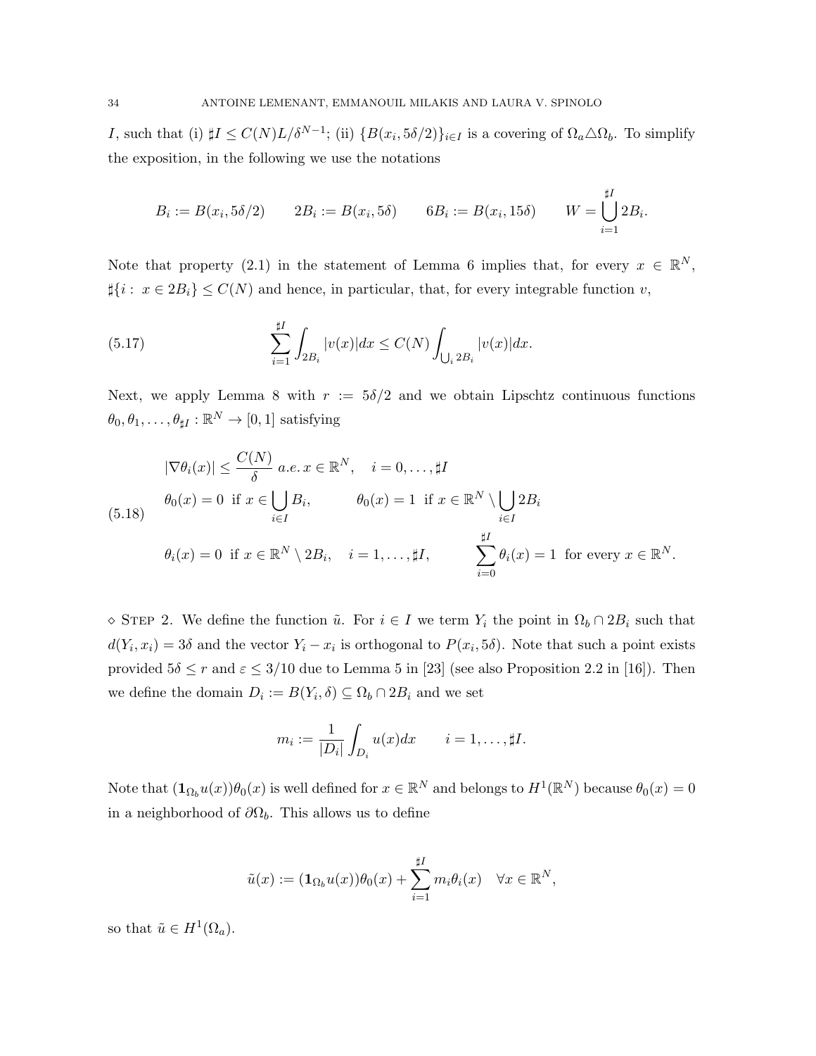$I$, such that (i) $\sharp I \le C(N) L/\delta^{N-1}$; (ii) $\{B(x_i, 5\delta/2)\}_{i\in I}$ is a covering of $\Omega_a \triangle \Omega_b$. To simplify the exposition, in the following we use the notations

$$
B_i := B(x_i, 5\delta/2) \qquad 2B_i := B(x_i, 5\delta) \qquad 6B_i := B(x_i, 15\delta) \qquad W = \bigcup_{i=1}^{\sharp I} 2B_i.
$$

Note that property (2.1) in the statement of Lemma 6 implies that, for every $x \in \mathbb{R}^N$, $\sharp\{i: \ x \in 2B_i\} \le C(N)$ and hence, in particular, that, for every integrable function $v$,

$$
\sum_{i=1}^{\sharp I} \int_{2B_i} |v(x)| dx \le C(N) \int_{\bigcup_i 2B_i} |v(x)| dx. \tag{5.17}
$$

Next, we apply Lemma 8 with $r := 5\delta/2$ and we obtain Lipschtz continuous functions $\theta_0, \theta_1, \dots, \theta_{\sharp I} : \mathbb{R}^N \to [0,1]$ satisfying

$$
\begin{aligned}
&|\nabla \theta_i(x)| \le \frac{C(N)}{\delta} \ a.e.\, x \in \mathbb{R}^N, \quad i = 0, \dots, \sharp I \\
&\theta_0(x) = 0 \ \text{ if } x \in \bigcup_{i\in I} B_i, \qquad \theta_0(x) = 1 \ \text{ if } x \in \mathbb{R}^N \setminus \bigcup_{i \in I} 2B_i \\
&\theta_i(x) = 0 \ \text{ if } x \in \mathbb{R}^N \setminus 2B_i, \quad i = 1, \dots, \sharp I, \qquad \sum_{i=0}^{\sharp I} \theta_i(x) = 1 \ \text{ for every } x \in \mathbb{R}^N.
\end{aligned} \tag{5.18}
$$

$\diamond$ Step 2. We define the function $\tilde{u}$. For $i \in I$ we term $Y_i$ the point in $\Omega_b \cap 2B_i$ such that $d(Y_i, x_i) = 3\delta$ and the vector $Y_i - x_i$ is orthogonal to $P(x_i, 5\delta)$. Note that such a point exists provided $5\delta \le r$ and $\varepsilon \le 3/10$ due to Lemma 5 in [23] (see also Proposition 2.2 in [16]). Then we define the domain $D_i := B(Y_i, \delta) \subseteq \Omega_b \cap 2B_i$ and we set

$$
m_i := \frac{1}{|D_i|} \int_{D_i} u(x) dx \qquad i = 1, \dots, \sharp I.
$$

Note that $(\mathbf{1}_{\Omega_b} u(x))\theta_0(x)$ is well defined for $x \in \mathbb{R}^N$ and belongs to $H^1(\mathbb{R}^N)$ because $\theta_0(x) = 0$ in a neighborhood of $\partial\Omega_b$. This allows us to define

$$
\tilde{u}(x) := (\mathbf{1}_{\Omega_b} u(x))\theta_0(x) + \sum_{i=1}^{\sharp I} m_i \theta_i(x) \quad \forall x \in \mathbb{R}^N,
$$

so that $\tilde{u} \in H^1(\Omega_a)$.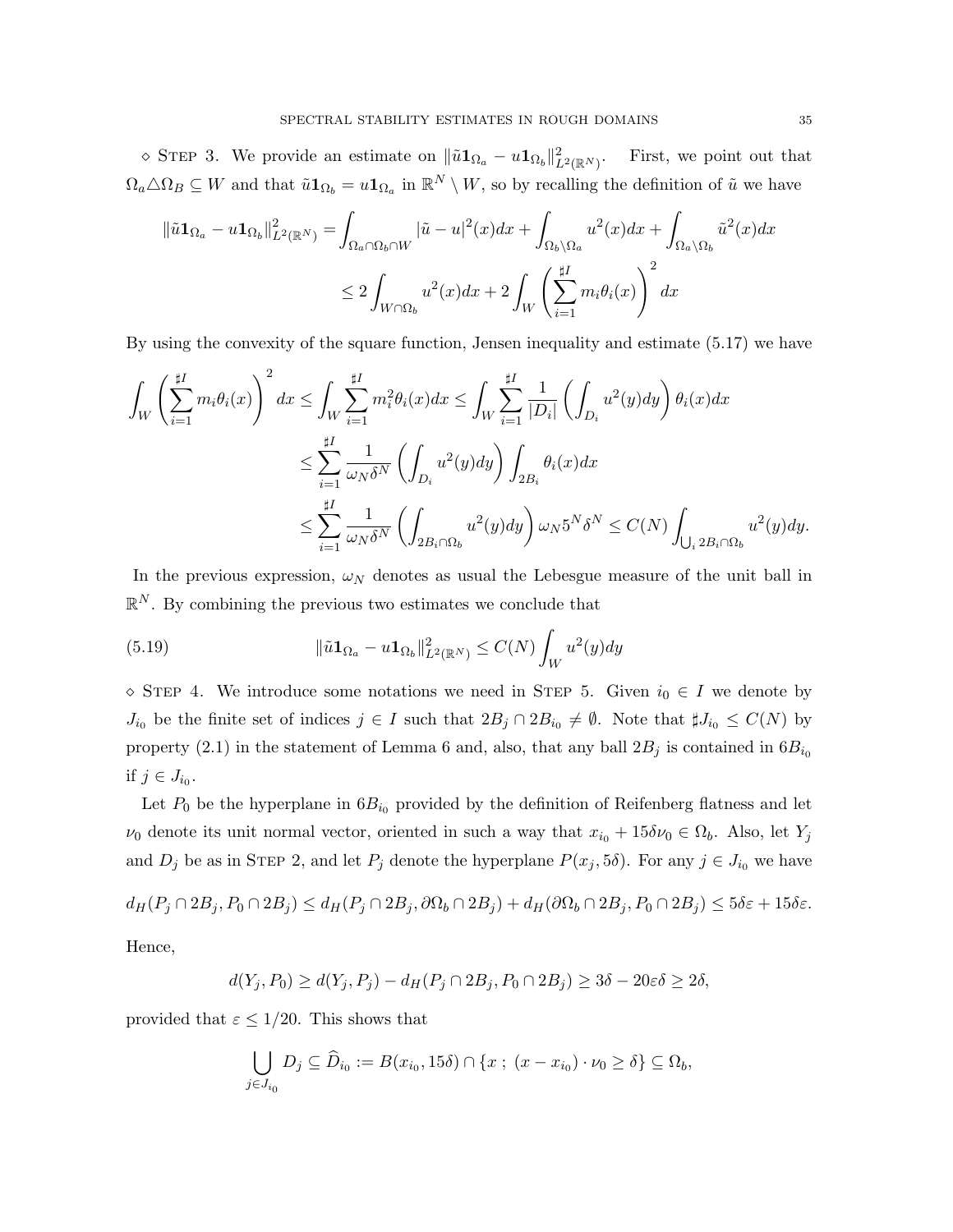$\diamond$ STEP 3. We provide an estimate on $\|\tilde{u}\mathbf{1}_{\Omega_a} - u\mathbf{1}_{\Omega_b}\|^2_{L^2(\mathbb{R}^N)}$. First, we point out that $\Omega_a \triangle \Omega_B \subseteq W$ and that $\tilde{u}\mathbf{1}_{\Omega_b} = u\mathbf{1}_{\Omega_a}$ in $\mathbb{R}^N \setminus W$, so by recalling the definition of $\tilde{u}$ we have

$$
\begin{aligned}
\|\tilde{u}\mathbf{1}_{\Omega_a} - u\mathbf{1}_{\Omega_b}\|^2_{L^2(\mathbb{R}^N)} &= \int_{\Omega_a \cap \Omega_b \cap W} |\tilde{u} - u|^2(x)dx + \int_{\Omega_b \setminus \Omega_a} u^2(x)dx + \int_{\Omega_a \setminus \Omega_b} \tilde{u}^2(x)dx \\
&\leq 2\int_{W \cap \Omega_b} u^2(x)dx + 2\int_W \left( \sum_{i=1}^{\sharp I} m_i \theta_i(x) \right)^2 dx
\end{aligned}
$$

By using the convexity of the square function, Jensen inequality and estimate (5.17) we have

$$
\begin{aligned}
\int_W \left( \sum_{i=1}^{\sharp I} m_i \theta_i(x) \right)^2 dx &\leq \int_W \sum_{i=1}^{\sharp I} m_i^2 \theta_i(x) dx \leq \int_W \sum_{i=1}^{\sharp I} \frac{1}{|D_i|} \left( \int_{D_i} u^2(y)dy \right) \theta_i(x)dx \\
&\leq \sum_{i=1}^{\sharp I} \frac{1}{\omega_N \delta^N} \left( \int_{D_i} u^2(y)dy \right) \int_{2B_i} \theta_i(x)dx \\
&\leq \sum_{i=1}^{\sharp I} \frac{1}{\omega_N \delta^N} \left( \int_{2B_i \cap \Omega_b} u^2(y)dy \right) \omega_N 5^N \delta^N \leq C(N) \int_{\bigcup_i 2B_i \cap \Omega_b} u^2(y)dy.
\end{aligned}
$$

In the previous expression, $\omega_N$ denotes as usual the Lebesgue measure of the unit ball in $\mathbb{R}^N$. By combining the previous two estimates we conclude that

$$
\|\tilde{u}\mathbf{1}_{\Omega_a} - u\mathbf{1}_{\Omega_b}\|^2_{L^2(\mathbb{R}^N)} \leq C(N) \int_W u^2(y)dy \tag{5.19}
$$

$\diamond$ STEP 4. We introduce some notations we need in STEP 5. Given $i_0 \in I$ we denote by $J_{i_0}$ be the finite set of indices $j \in I$ such that $2B_j \cap 2B_{i_0} \neq \emptyset$. Note that $\sharp J_{i_0} \leq C(N)$ by property (2.1) in the statement of Lemma 6 and, also, that any ball $2B_j$ is contained in $6B_{i_0}$ if $j \in J_{i_0}$.

Let $P_0$ be the hyperplane in $6B_{i_0}$ provided by the definition of Reifenberg flatness and let $\nu_0$ denote its unit normal vector, oriented in such a way that $x_{i_0} + 15\delta\nu_0 \in \Omega_b$. Also, let $Y_j$ and $D_j$ be as in STEP 2, and let $P_j$ denote the hyperplane $P(x_j, 5\delta)$. For any $j \in J_{i_0}$ we have

$$
d_H(P_j \cap 2B_j, P_0 \cap 2B_j) \leq d_H(P_j \cap 2B_j, \partial\Omega_b \cap 2B_j) + d_H(\partial\Omega_b \cap 2B_j, P_0 \cap 2B_j) \leq 5\delta\varepsilon + 15\delta\varepsilon.
$$

Hence,

$$
d(Y_j, P_0) \geq d(Y_j, P_j) - d_H(P_j \cap 2B_j, P_0 \cap 2B_j) \geq 3\delta - 20\varepsilon\delta \geq 2\delta,
$$

provided that $\varepsilon \leq 1/20$. This shows that

$$
\bigcup_{j \in J_{i_0}} D_j \subseteq \widehat{D}_{i_0} := B(x_{i_0}, 15\delta) \cap \{x \, ; \, (x - x_{i_0}) \cdot \nu_0 \geq \delta\} \subseteq \Omega_b,
$$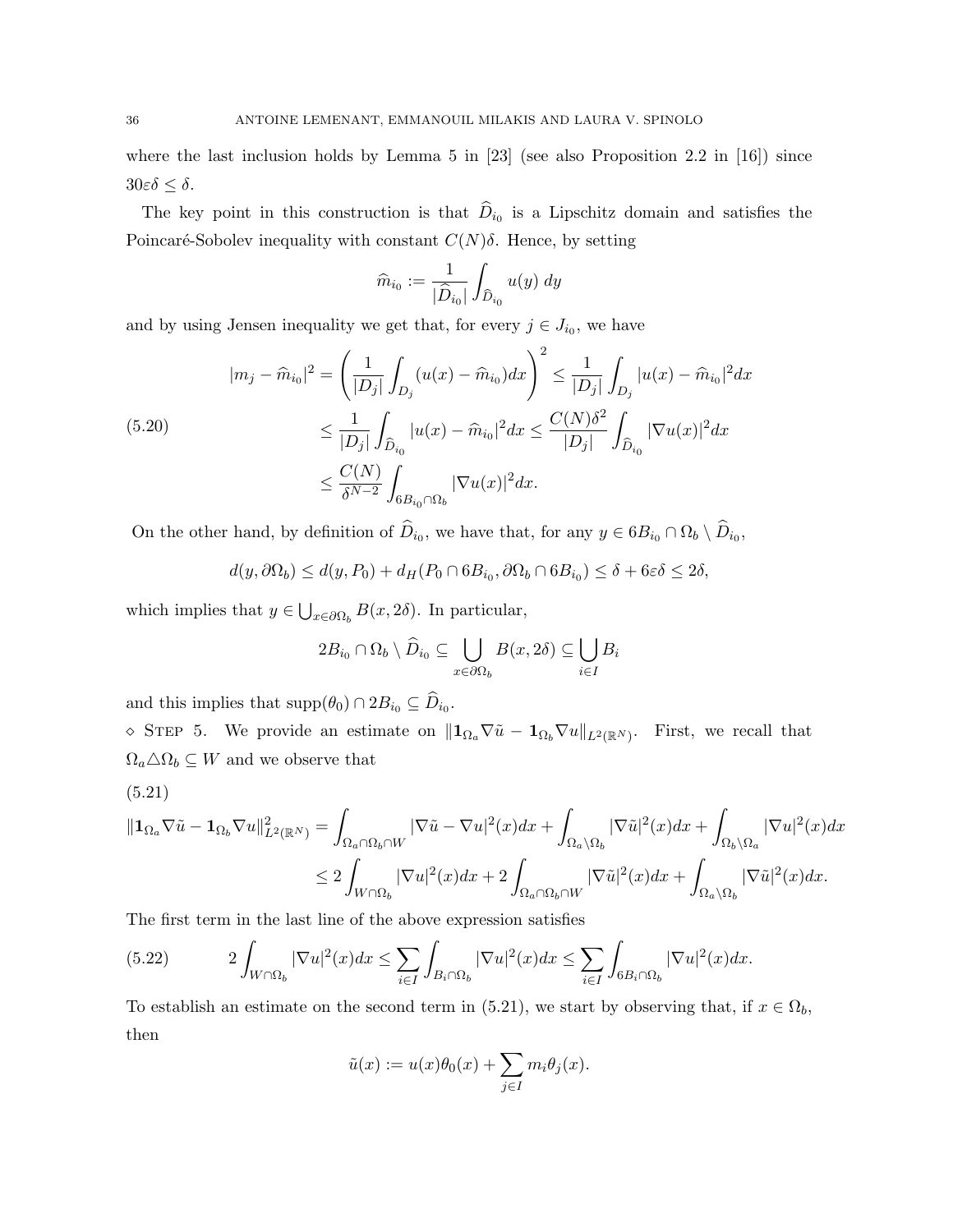where the last inclusion holds by Lemma 5 in [23] (see also Proposition 2.2 in [16]) since $30\varepsilon\delta \leq \delta$.

The key point in this construction is that $\widehat{D}_{i_0}$ is a Lipschitz domain and satisfies the Poincaré-Sobolev inequality with constant $C(N)\delta$. Hence, by setting

$$\widehat{m}_{i_0} := \frac{1}{|\widehat{D}_{i_0}|} \int_{\widehat{D}_{i_0}} u(y)\, dy$$

and by using Jensen inequality we get that, for every $j \in J_{i_0}$, we have

$$
\begin{aligned}
|m_j - \widehat{m}_{i_0}|^2 &= \left( \frac{1}{|D_j|} \int_{D_j} (u(x) - \widehat{m}_{i_0}) dx \right)^2 \leq \frac{1}{|D_j|} \int_{D_j} |u(x) - \widehat{m}_{i_0}|^2 dx \\
&\leq \frac{1}{|D_j|} \int_{\widehat{D}_{i_0}} |u(x) - \widehat{m}_{i_0}|^2 dx \leq \frac{C(N)\delta^2}{|D_j|} \int_{\widehat{D}_{i_0}} |\nabla u(x)|^2 dx \\
&\leq \frac{C(N)}{\delta^{N-2}} \int_{6B_{i_0} \cap \Omega_b} |\nabla u(x)|^2 dx.
\end{aligned}
\tag{5.20}
$$

On the other hand, by definition of $\widehat{D}_{i_0}$, we have that, for any $y \in 6B_{i_0} \cap \Omega_b \setminus \widehat{D}_{i_0}$,

$$d(y, \partial\Omega_b) \leq d(y, P_0) + d_H(P_0 \cap 6B_{i_0}, \partial\Omega_b \cap 6B_{i_0}) \leq \delta + 6\varepsilon\delta \leq 2\delta,$$

which implies that $y \in \bigcup_{x \in \partial\Omega_b} B(x, 2\delta)$. In particular,

$$2B_{i_0} \cap \Omega_b \setminus \widehat{D}_{i_0} \subseteq \bigcup_{x \in \partial\Omega_b} B(x, 2\delta) \subseteq \bigcup_{i \in I} B_i$$

and this implies that $\mathrm{supp}(\theta_0) \cap 2B_{i_0} \subseteq \widehat{D}_{i_0}$.

$\diamond$ Step 5. We provide an estimate on $\|\mathbf{1}_{\Omega_a} \nabla \tilde{u} - \mathbf{1}_{\Omega_b} \nabla u\|_{L^2(\mathbb{R}^N)}$. First, we recall that $\Omega_a \triangle \Omega_b \subseteq W$ and we observe that

$$
\begin{aligned}
\|\mathbf{1}_{\Omega_a} \nabla \tilde{u} - \mathbf{1}_{\Omega_b} \nabla u\|^2_{L^2(\mathbb{R}^N)} &= \int_{\Omega_a \cap \Omega_b \cap W} |\nabla \tilde{u} - \nabla u|^2(x) dx + \int_{\Omega_a \setminus \Omega_b} |\nabla \tilde{u}|^2(x) dx + \int_{\Omega_b \setminus \Omega_a} |\nabla u|^2(x) dx \\
&\leq 2 \int_{W \cap \Omega_b} |\nabla u|^2(x) dx + 2 \int_{\Omega_a \cap \Omega_b \cap W} |\nabla \tilde{u}|^2(x) dx + \int_{\Omega_a \setminus \Omega_b} |\nabla \tilde{u}|^2(x) dx.
\end{aligned}
\tag{5.21}
$$

The first term in the last line of the above expression satisfies

$$2 \int_{W \cap \Omega_b} |\nabla u|^2(x) dx \leq \sum_{i \in I} \int_{B_i \cap \Omega_b} |\nabla u|^2(x) dx \leq \sum_{i \in I} \int_{6B_i \cap \Omega_b} |\nabla u|^2(x) dx. \tag{5.22}$$

To establish an estimate on the second term in (5.21), we start by observing that, if $x \in \Omega_b$, then

$$\tilde{u}(x) := u(x)\theta_0(x) + \sum_{j \in I} m_i \theta_j(x).$$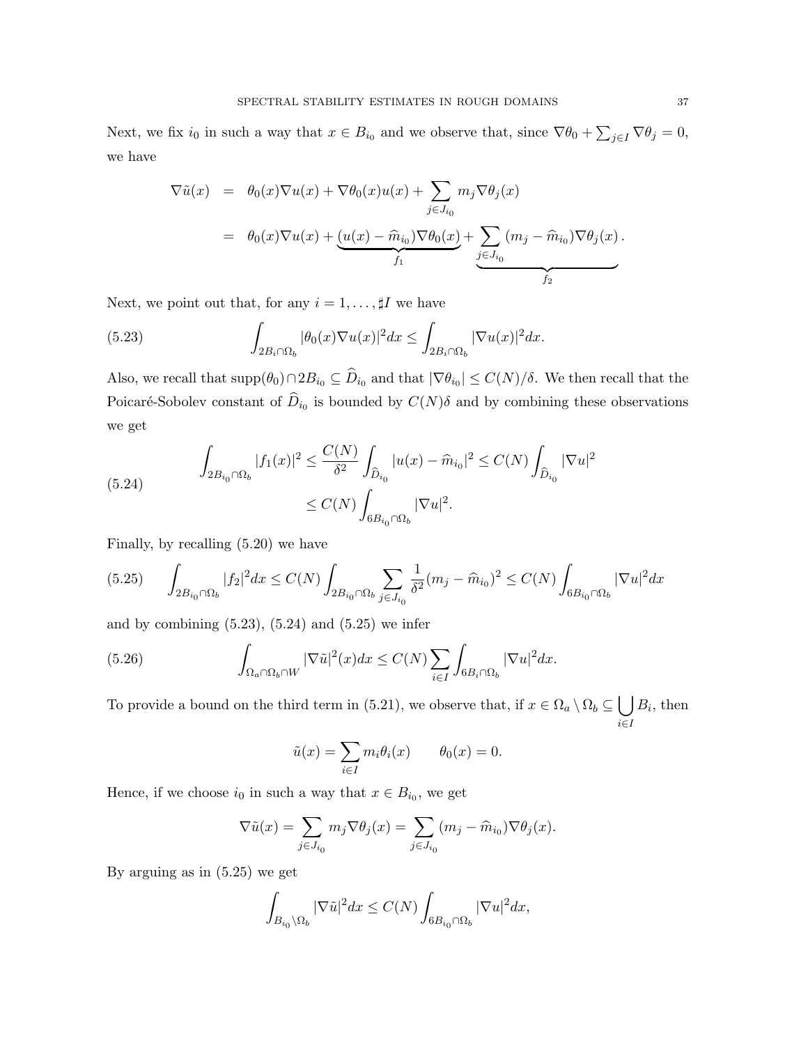Next, we fix $i_0$ in such a way that $x \in B_{i_0}$ and we observe that, since $\nabla\theta_0 + \sum_{j\in I} \nabla\theta_j = 0$, we have

$$
\begin{aligned}
\nabla\tilde{u}(x) &= \theta_0(x)\nabla u(x) + \nabla\theta_0(x)u(x) + \sum_{j\in J_{i_0}} m_j \nabla\theta_j(x) \\
&= \theta_0(x)\nabla u(x) + \underbrace{(u(x) - \widehat{m}_{i_0})\nabla\theta_0(x)}_{f_1} + \underbrace{\sum_{j\in J_{i_0}} (m_j - \widehat{m}_{i_0})\nabla\theta_j(x)}_{f_2}.
\end{aligned}
$$

Next, we point out that, for any $i = 1, \dots, \sharp I$ we have

$$
\int_{2B_i\cap\Omega_b} |\theta_0(x)\nabla u(x)|^2 dx \le \int_{2B_i\cap\Omega_b} |\nabla u(x)|^2 dx. \tag{5.23}
$$

Also, we recall that $\mathrm{supp}(\theta_0)\cap 2B_{i_0} \subseteq \widehat{D}_{i_0}$ and that $|\nabla\theta_{i_0}| \le C(N)/\delta$. We then recall that the Poicaré-Sobolev constant of $\widehat{D}_{i_0}$ is bounded by $C(N)\delta$ and by combining these observations we get

$$
\begin{aligned}
\int_{2B_{i_0}\cap\Omega_b} |f_1(x)|^2 &\le \frac{C(N)}{\delta^2}\int_{\widehat{D}_{i_0}} |u(x) - \widehat{m}_{i_0}|^2 \le C(N)\int_{\widehat{D}_{i_0}} |\nabla u|^2 \\
&\le C(N)\int_{6B_{i_0}\cap\Omega_b} |\nabla u|^2.
\end{aligned} \tag{5.24}
$$

Finally, by recalling (5.20) we have

$$
\int_{2B_{i_0}\cap\Omega_b} |f_2|^2 dx \le C(N)\int_{2B_{i_0}\cap\Omega_b} \sum_{j\in J_{i_0}} \frac{1}{\delta^2}(m_j - \widehat{m}_{i_0})^2 \le C(N)\int_{6B_{i_0}\cap\Omega_b} |\nabla u|^2 dx \tag{5.25}
$$

and by combining (5.23), (5.24) and (5.25) we infer

$$
\int_{\Omega_a\cap\Omega_b\cap W} |\nabla\tilde{u}|^2(x)dx \le C(N)\sum_{i\in I}\int_{6B_i\cap\Omega_b} |\nabla u|^2 dx. \tag{5.26}
$$

To provide a bound on the third term in (5.21), we observe that, if $x \in \Omega_a\setminus\Omega_b \subseteq \bigcup_{i\in I} B_i$, then

$$
\tilde{u}(x) = \sum_{i\in I} m_i\theta_i(x) \qquad \theta_0(x) = 0.
$$

Hence, if we choose $i_0$ in such a way that $x \in B_{i_0}$, we get

$$
\nabla\tilde{u}(x) = \sum_{j\in J_{i_0}} m_j\nabla\theta_j(x) = \sum_{j\in J_{i_0}} (m_j - \widehat{m}_{i_0})\nabla\theta_j(x).
$$

By arguing as in (5.25) we get

$$
\int_{B_{i_0}\setminus\Omega_b} |\nabla\tilde{u}|^2 dx \le C(N)\int_{6B_{i_0}\cap\Omega_b} |\nabla u|^2 dx,
$$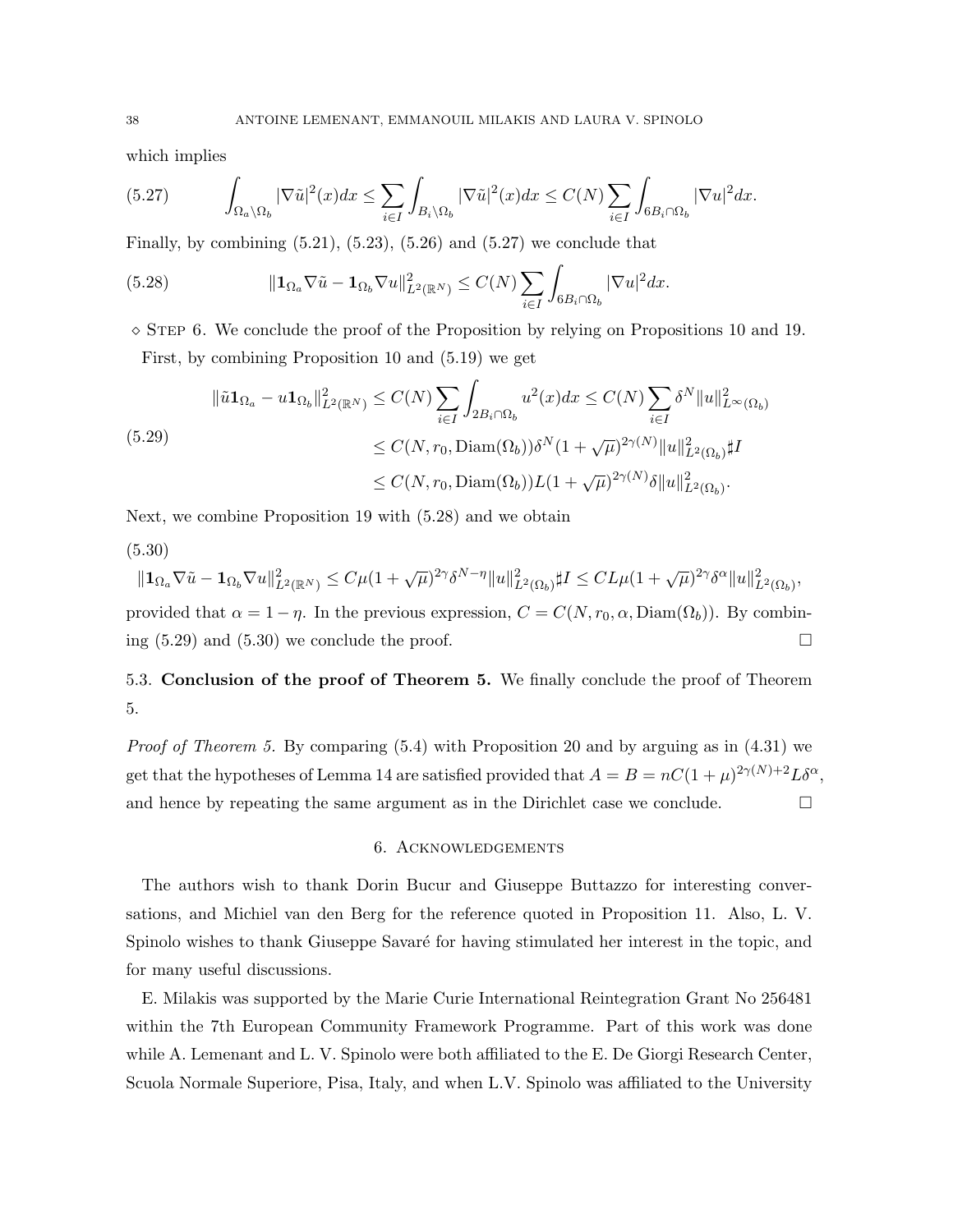which implies

$$
\int_{\Omega_a \setminus \Omega_b} |\nabla \tilde{u}|^2(x)dx \le \sum_{i \in I} \int_{B_i \setminus \Omega_b} |\nabla \tilde{u}|^2(x)dx \le C(N) \sum_{i \in I} \int_{6B_i \cap \Omega_b} |\nabla u|^2 dx. \tag{5.27}
$$

Finally, by combining (5.21), (5.23), (5.26) and (5.27) we conclude that

$$
\|\mathbf{1}_{\Omega_a} \nabla \tilde{u} - \mathbf{1}_{\Omega_b} \nabla u\|^2_{L^2(\mathbb{R}^N)} \le C(N) \sum_{i \in I} \int_{6B_i \cap \Omega_b} |\nabla u|^2 dx. \tag{5.28}
$$

$\diamond$ Step 6. We conclude the proof of the Proposition by relying on Propositions 10 and 19.

First, by combining Proposition 10 and (5.19) we get

$$
\begin{aligned}
\|\tilde{u}\mathbf{1}_{\Omega_a} - u\mathbf{1}_{\Omega_b}\|^2_{L^2(\mathbb{R}^N)} &\le C(N) \sum_{i \in I} \int_{2B_i \cap \Omega_b} u^2(x)dx \le C(N) \sum_{i \in I} \delta^N \|u\|^2_{L^\infty(\Omega_b)} \\
&\le C(N, r_0, \mathrm{Diam}(\Omega_b)) \delta^N (1 + \sqrt{\mu})^{2\gamma(N)} \|u\|^2_{L^2(\Omega_b)} \sharp I \\
&\le C(N, r_0, \mathrm{Diam}(\Omega_b)) L (1 + \sqrt{\mu})^{2\gamma(N)} \delta \|u\|^2_{L^2(\Omega_b)}.
\end{aligned} \tag{5.29}
$$

Next, we combine Proposition 19 with (5.28) and we obtain

$$
\|\mathbf{1}_{\Omega_a} \nabla \tilde{u} - \mathbf{1}_{\Omega_b} \nabla u\|^2_{L^2(\mathbb{R}^N)} \le C\mu(1 + \sqrt{\mu})^{2\gamma} \delta^{N-\eta} \|u\|^2_{L^2(\Omega_b)} \sharp I \le C L \mu (1 + \sqrt{\mu})^{2\gamma} \delta^\alpha \|u\|^2_{L^2(\Omega_b)}, \tag{5.30}
$$

provided that $\alpha = 1 - \eta$. In the previous expression, $C = C(N, r_0, \alpha, \mathrm{Diam}(\Omega_b))$. By combining (5.29) and (5.30) we conclude the proof. $\square$

## 5.3. Conclusion of the proof of Theorem 5.

We finally conclude the proof of Theorem 5.

*Proof of Theorem 5.* By comparing (5.4) with Proposition 20 and by arguing as in (4.31) we get that the hypotheses of Lemma 14 are satisfied provided that $A = B = nC(1 + \mu)^{2\gamma(N)+2} L \delta^\alpha$, and hence by repeating the same argument as in the Dirichlet case we conclude. $\square$

## 6. Acknowledgements

The authors wish to thank Dorin Bucur and Giuseppe Buttazzo for interesting conversations, and Michiel van den Berg for the reference quoted in Proposition 11. Also, L. V. Spinolo wishes to thank Giuseppe Savaré for having stimulated her interest in the topic, and for many useful discussions.

E. Milakis was supported by the Marie Curie International Reintegration Grant No 256481 within the 7th European Community Framework Programme. Part of this work was done while A. Lemenant and L. V. Spinolo were both affiliated to the E. De Giorgi Research Center, Scuola Normale Superiore, Pisa, Italy, and when L.V. Spinolo was affiliated to the University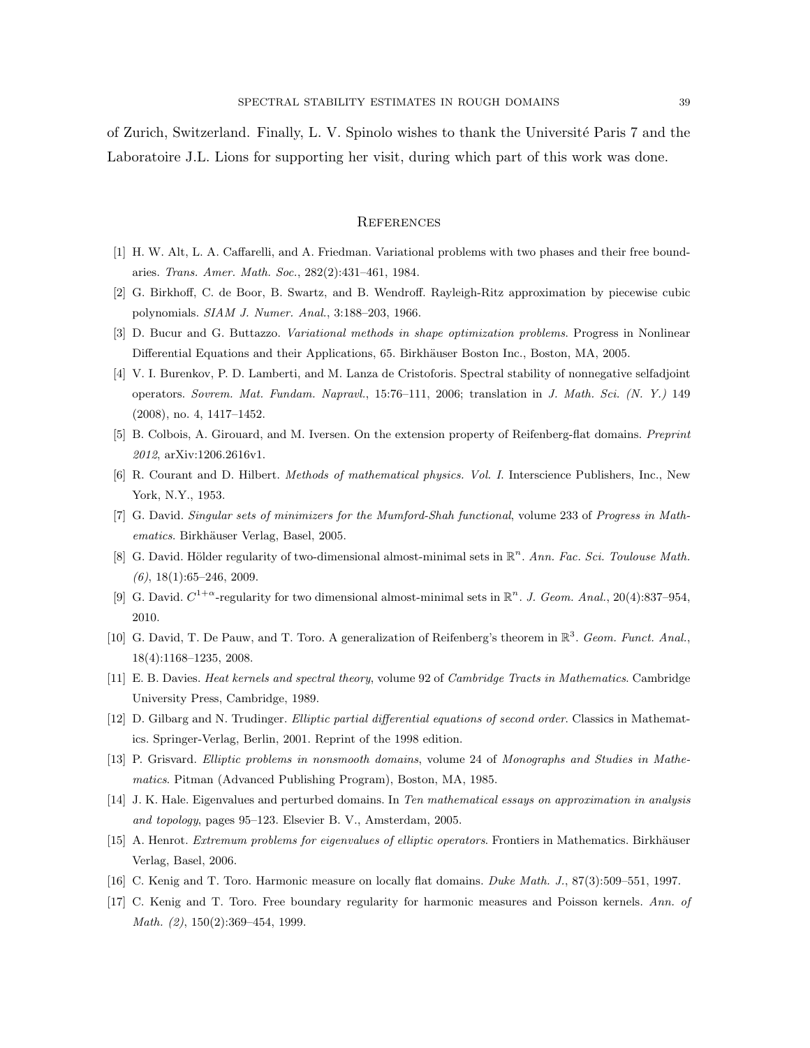of Zurich, Switzerland. Finally, L. V. Spinolo wishes to thank the Université Paris 7 and the Laboratoire J.L. Lions for supporting her visit, during which part of this work was done.

## References

[1] H. W. Alt, L. A. Caffarelli, and A. Friedman. Variational problems with two phases and their free boundaries. *Trans. Amer. Math. Soc.*, 282(2):431–461, 1984.

[2] G. Birkhoff, C. de Boor, B. Swartz, and B. Wendroff. Rayleigh-Ritz approximation by piecewise cubic polynomials. *SIAM J. Numer. Anal.*, 3:188–203, 1966.

[3] D. Bucur and G. Buttazzo. *Variational methods in shape optimization problems*. Progress in Nonlinear Differential Equations and their Applications, 65. Birkhäuser Boston Inc., Boston, MA, 2005.

[4] V. I. Burenkov, P. D. Lamberti, and M. Lanza de Cristoforis. Spectral stability of nonnegative selfadjoint operators. *Sovrem. Mat. Fundam. Napravl.*, 15:76–111, 2006; translation in *J. Math. Sci. (N. Y.)* 149 (2008), no. 4, 1417–1452.

[5] B. Colbois, A. Girouard, and M. Iversen. On the extension property of Reifenberg-flat domains. *Preprint 2012*, arXiv:1206.2616v1.

[6] R. Courant and D. Hilbert. *Methods of mathematical physics. Vol. I.* Interscience Publishers, Inc., New York, N.Y., 1953.

[7] G. David. *Singular sets of minimizers for the Mumford-Shah functional*, volume 233 of *Progress in Mathematics*. Birkhäuser Verlag, Basel, 2005.

[8] G. David. Hölder regularity of two-dimensional almost-minimal sets in $\mathbb{R}^n$. *Ann. Fac. Sci. Toulouse Math. (6)*, 18(1):65–246, 2009.

[9] G. David. $C^{1+\alpha}$-regularity for two dimensional almost-minimal sets in $\mathbb{R}^n$. *J. Geom. Anal.*, 20(4):837–954, 2010.

[10] G. David, T. De Pauw, and T. Toro. A generalization of Reifenberg's theorem in $\mathbb{R}^3$. *Geom. Funct. Anal.*, 18(4):1168–1235, 2008.

[11] E. B. Davies. *Heat kernels and spectral theory*, volume 92 of *Cambridge Tracts in Mathematics*. Cambridge University Press, Cambridge, 1989.

[12] D. Gilbarg and N. Trudinger. *Elliptic partial differential equations of second order*. Classics in Mathematics. Springer-Verlag, Berlin, 2001. Reprint of the 1998 edition.

[13] P. Grisvard. *Elliptic problems in nonsmooth domains*, volume 24 of *Monographs and Studies in Mathematics*. Pitman (Advanced Publishing Program), Boston, MA, 1985.

[14] J. K. Hale. Eigenvalues and perturbed domains. In *Ten mathematical essays on approximation in analysis and topology*, pages 95–123. Elsevier B. V., Amsterdam, 2005.

[15] A. Henrot. *Extremum problems for eigenvalues of elliptic operators*. Frontiers in Mathematics. Birkhäuser Verlag, Basel, 2006.

[16] C. Kenig and T. Toro. Harmonic measure on locally flat domains. *Duke Math. J.*, 87(3):509–551, 1997.

[17] C. Kenig and T. Toro. Free boundary regularity for harmonic measures and Poisson kernels. *Ann. of Math. (2)*, 150(2):369–454, 1999.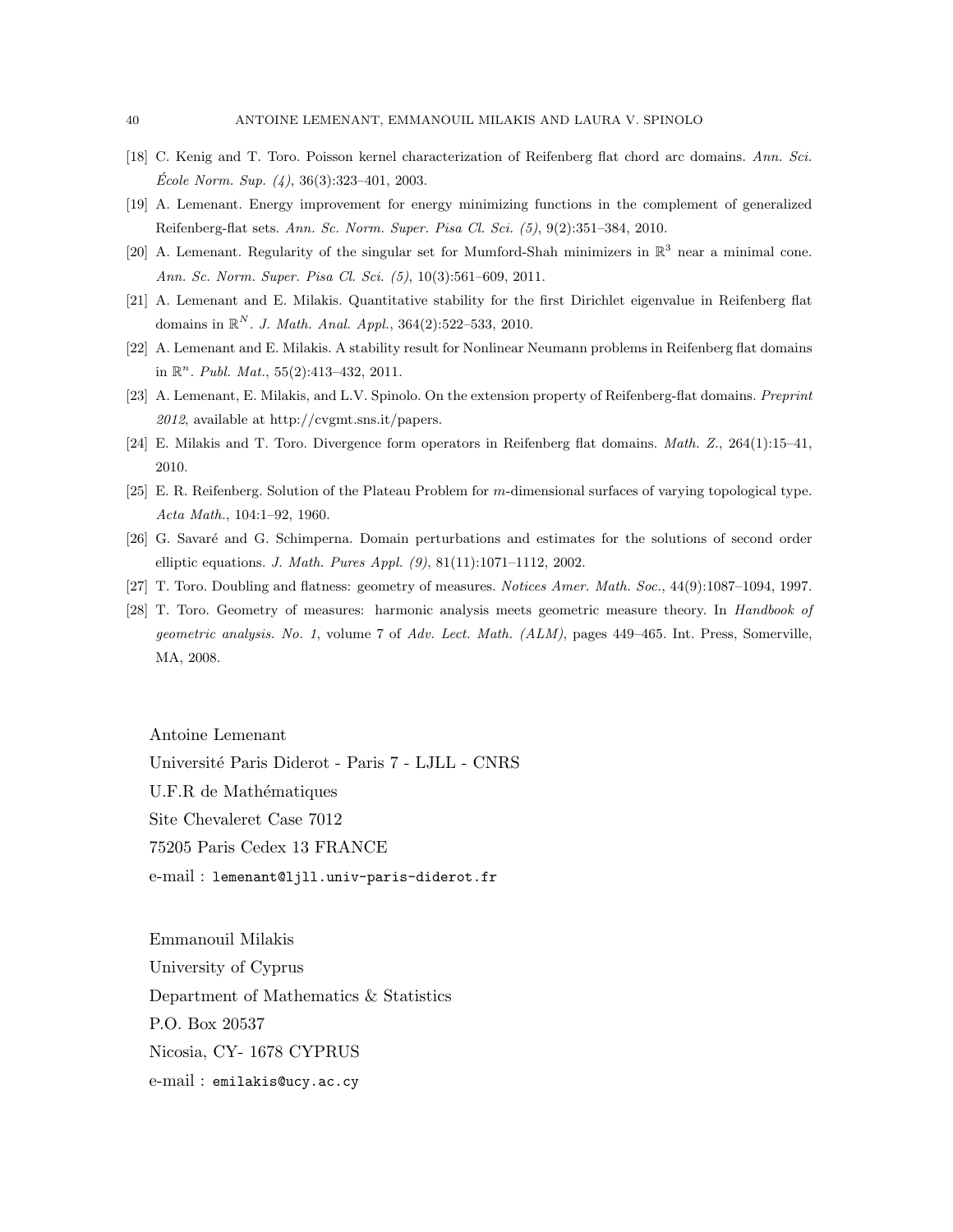[18] C. Kenig and T. Toro. Poisson kernel characterization of Reifenberg flat chord arc domains. *Ann. Sci. École Norm. Sup. (4)*, 36(3):323–401, 2003.

[19] A. Lemenant. Energy improvement for energy minimizing functions in the complement of generalized Reifenberg-flat sets. *Ann. Sc. Norm. Super. Pisa Cl. Sci. (5)*, 9(2):351–384, 2010.

[20] A. Lemenant. Regularity of the singular set for Mumford-Shah minimizers in $\mathbb{R}^3$ near a minimal cone. *Ann. Sc. Norm. Super. Pisa Cl. Sci. (5)*, 10(3):561–609, 2011.

[21] A. Lemenant and E. Milakis. Quantitative stability for the first Dirichlet eigenvalue in Reifenberg flat domains in $\mathbb{R}^N$. *J. Math. Anal. Appl.*, 364(2):522–533, 2010.

[22] A. Lemenant and E. Milakis. A stability result for Nonlinear Neumann problems in Reifenberg flat domains in $\mathbb{R}^n$. *Publ. Mat.*, 55(2):413–432, 2011.

[23] A. Lemenant, E. Milakis, and L.V. Spinolo. On the extension property of Reifenberg-flat domains. *Preprint 2012*, available at http://cvgmt.sns.it/papers.

[24] E. Milakis and T. Toro. Divergence form operators in Reifenberg flat domains. *Math. Z.*, 264(1):15–41, 2010.

[25] E. R. Reifenberg. Solution of the Plateau Problem for $m$-dimensional surfaces of varying topological type. *Acta Math.*, 104:1–92, 1960.

[26] G. Savaré and G. Schimperna. Domain perturbations and estimates for the solutions of second order elliptic equations. *J. Math. Pures Appl. (9)*, 81(11):1071–1112, 2002.

[27] T. Toro. Doubling and flatness: geometry of measures. *Notices Amer. Math. Soc.*, 44(9):1087–1094, 1997.

[28] T. Toro. Geometry of measures: harmonic analysis meets geometric measure theory. In *Handbook of geometric analysis. No. 1*, volume 7 of *Adv. Lect. Math. (ALM)*, pages 449–465. Int. Press, Somerville, MA, 2008.

Antoine Lemenant
Université Paris Diderot - Paris 7 - LJLL - CNRS
U.F.R de Mathématiques
Site Chevaleret Case 7012
75205 Paris Cedex 13 FRANCE
e-mail : lemenant@ljll.univ-paris-diderot.fr

Emmanouil Milakis
University of Cyprus
Department of Mathematics & Statistics
P.O. Box 20537
Nicosia, CY- 1678 CYPRUS
e-mail : emilakis@ucy.ac.cy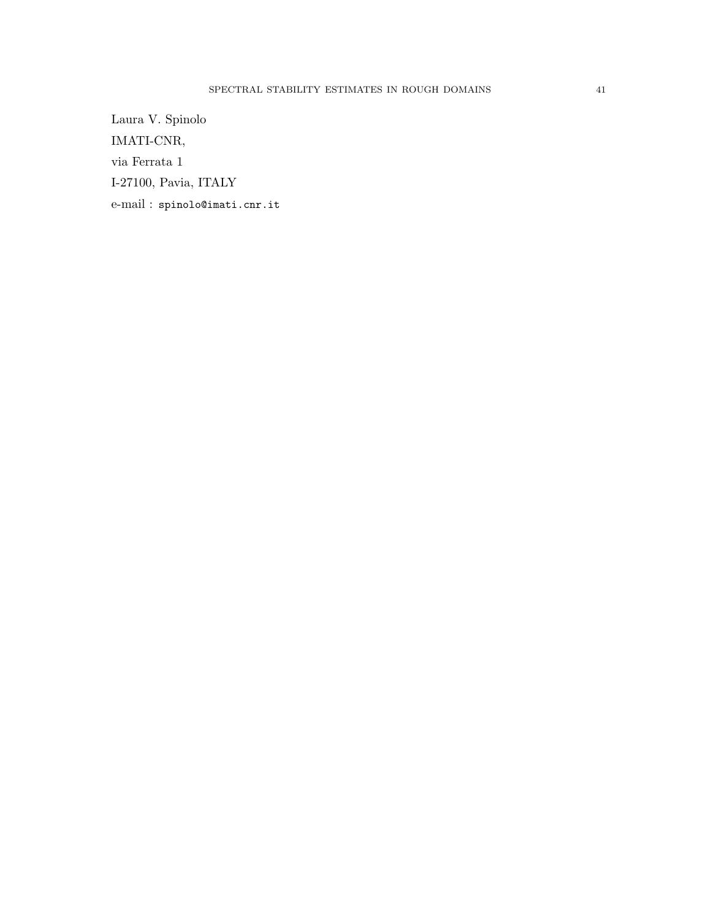Laura V. Spinolo

IMATI-CNR,

via Ferrata 1

I-27100, Pavia, ITALY

e-mail : `spinolo@imati.cnr.it`